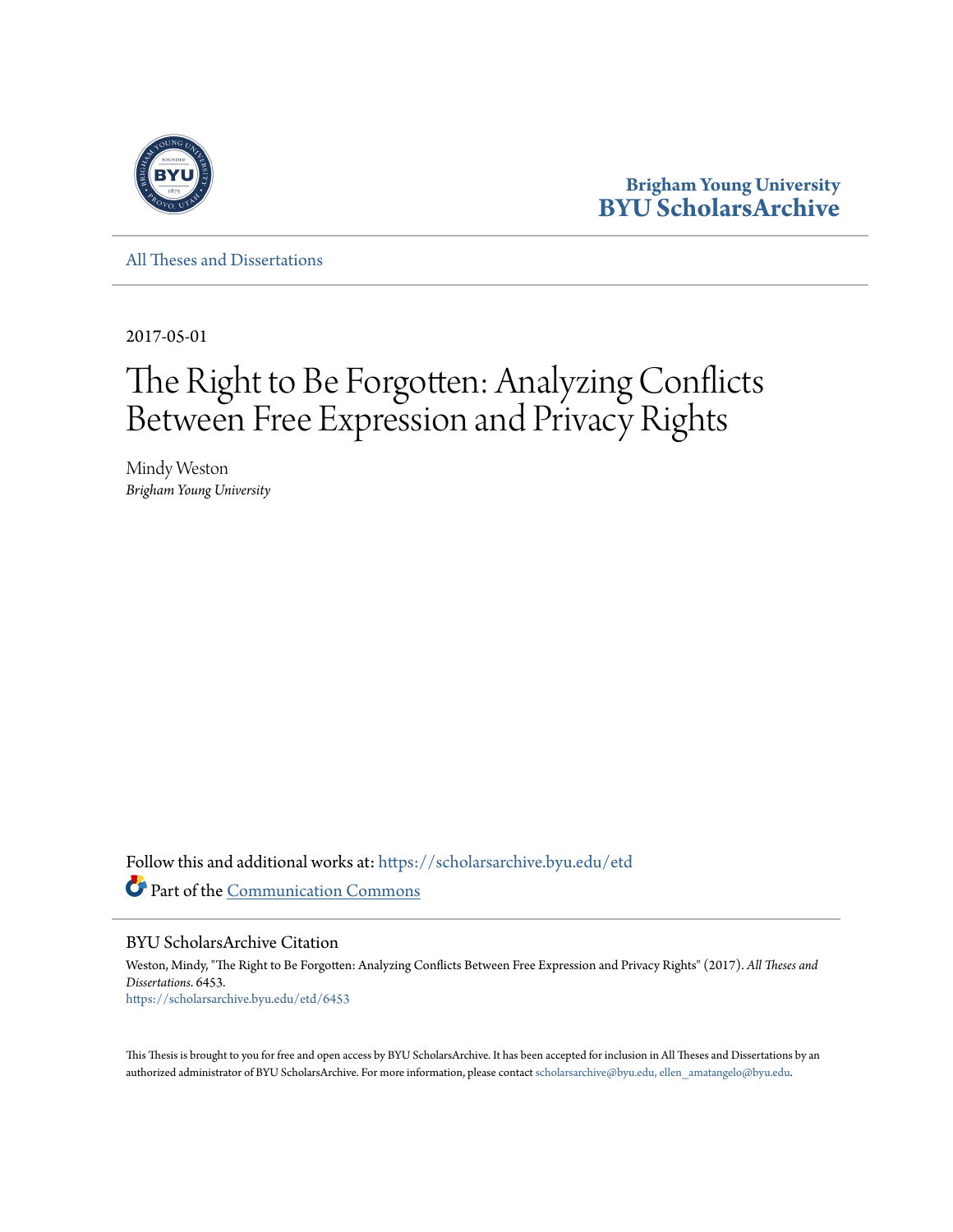Brigham Young University
**BYU ScholarsArchive**

All Theses and Dissertations

2017-05-01

# The Right to Be Forgotten: Analyzing Conflicts Between Free Expression and Privacy Rights

Mindy Weston
*Brigham Young University*

Follow this and additional works at: https://scholarsarchive.byu.edu/etd

Part of the Communication Commons

## BYU ScholarsArchive Citation

Weston, Mindy, "The Right to Be Forgotten: Analyzing Conflicts Between Free Expression and Privacy Rights" (2017). *All Theses and Dissertations*. 6453.
https://scholarsarchive.byu.edu/etd/6453

This Thesis is brought to you for free and open access by BYU ScholarsArchive. It has been accepted for inclusion in All Theses and Dissertations by an authorized administrator of BYU ScholarsArchive. For more information, please contact scholarsarchive@byu.edu, ellen_amatangelo@byu.edu.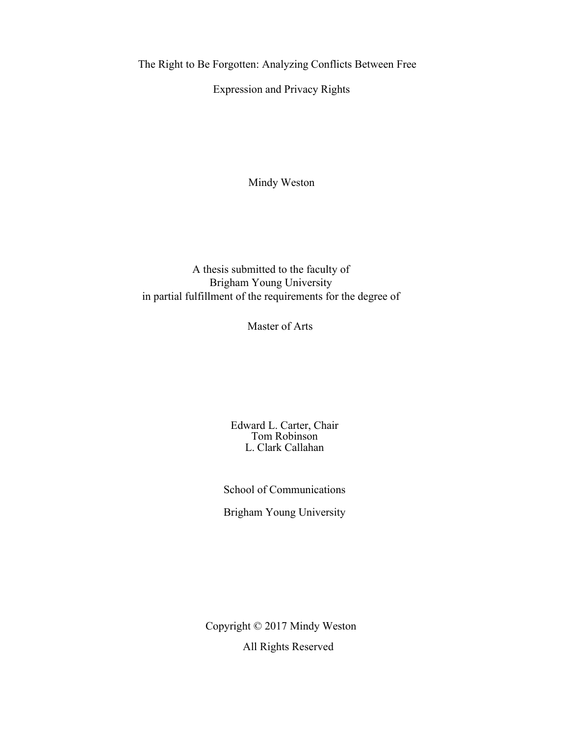# The Right to Be Forgotten: Analyzing Conflicts Between Free Expression and Privacy Rights

Mindy Weston

A thesis submitted to the faculty of
Brigham Young University
in partial fulfillment of the requirements for the degree of

Master of Arts

Edward L. Carter, Chair
Tom Robinson
L. Clark Callahan

School of Communications

Brigham Young University

Copyright © 2017 Mindy Weston

All Rights Reserved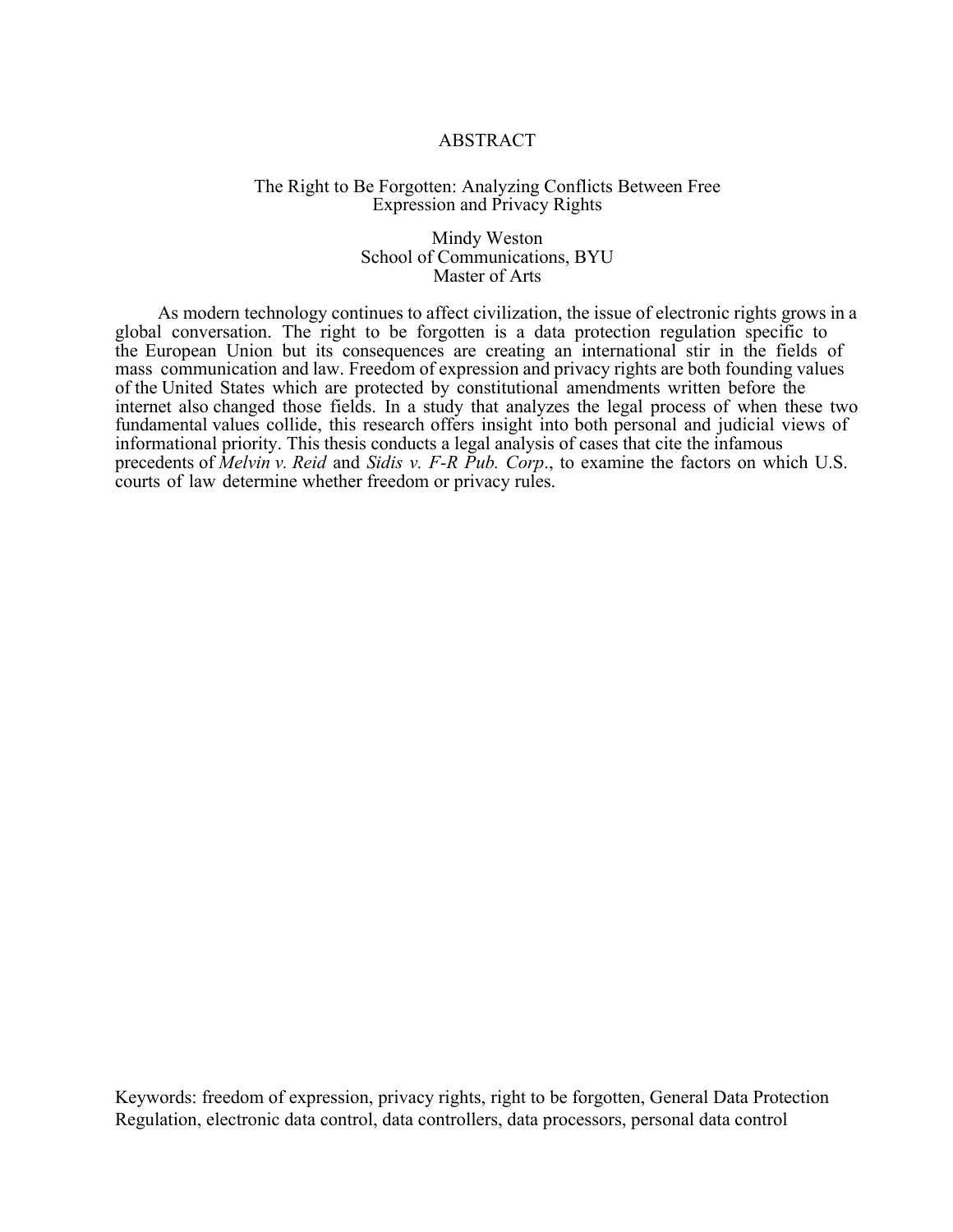# ABSTRACT

## The Right to Be Forgotten: Analyzing Conflicts Between Free Expression and Privacy Rights

Mindy Weston
School of Communications, BYU
Master of Arts

As modern technology continues to affect civilization, the issue of electronic rights grows in a global conversation. The right to be forgotten is a data protection regulation specific to the European Union but its consequences are creating an international stir in the fields of mass communication and law. Freedom of expression and privacy rights are both founding values of the United States which are protected by constitutional amendments written before the internet also changed those fields. In a study that analyzes the legal process of when these two fundamental values collide, this research offers insight into both personal and judicial views of informational priority. This thesis conducts a legal analysis of cases that cite the infamous precedents of *Melvin v. Reid* and *Sidis v. F-R Pub. Corp*., to examine the factors on which U.S. courts of law determine whether freedom or privacy rules.

Keywords: freedom of expression, privacy rights, right to be forgotten, General Data Protection Regulation, electronic data control, data controllers, data processors, personal data control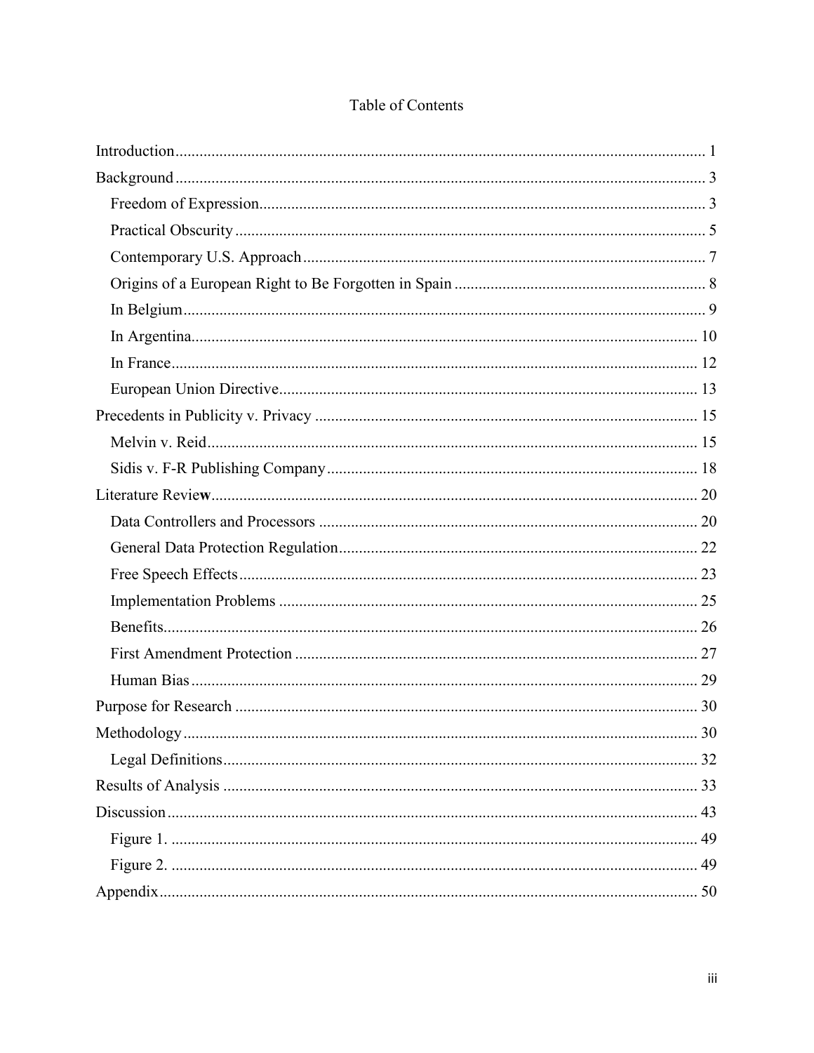# Table of Contents

Introduction .... 1

Background .... 3

- Freedom of Expression .... 3
- Practical Obscurity .... 5
- Contemporary U.S. Approach .... 7
- Origins of a European Right to Be Forgotten in Spain .... 8
- In Belgium .... 9
- In Argentina .... 10
- In France .... 12
- European Union Directive .... 13

Precedents in Publicity v. Privacy .... 15

- Melvin v. Reid .... 15
- Sidis v. F-R Publishing Company .... 18

Literature Review .... 20

- Data Controllers and Processors .... 20
- General Data Protection Regulation .... 22
- Free Speech Effects .... 23
- Implementation Problems .... 25
- Benefits .... 26
- First Amendment Protection .... 27
- Human Bias .... 29

Purpose for Research .... 30

Methodology .... 30

- Legal Definitions .... 32

Results of Analysis .... 33

Discussion .... 43

- Figure 1. .... 49
- Figure 2. .... 49

Appendix .... 50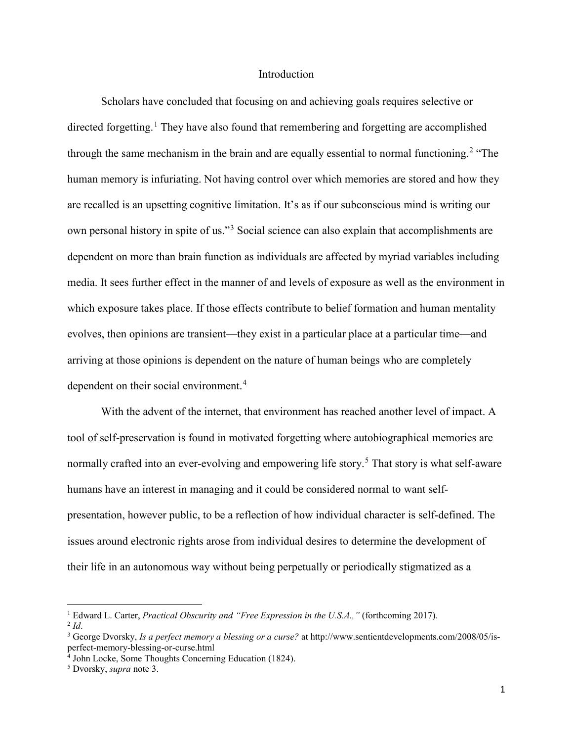## Introduction

Scholars have concluded that focusing on and achieving goals requires selective or directed forgetting.[1] They have also found that remembering and forgetting are accomplished through the same mechanism in the brain and are equally essential to normal functioning.[2] "The human memory is infuriating. Not having control over which memories are stored and how they are recalled is an upsetting cognitive limitation. It's as if our subconscious mind is writing our own personal history in spite of us."[3] Social science can also explain that accomplishments are dependent on more than brain function as individuals are affected by myriad variables including media. It sees further effect in the manner of and levels of exposure as well as the environment in which exposure takes place. If those effects contribute to belief formation and human mentality evolves, then opinions are transient—they exist in a particular place at a particular time—and arriving at those opinions is dependent on the nature of human beings who are completely dependent on their social environment.[4]

With the advent of the internet, that environment has reached another level of impact. A tool of self-preservation is found in motivated forgetting where autobiographical memories are normally crafted into an ever-evolving and empowering life story.[5] That story is what self-aware humans have an interest in managing and it could be considered normal to want self-presentation, however public, to be a reflection of how individual character is self-defined. The issues around electronic rights arose from individual desires to determine the development of their life in an autonomous way without being perpetually or periodically stigmatized as a

---

[1] Edward L. Carter, *Practical Obscurity and "Free Expression in the U.S.A.,"* (forthcoming 2017).

[2] *Id*.

[3] George Dvorsky, *Is a perfect memory a blessing or a curse?* at http://www.sentientdevelopments.com/2008/05/is-perfect-memory-blessing-or-curse.html

[4] John Locke, Some Thoughts Concerning Education (1824).

[5] Dvorsky, *supra* note 3.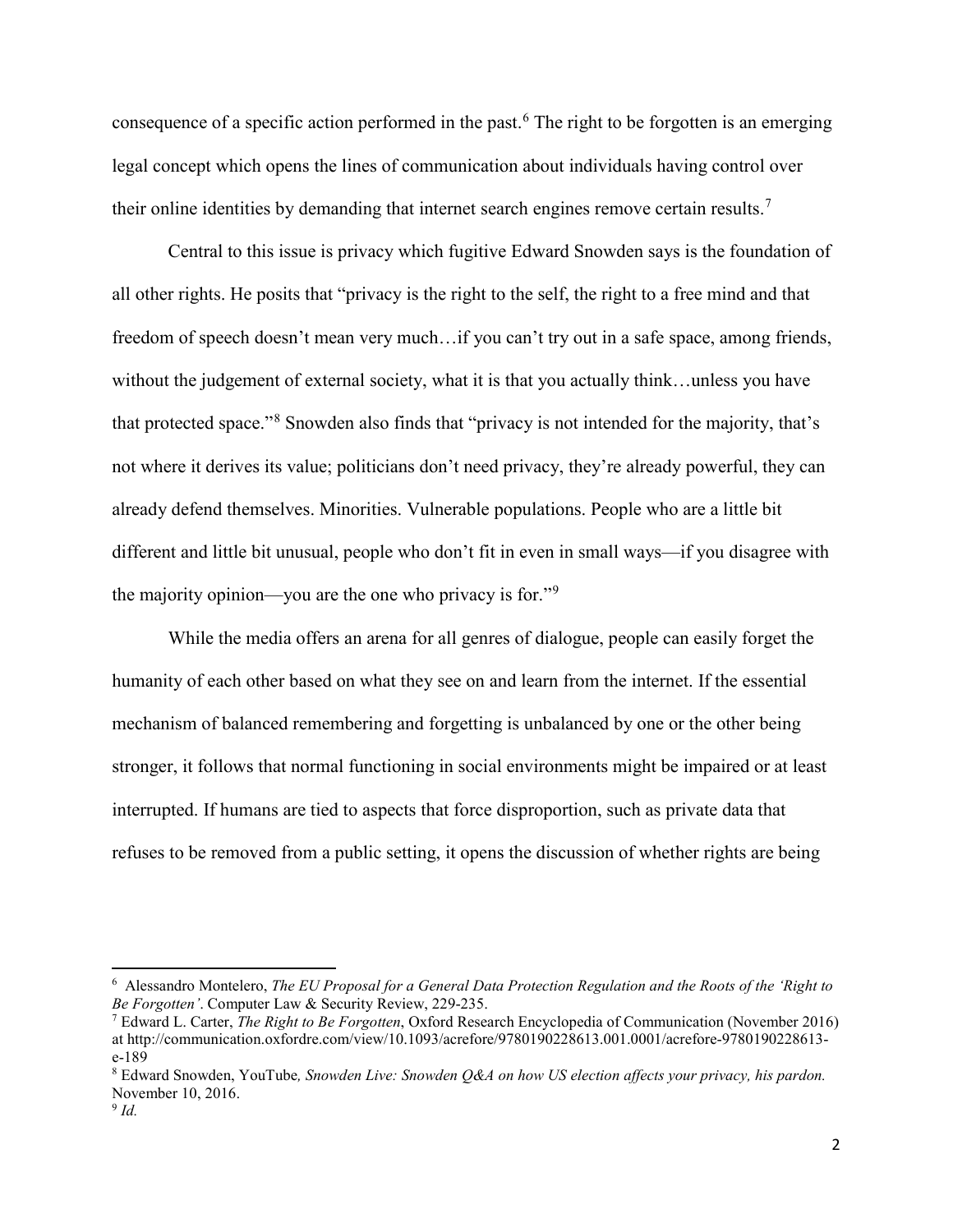consequence of a specific action performed in the past.[6] The right to be forgotten is an emerging legal concept which opens the lines of communication about individuals having control over their online identities by demanding that internet search engines remove certain results.[7]

Central to this issue is privacy which fugitive Edward Snowden says is the foundation of all other rights. He posits that "privacy is the right to the self, the right to a free mind and that freedom of speech doesn't mean very much…if you can't try out in a safe space, among friends, without the judgement of external society, what it is that you actually think…unless you have that protected space."[8] Snowden also finds that "privacy is not intended for the majority, that's not where it derives its value; politicians don't need privacy, they're already powerful, they can already defend themselves. Minorities. Vulnerable populations. People who are a little bit different and little bit unusual, people who don't fit in even in small ways—if you disagree with the majority opinion—you are the one who privacy is for."[9]

While the media offers an arena for all genres of dialogue, people can easily forget the humanity of each other based on what they see on and learn from the internet. If the essential mechanism of balanced remembering and forgetting is unbalanced by one or the other being stronger, it follows that normal functioning in social environments might be impaired or at least interrupted. If humans are tied to aspects that force disproportion, such as private data that refuses to be removed from a public setting, it opens the discussion of whether rights are being

---

[6] Alessandro Montelero, *The EU Proposal for a General Data Protection Regulation and the Roots of the 'Right to Be Forgotten'*. Computer Law & Security Review, 229-235.

[7] Edward L. Carter, *The Right to Be Forgotten*, Oxford Research Encyclopedia of Communication (November 2016) at http://communication.oxfordre.com/view/10.1093/acrefore/9780190228613.001.0001/acrefore-9780190228613-e-189

[8] Edward Snowden, YouTube*, Snowden Live: Snowden Q&A on how US election affects your privacy, his pardon.* November 10, 2016.

[9] *Id.*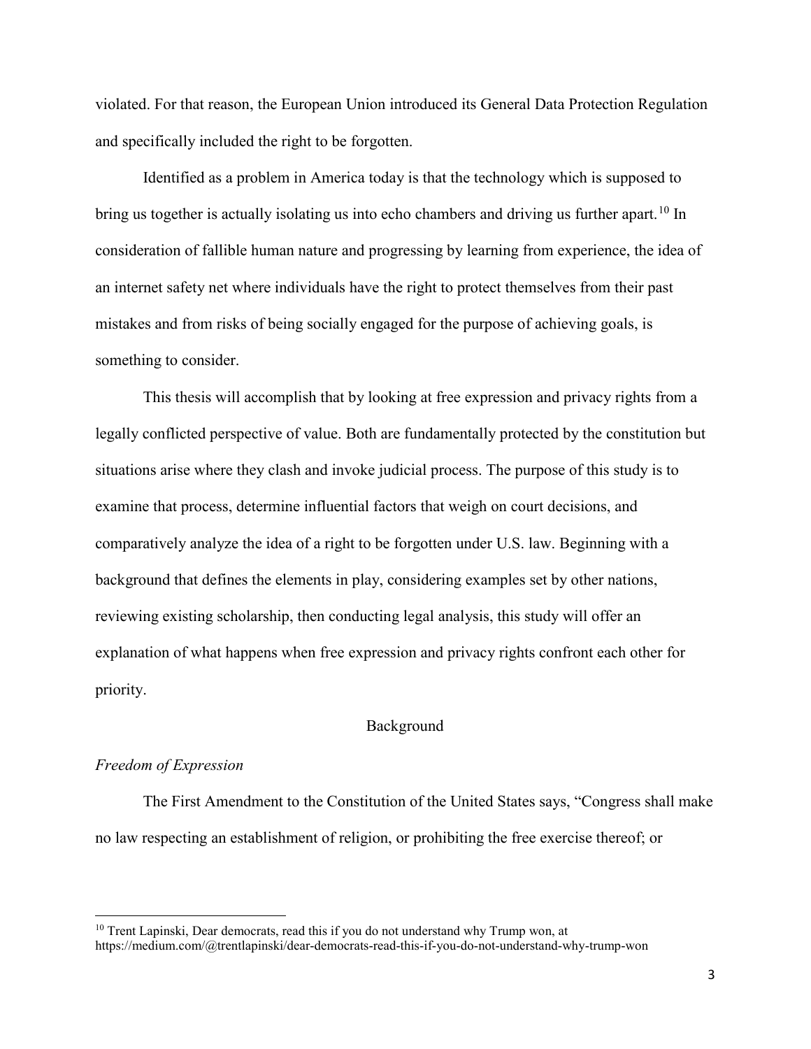violated. For that reason, the European Union introduced its General Data Protection Regulation and specifically included the right to be forgotten.

Identified as a problem in America today is that the technology which is supposed to bring us together is actually isolating us into echo chambers and driving us further apart.[10] In consideration of fallible human nature and progressing by learning from experience, the idea of an internet safety net where individuals have the right to protect themselves from their past mistakes and from risks of being socially engaged for the purpose of achieving goals, is something to consider.

This thesis will accomplish that by looking at free expression and privacy rights from a legally conflicted perspective of value. Both are fundamentally protected by the constitution but situations arise where they clash and invoke judicial process. The purpose of this study is to examine that process, determine influential factors that weigh on court decisions, and comparatively analyze the idea of a right to be forgotten under U.S. law. Beginning with a background that defines the elements in play, considering examples set by other nations, reviewing existing scholarship, then conducting legal analysis, this study will offer an explanation of what happens when free expression and privacy rights confront each other for priority.

## Background

### *Freedom of Expression*

The First Amendment to the Constitution of the United States says, "Congress shall make no law respecting an establishment of religion, or prohibiting the free exercise thereof; or

---

[10] Trent Lapinski, Dear democrats, read this if you do not understand why Trump won, at https://medium.com/@trentlapinski/dear-democrats-read-this-if-you-do-not-understand-why-trump-won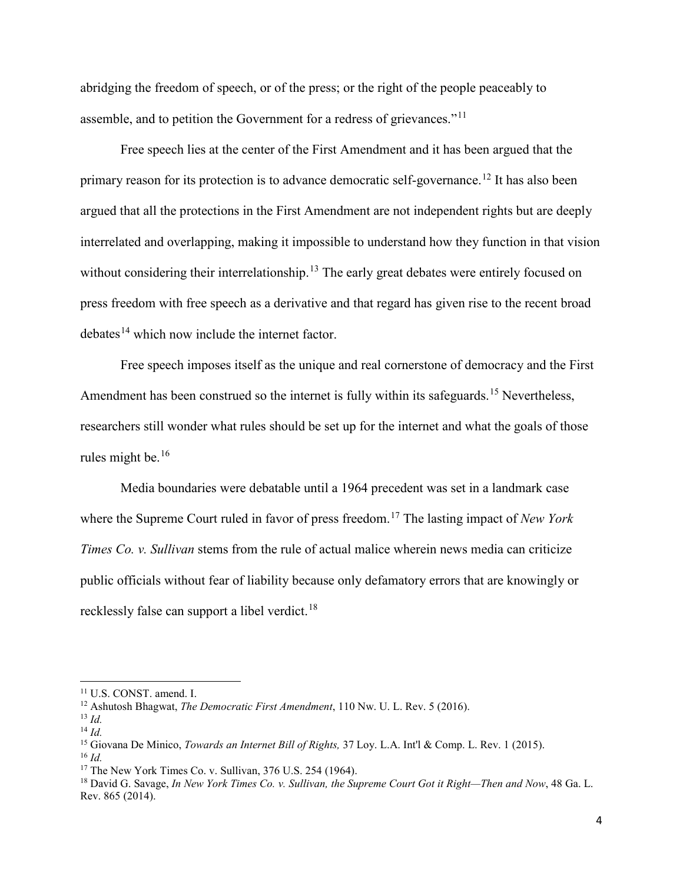abridging the freedom of speech, or of the press; or the right of the people peaceably to assemble, and to petition the Government for a redress of grievances."[11]

Free speech lies at the center of the First Amendment and it has been argued that the primary reason for its protection is to advance democratic self-governance.[12] It has also been argued that all the protections in the First Amendment are not independent rights but are deeply interrelated and overlapping, making it impossible to understand how they function in that vision without considering their interrelationship.[13] The early great debates were entirely focused on press freedom with free speech as a derivative and that regard has given rise to the recent broad debates[14] which now include the internet factor.

Free speech imposes itself as the unique and real cornerstone of democracy and the First Amendment has been construed so the internet is fully within its safeguards.[15] Nevertheless, researchers still wonder what rules should be set up for the internet and what the goals of those rules might be.[16]

Media boundaries were debatable until a 1964 precedent was set in a landmark case where the Supreme Court ruled in favor of press freedom.[17] The lasting impact of *New York Times Co. v. Sullivan* stems from the rule of actual malice wherein news media can criticize public officials without fear of liability because only defamatory errors that are knowingly or recklessly false can support a libel verdict.[18]

---

[11] U.S. CONST. amend. I.

[12] Ashutosh Bhagwat, *The Democratic First Amendment*, 110 Nw. U. L. Rev. 5 (2016).

[13] *Id.*

[14] *Id.*

[15] Giovana De Minico, *Towards an Internet Bill of Rights,* 37 Loy. L.A. Int'l & Comp. L. Rev. 1 (2015).

[16] *Id.*

[17] The New York Times Co. v. Sullivan, 376 U.S. 254 (1964).

[18] David G. Savage, *In New York Times Co. v. Sullivan, the Supreme Court Got it Right—Then and Now*, 48 Ga. L. Rev. 865 (2014).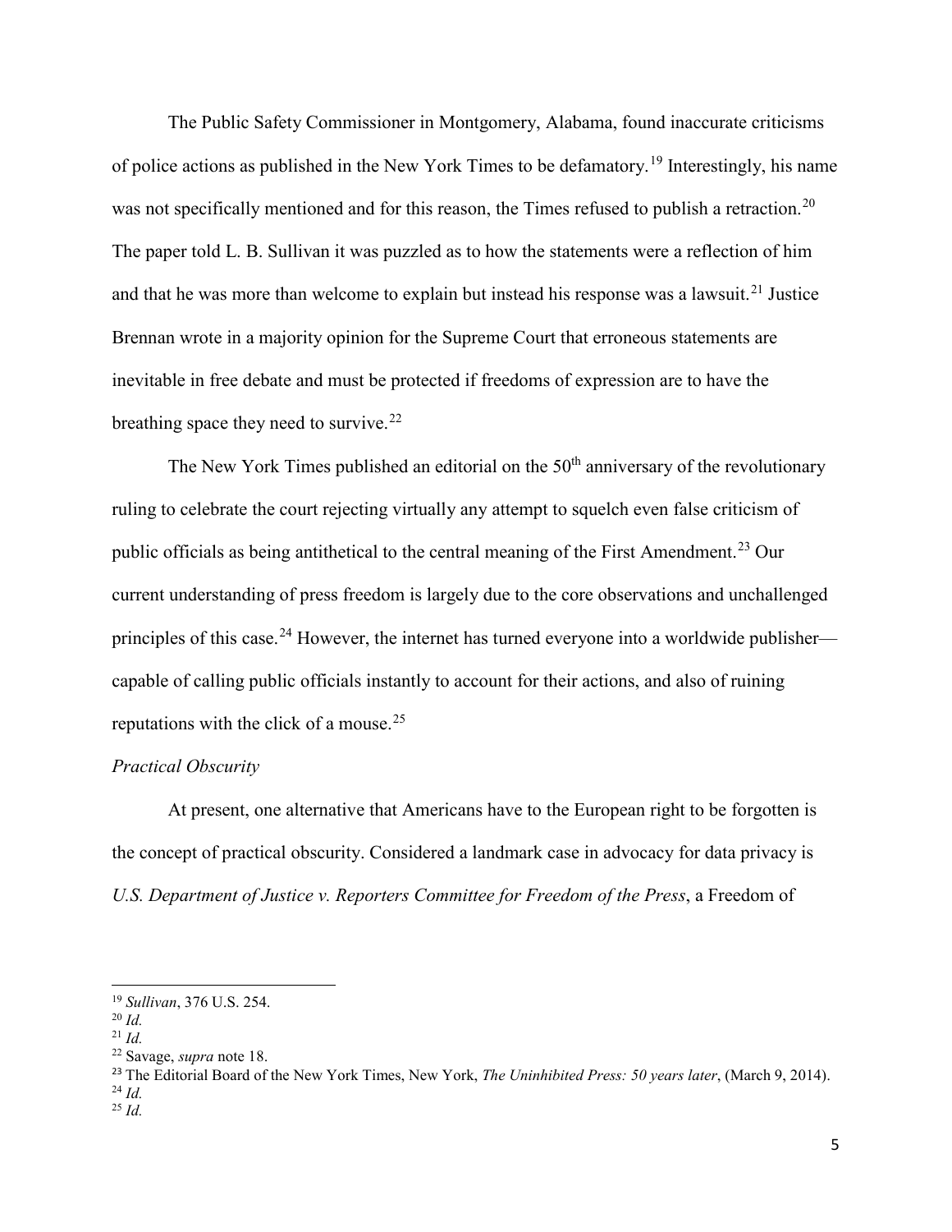The Public Safety Commissioner in Montgomery, Alabama, found inaccurate criticisms of police actions as published in the New York Times to be defamatory.[19] Interestingly, his name was not specifically mentioned and for this reason, the Times refused to publish a retraction.[20] The paper told L. B. Sullivan it was puzzled as to how the statements were a reflection of him and that he was more than welcome to explain but instead his response was a lawsuit.[21] Justice Brennan wrote in a majority opinion for the Supreme Court that erroneous statements are inevitable in free debate and must be protected if freedoms of expression are to have the breathing space they need to survive.[22]

The New York Times published an editorial on the 50th anniversary of the revolutionary ruling to celebrate the court rejecting virtually any attempt to squelch even false criticism of public officials as being antithetical to the central meaning of the First Amendment.[23] Our current understanding of press freedom is largely due to the core observations and unchallenged principles of this case.[24] However, the internet has turned everyone into a worldwide publisher—capable of calling public officials instantly to account for their actions, and also of ruining reputations with the click of a mouse.[25]

*Practical Obscurity*

At present, one alternative that Americans have to the European right to be forgotten is the concept of practical obscurity. Considered a landmark case in advocacy for data privacy is *U.S. Department of Justice v. Reporters Committee for Freedom of the Press*, a Freedom of

---

[19] *Sullivan*, 376 U.S. 254.

[20] *Id.*

[21] *Id.*

[22] Savage, *supra* note 18.

[23] The Editorial Board of the New York Times, New York, *The Uninhibited Press: 50 years later*, (March 9, 2014).

[24] *Id.*

[25] *Id.*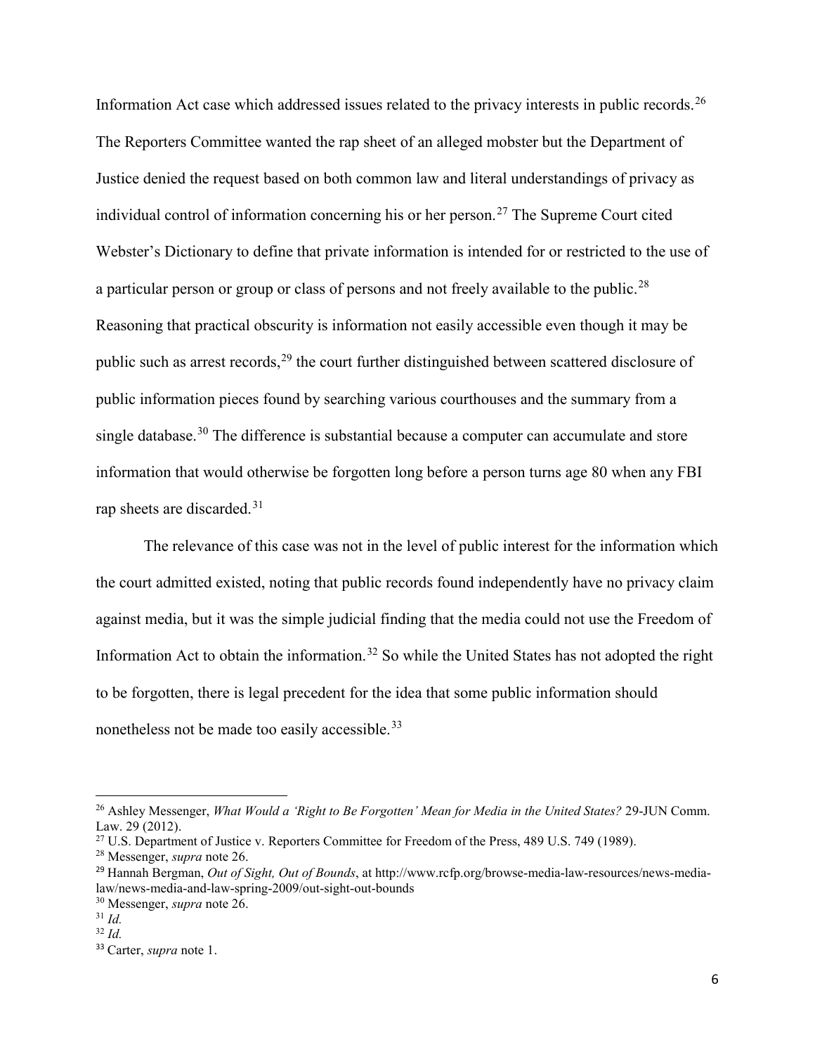Information Act case which addressed issues related to the privacy interests in public records.[26] The Reporters Committee wanted the rap sheet of an alleged mobster but the Department of Justice denied the request based on both common law and literal understandings of privacy as individual control of information concerning his or her person.[27] The Supreme Court cited Webster's Dictionary to define that private information is intended for or restricted to the use of a particular person or group or class of persons and not freely available to the public.[28] Reasoning that practical obscurity is information not easily accessible even though it may be public such as arrest records,[29] the court further distinguished between scattered disclosure of public information pieces found by searching various courthouses and the summary from a single database.[30] The difference is substantial because a computer can accumulate and store information that would otherwise be forgotten long before a person turns age 80 when any FBI rap sheets are discarded.[31]

The relevance of this case was not in the level of public interest for the information which the court admitted existed, noting that public records found independently have no privacy claim against media, but it was the simple judicial finding that the media could not use the Freedom of Information Act to obtain the information.[32] So while the United States has not adopted the right to be forgotten, there is legal precedent for the idea that some public information should nonetheless not be made too easily accessible.[33]

---

[26] Ashley Messenger, *What Would a 'Right to Be Forgotten' Mean for Media in the United States?* 29-JUN Comm. Law. 29 (2012).

[27] U.S. Department of Justice v. Reporters Committee for Freedom of the Press, 489 U.S. 749 (1989).

[28] Messenger, *supra* note 26.

[29] Hannah Bergman, *Out of Sight, Out of Bounds*, at http://www.rcfp.org/browse-media-law-resources/news-media-law/news-media-and-law-spring-2009/out-sight-out-bounds

[30] Messenger, *supra* note 26.

[31] *Id.*

[32] *Id.*

[33] Carter, *supra* note 1.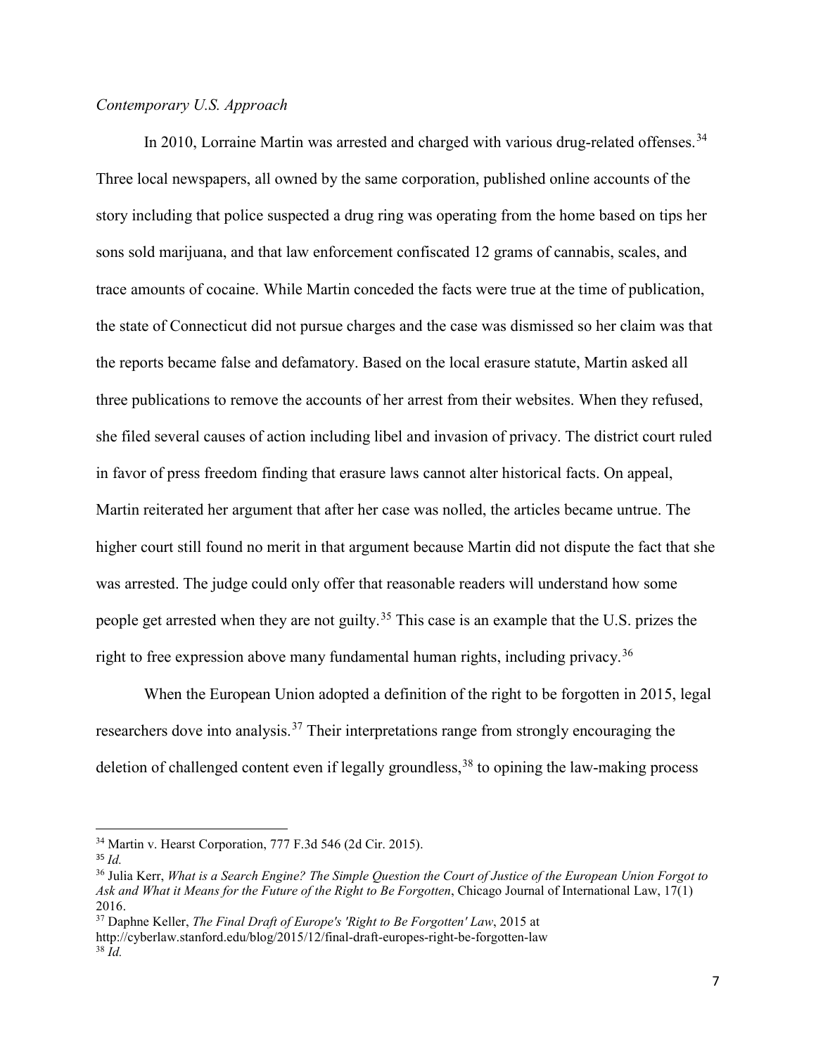*Contemporary U.S. Approach*

In 2010, Lorraine Martin was arrested and charged with various drug-related offenses.[34] Three local newspapers, all owned by the same corporation, published online accounts of the story including that police suspected a drug ring was operating from the home based on tips her sons sold marijuana, and that law enforcement confiscated 12 grams of cannabis, scales, and trace amounts of cocaine. While Martin conceded the facts were true at the time of publication, the state of Connecticut did not pursue charges and the case was dismissed so her claim was that the reports became false and defamatory. Based on the local erasure statute, Martin asked all three publications to remove the accounts of her arrest from their websites. When they refused, she filed several causes of action including libel and invasion of privacy. The district court ruled in favor of press freedom finding that erasure laws cannot alter historical facts. On appeal, Martin reiterated her argument that after her case was nolled, the articles became untrue. The higher court still found no merit in that argument because Martin did not dispute the fact that she was arrested. The judge could only offer that reasonable readers will understand how some people get arrested when they are not guilty.[35] This case is an example that the U.S. prizes the right to free expression above many fundamental human rights, including privacy.[36]

When the European Union adopted a definition of the right to be forgotten in 2015, legal researchers dove into analysis.[37] Their interpretations range from strongly encouraging the deletion of challenged content even if legally groundless,[38] to opining the law-making process

---

[34] Martin v. Hearst Corporation, 777 F.3d 546 (2d Cir. 2015).

[35] *Id.*

[36] Julia Kerr, *What is a Search Engine? The Simple Question the Court of Justice of the European Union Forgot to Ask and What it Means for the Future of the Right to Be Forgotten*, Chicago Journal of International Law, 17(1) 2016.

[37] Daphne Keller, *The Final Draft of Europe's 'Right to Be Forgotten' Law*, 2015 at http://cyberlaw.stanford.edu/blog/2015/12/final-draft-europes-right-be-forgotten-law

[38] *Id.*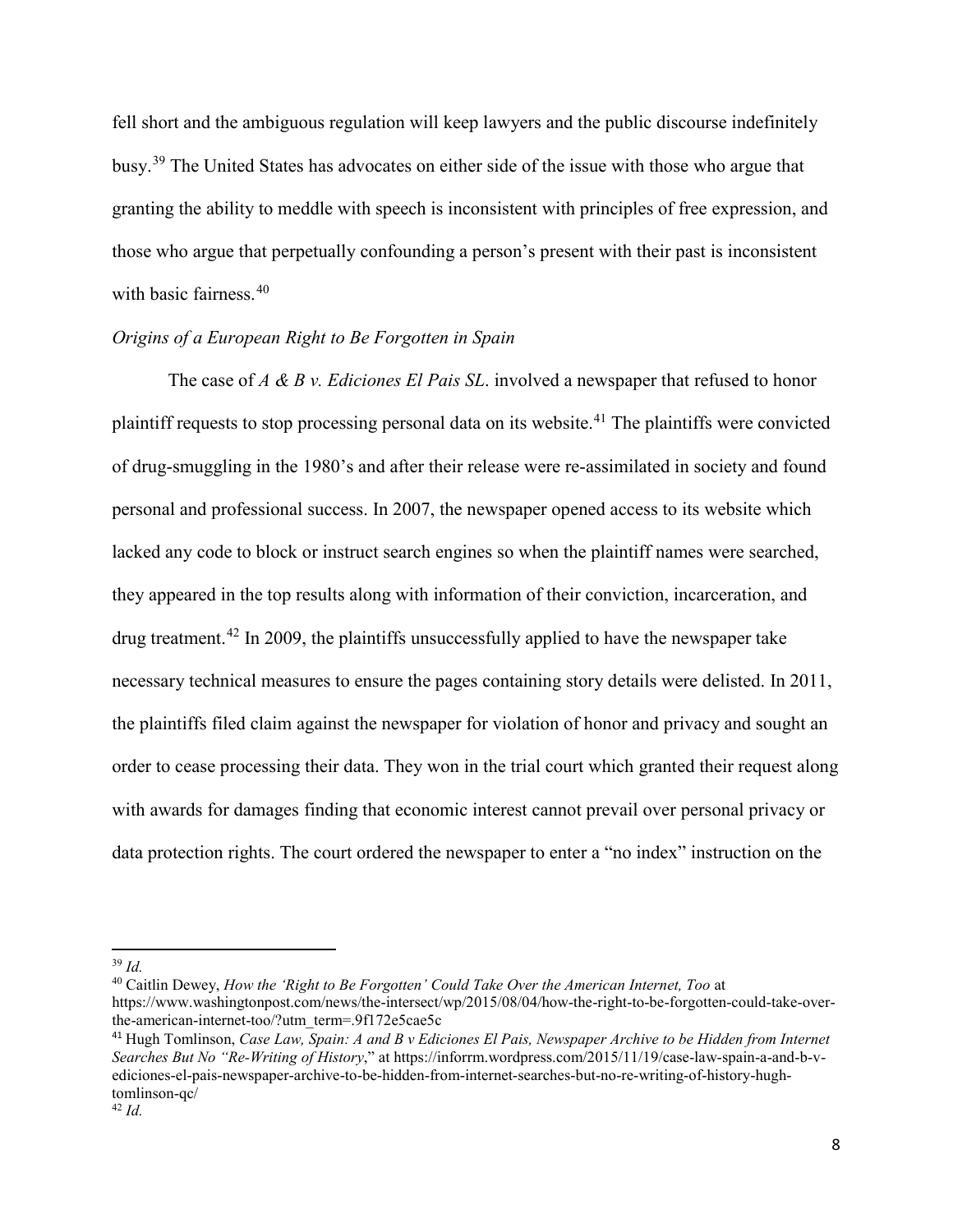fell short and the ambiguous regulation will keep lawyers and the public discourse indefinitely busy.[39] The United States has advocates on either side of the issue with those who argue that granting the ability to meddle with speech is inconsistent with principles of free expression, and those who argue that perpetually confounding a person's present with their past is inconsistent with basic fairness.[40]

*Origins of a European Right to Be Forgotten in Spain*

The case of *A & B v. Ediciones El Pais SL*. involved a newspaper that refused to honor plaintiff requests to stop processing personal data on its website.[41] The plaintiffs were convicted of drug-smuggling in the 1980's and after their release were re-assimilated in society and found personal and professional success. In 2007, the newspaper opened access to its website which lacked any code to block or instruct search engines so when the plaintiff names were searched, they appeared in the top results along with information of their conviction, incarceration, and drug treatment.[42] In 2009, the plaintiffs unsuccessfully applied to have the newspaper take necessary technical measures to ensure the pages containing story details were delisted. In 2011, the plaintiffs filed claim against the newspaper for violation of honor and privacy and sought an order to cease processing their data. They won in the trial court which granted their request along with awards for damages finding that economic interest cannot prevail over personal privacy or data protection rights. The court ordered the newspaper to enter a "no index" instruction on the

---

[39] *Id.*

[40] Caitlin Dewey, *How the 'Right to Be Forgotten' Could Take Over the American Internet, Too* at https://www.washingtonpost.com/news/the-intersect/wp/2015/08/04/how-the-right-to-be-forgotten-could-take-over-the-american-internet-too/?utm_term=.9f172e5cae5c

[41] Hugh Tomlinson, *Case Law, Spain: A and B v Ediciones El Pais, Newspaper Archive to be Hidden from Internet Searches But No "Re-Writing of History*," at https://inforrm.wordpress.com/2015/11/19/case-law-spain-a-and-b-v-ediciones-el-pais-newspaper-archive-to-be-hidden-from-internet-searches-but-no-re-writing-of-history-hugh-tomlinson-qc/

[42] *Id.*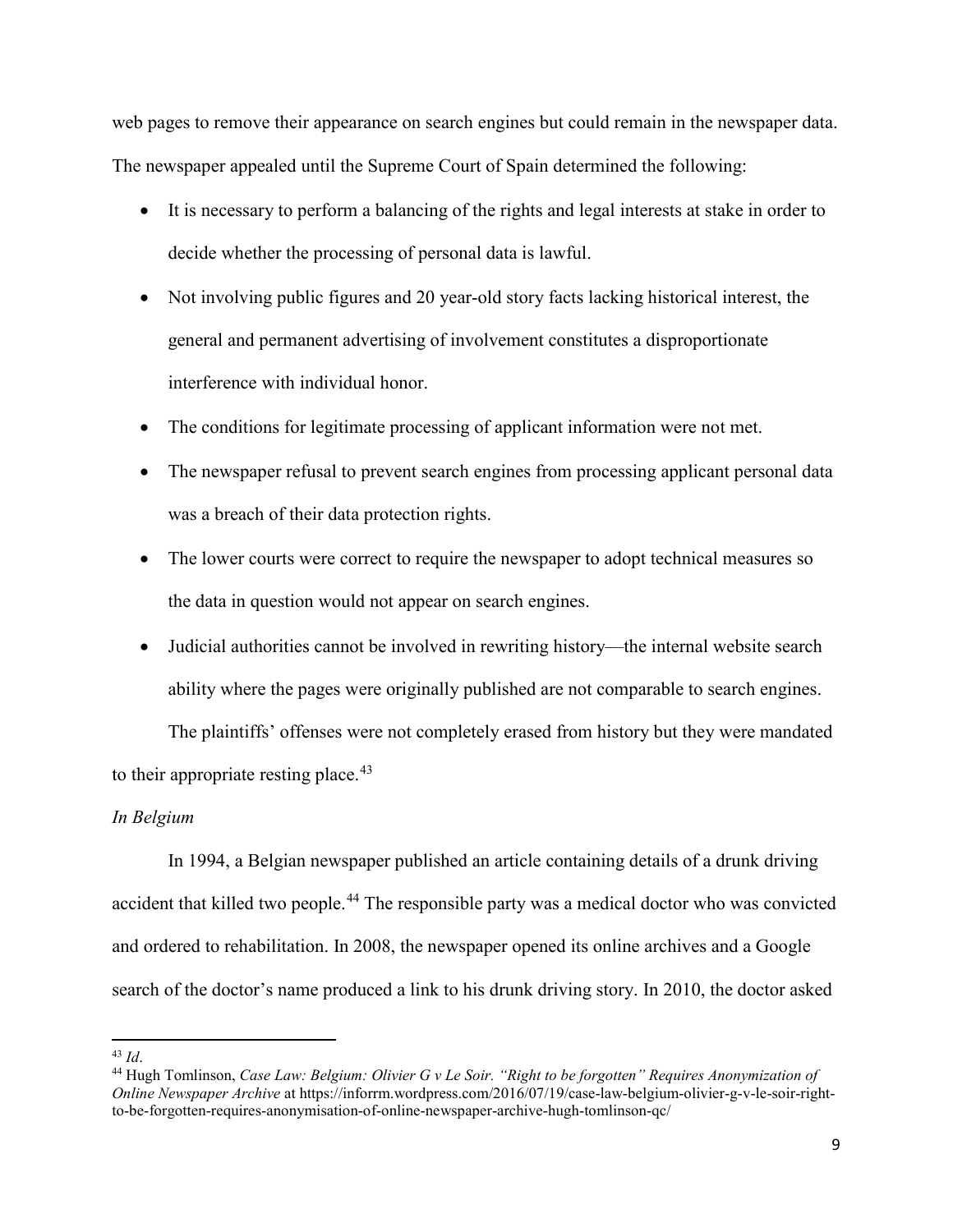web pages to remove their appearance on search engines but could remain in the newspaper data. The newspaper appealed until the Supreme Court of Spain determined the following:

- It is necessary to perform a balancing of the rights and legal interests at stake in order to decide whether the processing of personal data is lawful.
- Not involving public figures and 20 year-old story facts lacking historical interest, the general and permanent advertising of involvement constitutes a disproportionate interference with individual honor.
- The conditions for legitimate processing of applicant information were not met.
- The newspaper refusal to prevent search engines from processing applicant personal data was a breach of their data protection rights.
- The lower courts were correct to require the newspaper to adopt technical measures so the data in question would not appear on search engines.
- Judicial authorities cannot be involved in rewriting history—the internal website search ability where the pages were originally published are not comparable to search engines.

The plaintiffs' offenses were not completely erased from history but they were mandated to their appropriate resting place.[43]

*In Belgium*

In 1994, a Belgian newspaper published an article containing details of a drunk driving accident that killed two people.[44] The responsible party was a medical doctor who was convicted and ordered to rehabilitation. In 2008, the newspaper opened its online archives and a Google search of the doctor's name produced a link to his drunk driving story. In 2010, the doctor asked

---

[43] *Id*.

[44] Hugh Tomlinson, *Case Law: Belgium: Olivier G v Le Soir. "Right to be forgotten" Requires Anonymization of Online Newspaper Archive* at https://inforrm.wordpress.com/2016/07/19/case-law-belgium-olivier-g-v-le-soir-right-to-be-forgotten-requires-anonymisation-of-online-newspaper-archive-hugh-tomlinson-qc/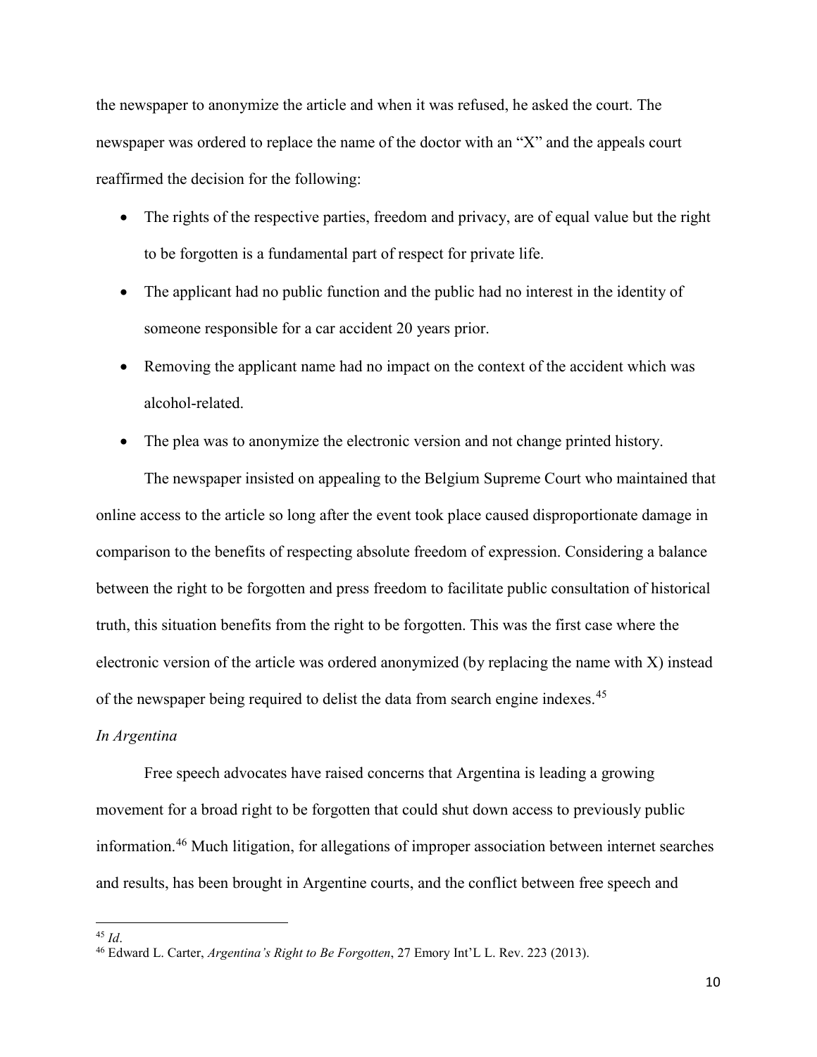the newspaper to anonymize the article and when it was refused, he asked the court. The newspaper was ordered to replace the name of the doctor with an "X" and the appeals court reaffirmed the decision for the following:

- The rights of the respective parties, freedom and privacy, are of equal value but the right to be forgotten is a fundamental part of respect for private life.
- The applicant had no public function and the public had no interest in the identity of someone responsible for a car accident 20 years prior.
- Removing the applicant name had no impact on the context of the accident which was alcohol-related.
- The plea was to anonymize the electronic version and not change printed history.

The newspaper insisted on appealing to the Belgium Supreme Court who maintained that online access to the article so long after the event took place caused disproportionate damage in comparison to the benefits of respecting absolute freedom of expression. Considering a balance between the right to be forgotten and press freedom to facilitate public consultation of historical truth, this situation benefits from the right to be forgotten. This was the first case where the electronic version of the article was ordered anonymized (by replacing the name with X) instead of the newspaper being required to delist the data from search engine indexes.[45]

*In Argentina*

Free speech advocates have raised concerns that Argentina is leading a growing movement for a broad right to be forgotten that could shut down access to previously public information.[46] Much litigation, for allegations of improper association between internet searches and results, has been brought in Argentine courts, and the conflict between free speech and

---

[45] *Id*.

[46] Edward L. Carter, *Argentina's Right to Be Forgotten*, 27 Emory Int'l L. Rev. 223 (2013).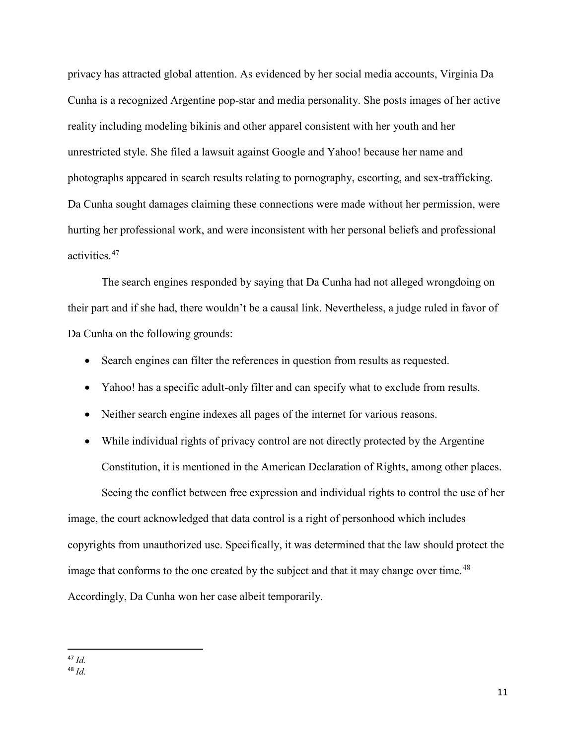privacy has attracted global attention. As evidenced by her social media accounts, Virginia Da Cunha is a recognized Argentine pop-star and media personality. She posts images of her active reality including modeling bikinis and other apparel consistent with her youth and her unrestricted style. She filed a lawsuit against Google and Yahoo! because her name and photographs appeared in search results relating to pornography, escorting, and sex-trafficking. Da Cunha sought damages claiming these connections were made without her permission, were hurting her professional work, and were inconsistent with her personal beliefs and professional activities.[47]

The search engines responded by saying that Da Cunha had not alleged wrongdoing on their part and if she had, there wouldn't be a causal link. Nevertheless, a judge ruled in favor of Da Cunha on the following grounds:

- Search engines can filter the references in question from results as requested.
- Yahoo! has a specific adult-only filter and can specify what to exclude from results.
- Neither search engine indexes all pages of the internet for various reasons.
- While individual rights of privacy control are not directly protected by the Argentine Constitution, it is mentioned in the American Declaration of Rights, among other places.

Seeing the conflict between free expression and individual rights to control the use of her image, the court acknowledged that data control is a right of personhood which includes copyrights from unauthorized use. Specifically, it was determined that the law should protect the image that conforms to the one created by the subject and that it may change over time.[48] Accordingly, Da Cunha won her case albeit temporarily.

---

[47] *Id.*

[48] *Id.*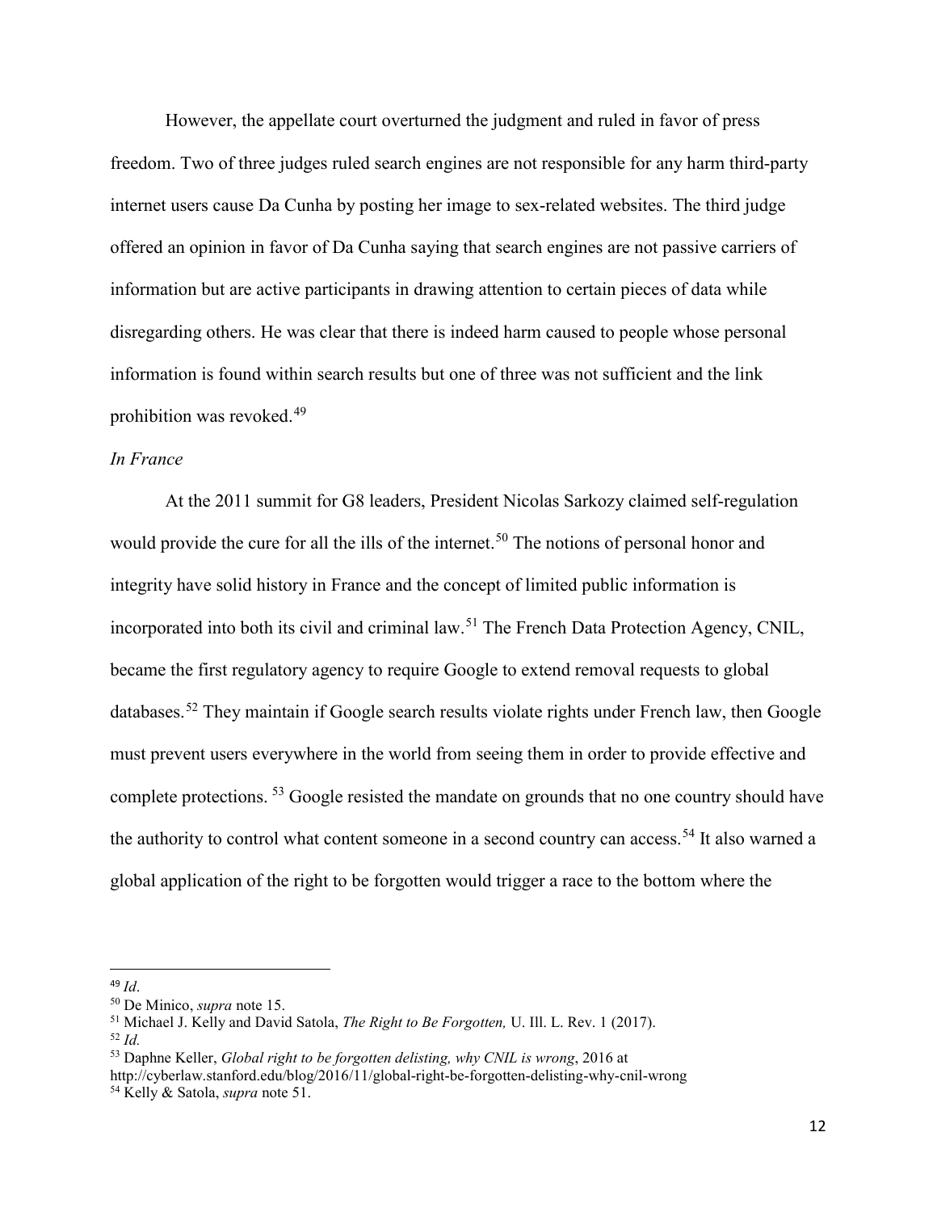However, the appellate court overturned the judgment and ruled in favor of press freedom. Two of three judges ruled search engines are not responsible for any harm third-party internet users cause Da Cunha by posting her image to sex-related websites. The third judge offered an opinion in favor of Da Cunha saying that search engines are not passive carriers of information but are active participants in drawing attention to certain pieces of data while disregarding others. He was clear that there is indeed harm caused to people whose personal information is found within search results but one of three was not sufficient and the link prohibition was revoked.[49]

*In France*

At the 2011 summit for G8 leaders, President Nicolas Sarkozy claimed self-regulation would provide the cure for all the ills of the internet.[50] The notions of personal honor and integrity have solid history in France and the concept of limited public information is incorporated into both its civil and criminal law.[51] The French Data Protection Agency, CNIL, became the first regulatory agency to require Google to extend removal requests to global databases.[52] They maintain if Google search results violate rights under French law, then Google must prevent users everywhere in the world from seeing them in order to provide effective and complete protections. [53] Google resisted the mandate on grounds that no one country should have the authority to control what content someone in a second country can access.[54] It also warned a global application of the right to be forgotten would trigger a race to the bottom where the

---

[49] *Id*.

[50] De Minico, *supra* note 15.

[51] Michael J. Kelly and David Satola, *The Right to Be Forgotten,* U. Ill. L. Rev. 1 (2017).

[52] *Id.*

[53] Daphne Keller, *Global right to be forgotten delisting, why CNIL is wrong*, 2016 at http://cyberlaw.stanford.edu/blog/2016/11/global-right-be-forgotten-delisting-why-cnil-wrong

[54] Kelly & Satola, *supra* note 51.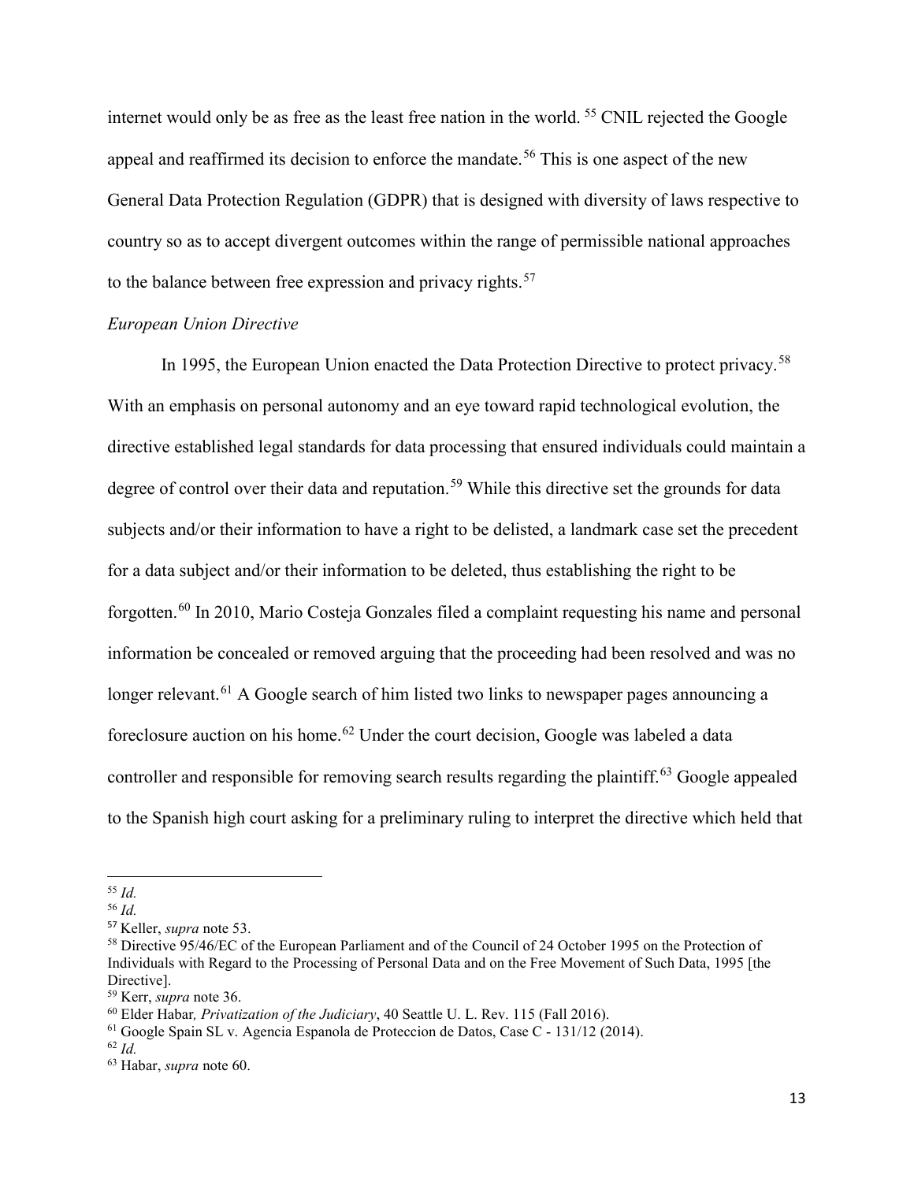internet would only be as free as the least free nation in the world. [55] CNIL rejected the Google appeal and reaffirmed its decision to enforce the mandate.[56] This is one aspect of the new General Data Protection Regulation (GDPR) that is designed with diversity of laws respective to country so as to accept divergent outcomes within the range of permissible national approaches to the balance between free expression and privacy rights.[57]

*European Union Directive*

In 1995, the European Union enacted the Data Protection Directive to protect privacy.[58] With an emphasis on personal autonomy and an eye toward rapid technological evolution, the directive established legal standards for data processing that ensured individuals could maintain a degree of control over their data and reputation.[59] While this directive set the grounds for data subjects and/or their information to have a right to be delisted, a landmark case set the precedent for a data subject and/or their information to be deleted, thus establishing the right to be forgotten.[60] In 2010, Mario Costeja Gonzales filed a complaint requesting his name and personal information be concealed or removed arguing that the proceeding had been resolved and was no longer relevant.[61] A Google search of him listed two links to newspaper pages announcing a foreclosure auction on his home.[62] Under the court decision, Google was labeled a data controller and responsible for removing search results regarding the plaintiff.[63] Google appealed to the Spanish high court asking for a preliminary ruling to interpret the directive which held that

---

[55] *Id.*

[56] *Id.*

[57] Keller, *supra* note 53.

[58] Directive 95/46/EC of the European Parliament and of the Council of 24 October 1995 on the Protection of Individuals with Regard to the Processing of Personal Data and on the Free Movement of Such Data, 1995 [the Directive].

[59] Kerr, *supra* note 36.

[60] Elder Habar*, Privatization of the Judiciary*, 40 Seattle U. L. Rev. 115 (Fall 2016).

[61] Google Spain SL v. Agencia Espanola de Proteccion de Datos, Case C - 131/12 (2014).

[62] *Id.*

[63] Habar, *supra* note 60.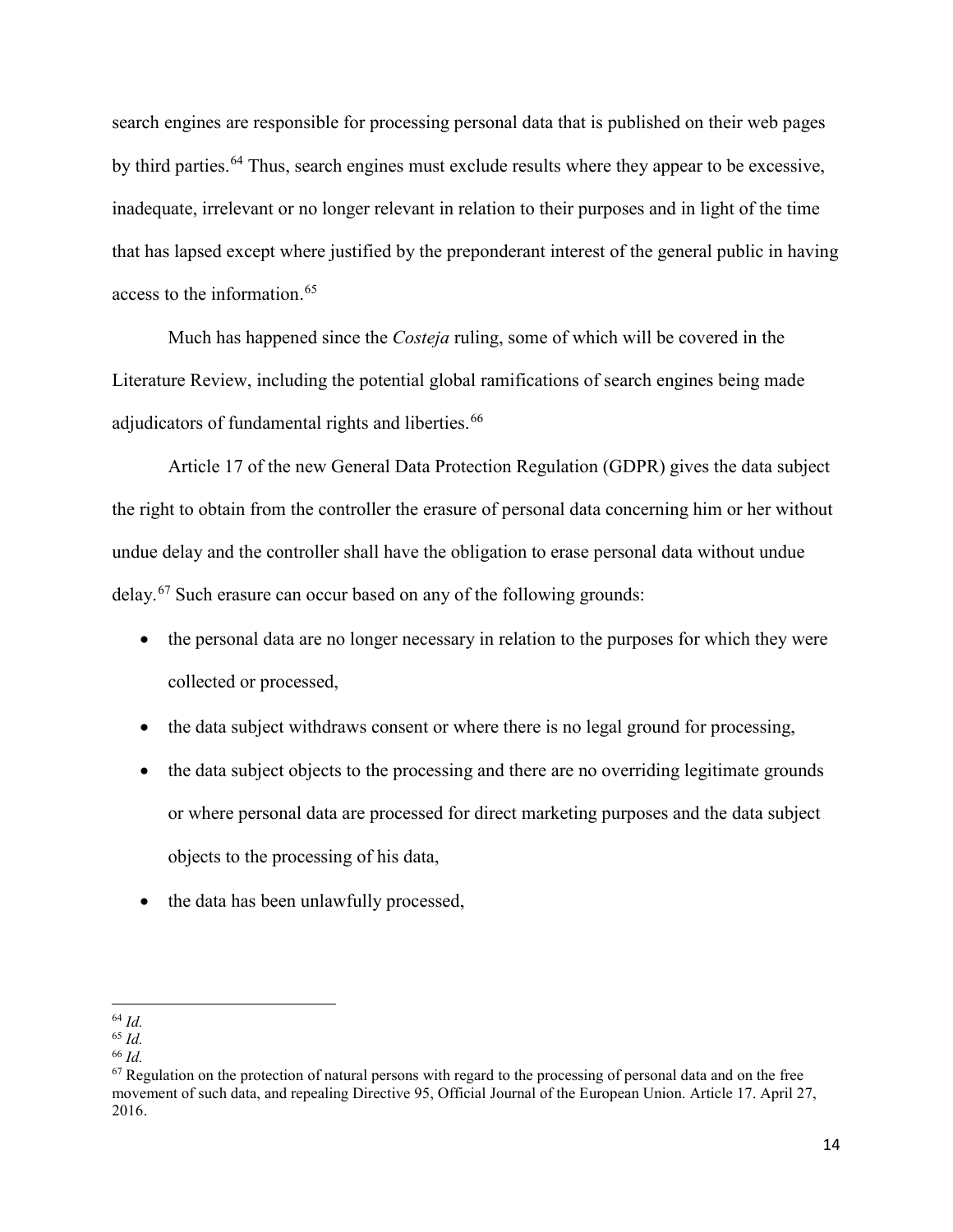search engines are responsible for processing personal data that is published on their web pages by third parties.[64] Thus, search engines must exclude results where they appear to be excessive, inadequate, irrelevant or no longer relevant in relation to their purposes and in light of the time that has lapsed except where justified by the preponderant interest of the general public in having access to the information.[65]

Much has happened since the *Costeja* ruling, some of which will be covered in the Literature Review, including the potential global ramifications of search engines being made adjudicators of fundamental rights and liberties.[66]

Article 17 of the new General Data Protection Regulation (GDPR) gives the data subject the right to obtain from the controller the erasure of personal data concerning him or her without undue delay and the controller shall have the obligation to erase personal data without undue delay.[67] Such erasure can occur based on any of the following grounds:

- the personal data are no longer necessary in relation to the purposes for which they were collected or processed,
- the data subject withdraws consent or where there is no legal ground for processing,
- the data subject objects to the processing and there are no overriding legitimate grounds or where personal data are processed for direct marketing purposes and the data subject objects to the processing of his data,
- the data has been unlawfully processed,

---

[64] *Id.*

[65] *Id.*

[66] *Id.*

[67] Regulation on the protection of natural persons with regard to the processing of personal data and on the free movement of such data, and repealing Directive 95, Official Journal of the European Union. Article 17. April 27, 2016.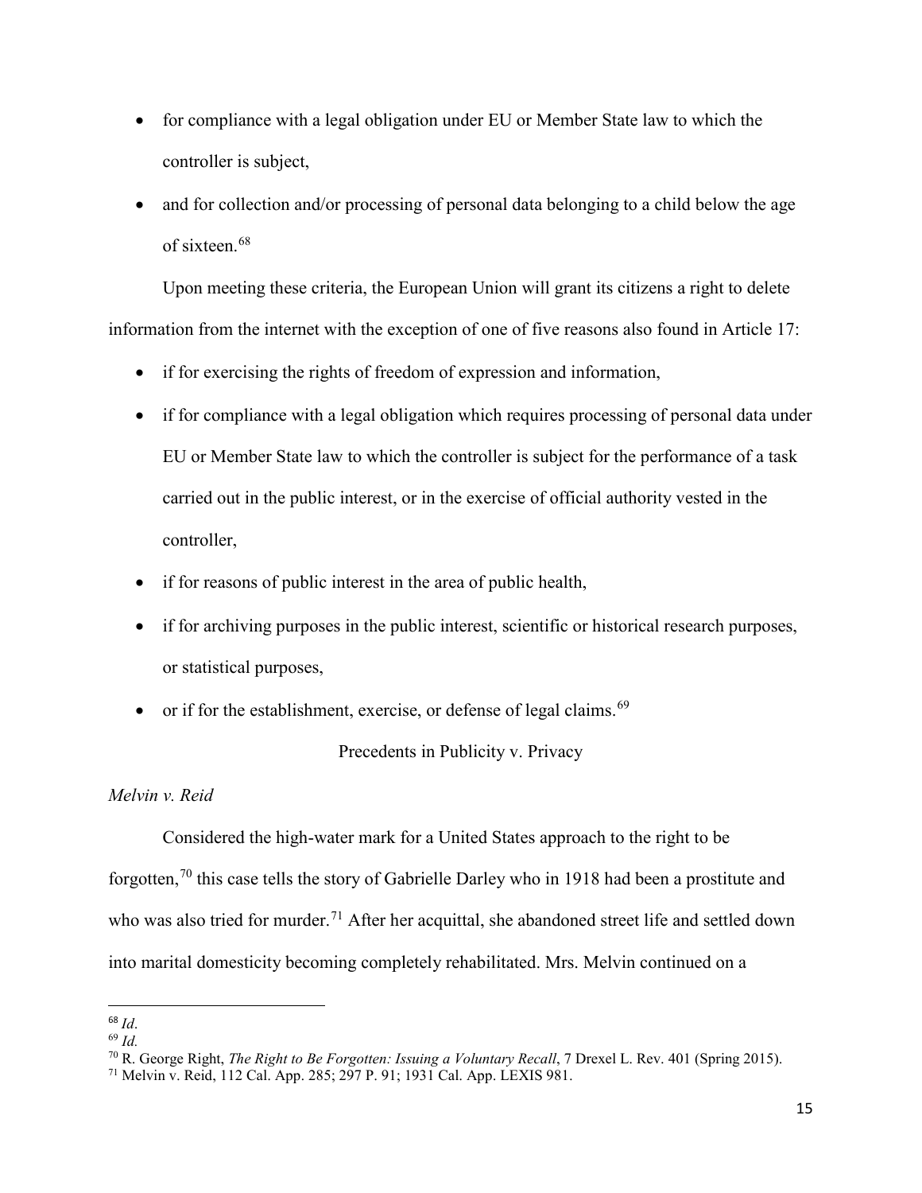- for compliance with a legal obligation under EU or Member State law to which the controller is subject,
- and for collection and/or processing of personal data belonging to a child below the age of sixteen.[68]

Upon meeting these criteria, the European Union will grant its citizens a right to delete information from the internet with the exception of one of five reasons also found in Article 17:

- if for exercising the rights of freedom of expression and information,
- if for compliance with a legal obligation which requires processing of personal data under EU or Member State law to which the controller is subject for the performance of a task carried out in the public interest, or in the exercise of official authority vested in the controller,
- if for reasons of public interest in the area of public health,
- if for archiving purposes in the public interest, scientific or historical research purposes, or statistical purposes,
- or if for the establishment, exercise, or defense of legal claims.[69]

## Precedents in Publicity v. Privacy

### *Melvin v. Reid*

Considered the high-water mark for a United States approach to the right to be forgotten,[70] this case tells the story of Gabrielle Darley who in 1918 had been a prostitute and who was also tried for murder.[71] After her acquittal, she abandoned street life and settled down into marital domesticity becoming completely rehabilitated. Mrs. Melvin continued on a

---

[68] *Id*.

[69] *Id.*

[70] R. George Right, *The Right to Be Forgotten: Issuing a Voluntary Recall*, 7 Drexel L. Rev. 401 (Spring 2015).

[71] Melvin v. Reid, 112 Cal. App. 285; 297 P. 91; 1931 Cal. App. LEXIS 981.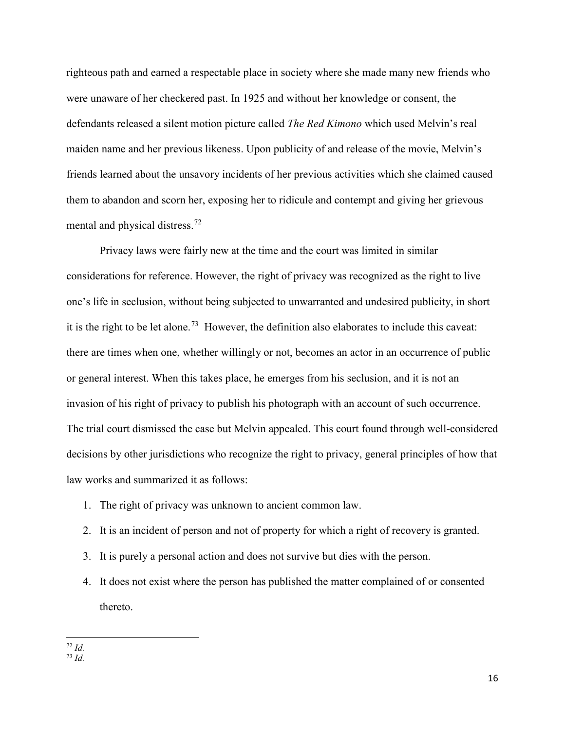righteous path and earned a respectable place in society where she made many new friends who were unaware of her checkered past. In 1925 and without her knowledge or consent, the defendants released a silent motion picture called *The Red Kimono* which used Melvin's real maiden name and her previous likeness. Upon publicity of and release of the movie, Melvin's friends learned about the unsavory incidents of her previous activities which she claimed caused them to abandon and scorn her, exposing her to ridicule and contempt and giving her grievous mental and physical distress.[72]

Privacy laws were fairly new at the time and the court was limited in similar considerations for reference. However, the right of privacy was recognized as the right to live one's life in seclusion, without being subjected to unwarranted and undesired publicity, in short it is the right to be let alone.[73] However, the definition also elaborates to include this caveat: there are times when one, whether willingly or not, becomes an actor in an occurrence of public or general interest. When this takes place, he emerges from his seclusion, and it is not an invasion of his right of privacy to publish his photograph with an account of such occurrence. The trial court dismissed the case but Melvin appealed. This court found through well-considered decisions by other jurisdictions who recognize the right to privacy, general principles of how that law works and summarized it as follows:

1. The right of privacy was unknown to ancient common law.
2. It is an incident of person and not of property for which a right of recovery is granted.
3. It is purely a personal action and does not survive but dies with the person.
4. It does not exist where the person has published the matter complained of or consented thereto.

[72] *Id.*

[73] *Id.*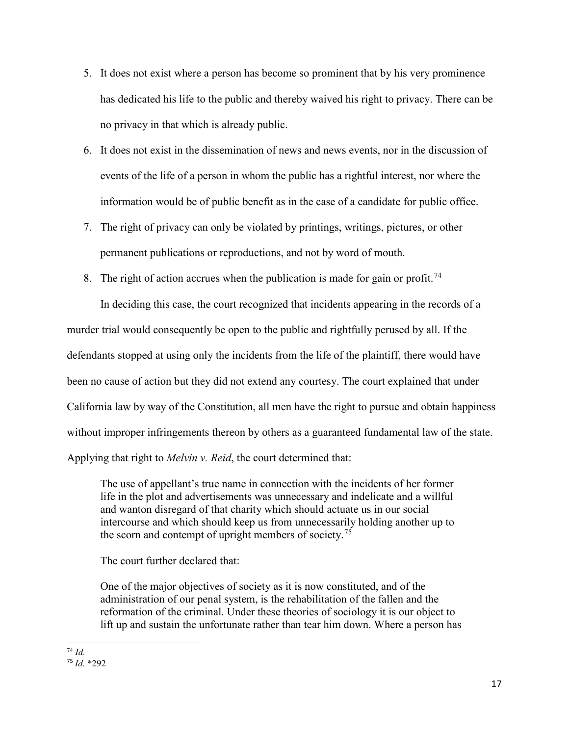5. It does not exist where a person has become so prominent that by his very prominence has dedicated his life to the public and thereby waived his right to privacy. There can be no privacy in that which is already public.
6. It does not exist in the dissemination of news and news events, nor in the discussion of events of the life of a person in whom the public has a rightful interest, nor where the information would be of public benefit as in the case of a candidate for public office.
7. The right of privacy can only be violated by printings, writings, pictures, or other permanent publications or reproductions, and not by word of mouth.
8. The right of action accrues when the publication is made for gain or profit.[74]

In deciding this case, the court recognized that incidents appearing in the records of a murder trial would consequently be open to the public and rightfully perused by all. If the defendants stopped at using only the incidents from the life of the plaintiff, there would have been no cause of action but they did not extend any courtesy. The court explained that under California law by way of the Constitution, all men have the right to pursue and obtain happiness without improper infringements thereon by others as a guaranteed fundamental law of the state. Applying that right to *Melvin v. Reid*, the court determined that:

> The use of appellant's true name in connection with the incidents of her former life in the plot and advertisements was unnecessary and indelicate and a willful and wanton disregard of that charity which should actuate us in our social intercourse and which should keep us from unnecessarily holding another up to the scorn and contempt of upright members of society.[75]

The court further declared that:

> One of the major objectives of society as it is now constituted, and of the administration of our penal system, is the rehabilitation of the fallen and the reformation of the criminal. Under these theories of sociology it is our object to lift up and sustain the unfortunate rather than tear him down. Where a person has

[74] *Id.*

[75] *Id.* *292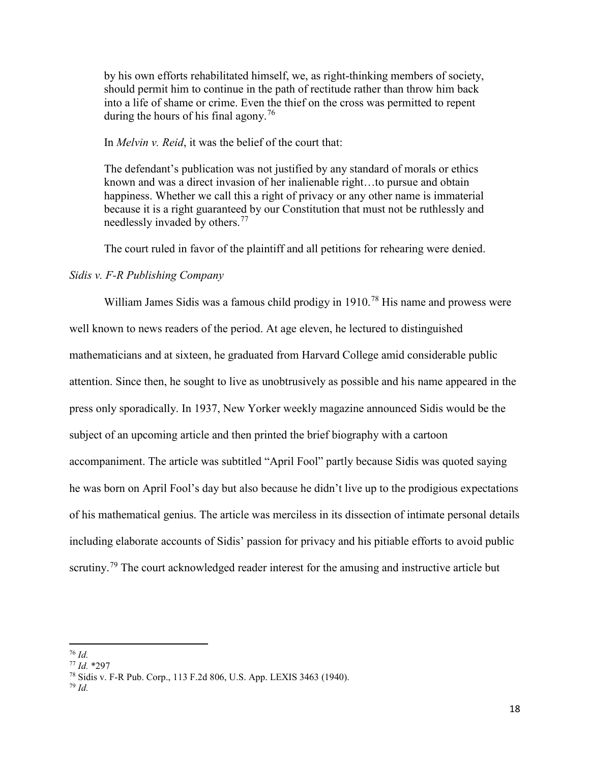> by his own efforts rehabilitated himself, we, as right-thinking members of society, should permit him to continue in the path of rectitude rather than throw him back into a life of shame or crime. Even the thief on the cross was permitted to repent during the hours of his final agony.[76]

In *Melvin v. Reid*, it was the belief of the court that:

> The defendant's publication was not justified by any standard of morals or ethics known and was a direct invasion of her inalienable right…to pursue and obtain happiness. Whether we call this a right of privacy or any other name is immaterial because it is a right guaranteed by our Constitution that must not be ruthlessly and needlessly invaded by others.[77]

The court ruled in favor of the plaintiff and all petitions for rehearing were denied.

*Sidis v. F-R Publishing Company*

William James Sidis was a famous child prodigy in 1910.[78] His name and prowess were well known to news readers of the period. At age eleven, he lectured to distinguished mathematicians and at sixteen, he graduated from Harvard College amid considerable public attention. Since then, he sought to live as unobtrusively as possible and his name appeared in the press only sporadically. In 1937, New Yorker weekly magazine announced Sidis would be the subject of an upcoming article and then printed the brief biography with a cartoon accompaniment. The article was subtitled "April Fool" partly because Sidis was quoted saying he was born on April Fool's day but also because he didn't live up to the prodigious expectations of his mathematical genius. The article was merciless in its dissection of intimate personal details including elaborate accounts of Sidis' passion for privacy and his pitiable efforts to avoid public scrutiny.[79] The court acknowledged reader interest for the amusing and instructive article but

---

[76] *Id.*

[77] *Id.* *297

[78] Sidis v. F-R Pub. Corp., 113 F.2d 806, U.S. App. LEXIS 3463 (1940).

[79] *Id.*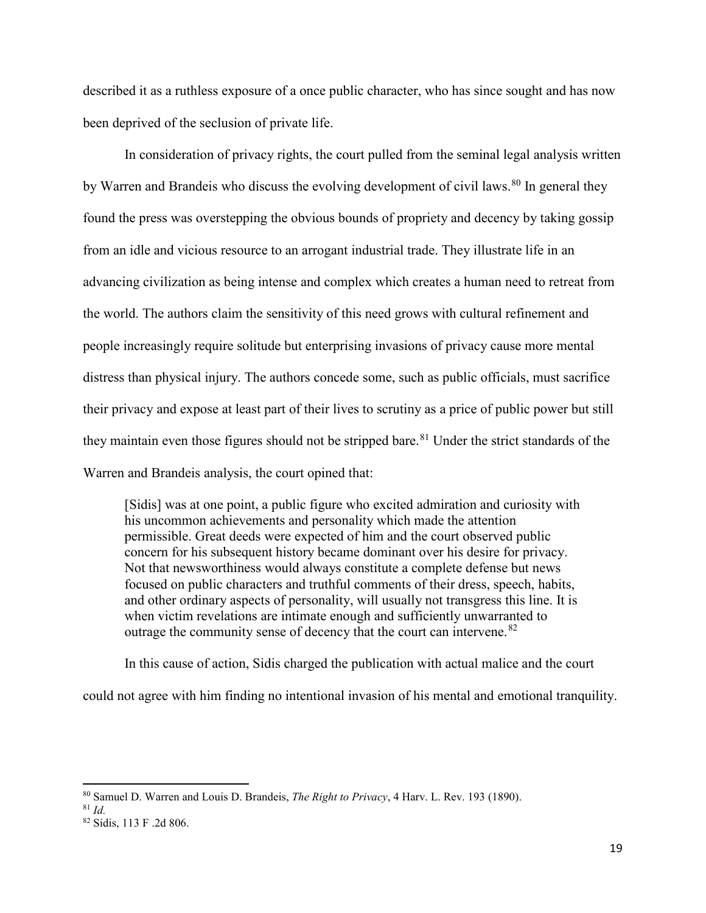described it as a ruthless exposure of a once public character, who has since sought and has now been deprived of the seclusion of private life.

In consideration of privacy rights, the court pulled from the seminal legal analysis written by Warren and Brandeis who discuss the evolving development of civil laws.[80] In general they found the press was overstepping the obvious bounds of propriety and decency by taking gossip from an idle and vicious resource to an arrogant industrial trade. They illustrate life in an advancing civilization as being intense and complex which creates a human need to retreat from the world. The authors claim the sensitivity of this need grows with cultural refinement and people increasingly require solitude but enterprising invasions of privacy cause more mental distress than physical injury. The authors concede some, such as public officials, must sacrifice their privacy and expose at least part of their lives to scrutiny as a price of public power but still they maintain even those figures should not be stripped bare.[81] Under the strict standards of the Warren and Brandeis analysis, the court opined that:

> [Sidis] was at one point, a public figure who excited admiration and curiosity with his uncommon achievements and personality which made the attention permissible. Great deeds were expected of him and the court observed public concern for his subsequent history became dominant over his desire for privacy. Not that newsworthiness would always constitute a complete defense but news focused on public characters and truthful comments of their dress, speech, habits, and other ordinary aspects of personality, will usually not transgress this line. It is when victim revelations are intimate enough and sufficiently unwarranted to outrage the community sense of decency that the court can intervene.[82]

In this cause of action, Sidis charged the publication with actual malice and the court could not agree with him finding no intentional invasion of his mental and emotional tranquility.

---

[80] Samuel D. Warren and Louis D. Brandeis, *The Right to Privacy*, 4 Harv. L. Rev. 193 (1890).

[81] *Id.*

[82] Sidis, 113 F .2d 806.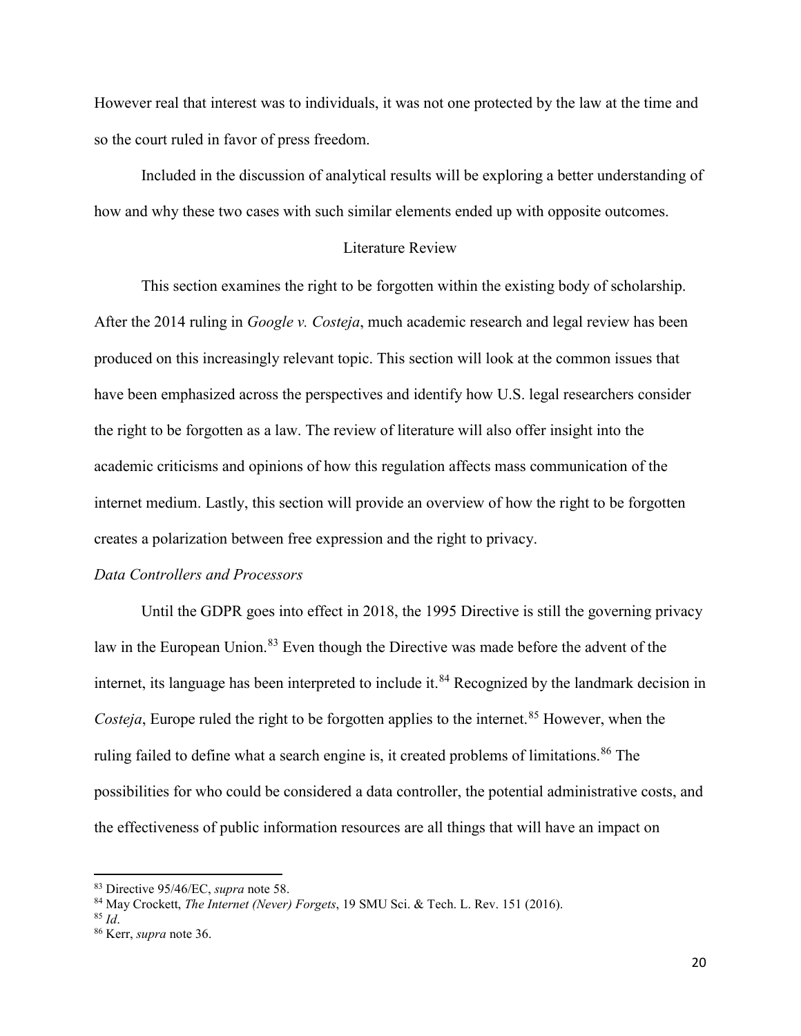However real that interest was to individuals, it was not one protected by the law at the time and so the court ruled in favor of press freedom.

Included in the discussion of analytical results will be exploring a better understanding of how and why these two cases with such similar elements ended up with opposite outcomes.

## Literature Review

This section examines the right to be forgotten within the existing body of scholarship. After the 2014 ruling in *Google v. Costeja*, much academic research and legal review has been produced on this increasingly relevant topic. This section will look at the common issues that have been emphasized across the perspectives and identify how U.S. legal researchers consider the right to be forgotten as a law. The review of literature will also offer insight into the academic criticisms and opinions of how this regulation affects mass communication of the internet medium. Lastly, this section will provide an overview of how the right to be forgotten creates a polarization between free expression and the right to privacy.

### *Data Controllers and Processors*

Until the GDPR goes into effect in 2018, the 1995 Directive is still the governing privacy law in the European Union.[83] Even though the Directive was made before the advent of the internet, its language has been interpreted to include it.[84] Recognized by the landmark decision in *Costeja*, Europe ruled the right to be forgotten applies to the internet.[85] However, when the ruling failed to define what a search engine is, it created problems of limitations.[86] The possibilities for who could be considered a data controller, the potential administrative costs, and the effectiveness of public information resources are all things that will have an impact on

---

[83] Directive 95/46/EC, *supra* note 58.

[84] May Crockett, *The Internet (Never) Forgets*, 19 SMU Sci. & Tech. L. Rev. 151 (2016).

[85] *Id*.

[86] Kerr, *supra* note 36.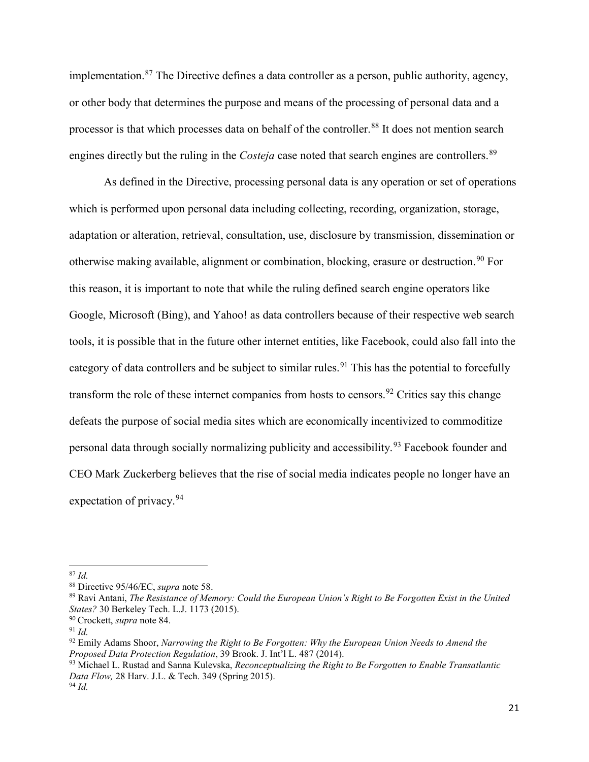implementation.[87] The Directive defines a data controller as a person, public authority, agency, or other body that determines the purpose and means of the processing of personal data and a processor is that which processes data on behalf of the controller.[88] It does not mention search engines directly but the ruling in the *Costeja* case noted that search engines are controllers.[89]

As defined in the Directive, processing personal data is any operation or set of operations which is performed upon personal data including collecting, recording, organization, storage, adaptation or alteration, retrieval, consultation, use, disclosure by transmission, dissemination or otherwise making available, alignment or combination, blocking, erasure or destruction.[90] For this reason, it is important to note that while the ruling defined search engine operators like Google, Microsoft (Bing), and Yahoo! as data controllers because of their respective web search tools, it is possible that in the future other internet entities, like Facebook, could also fall into the category of data controllers and be subject to similar rules.[91] This has the potential to forcefully transform the role of these internet companies from hosts to censors.[92] Critics say this change defeats the purpose of social media sites which are economically incentivized to commoditize personal data through socially normalizing publicity and accessibility.[93] Facebook founder and CEO Mark Zuckerberg believes that the rise of social media indicates people no longer have an expectation of privacy.[94]

---

[87] *Id.*

[88] Directive 95/46/EC, *supra* note 58.

[89] Ravi Antani, *The Resistance of Memory: Could the European Union's Right to Be Forgotten Exist in the United States?* 30 Berkeley Tech. L.J. 1173 (2015).

[90] Crockett, *supra* note 84.

[91] *Id.*

[92] Emily Adams Shoor, *Narrowing the Right to Be Forgotten: Why the European Union Needs to Amend the Proposed Data Protection Regulation*, 39 Brook. J. Int'l L. 487 (2014).

[93] Michael L. Rustad and Sanna Kulevska, *Reconceptualizing the Right to Be Forgotten to Enable Transatlantic Data Flow,* 28 Harv. J.L. & Tech. 349 (Spring 2015).

[94] *Id.*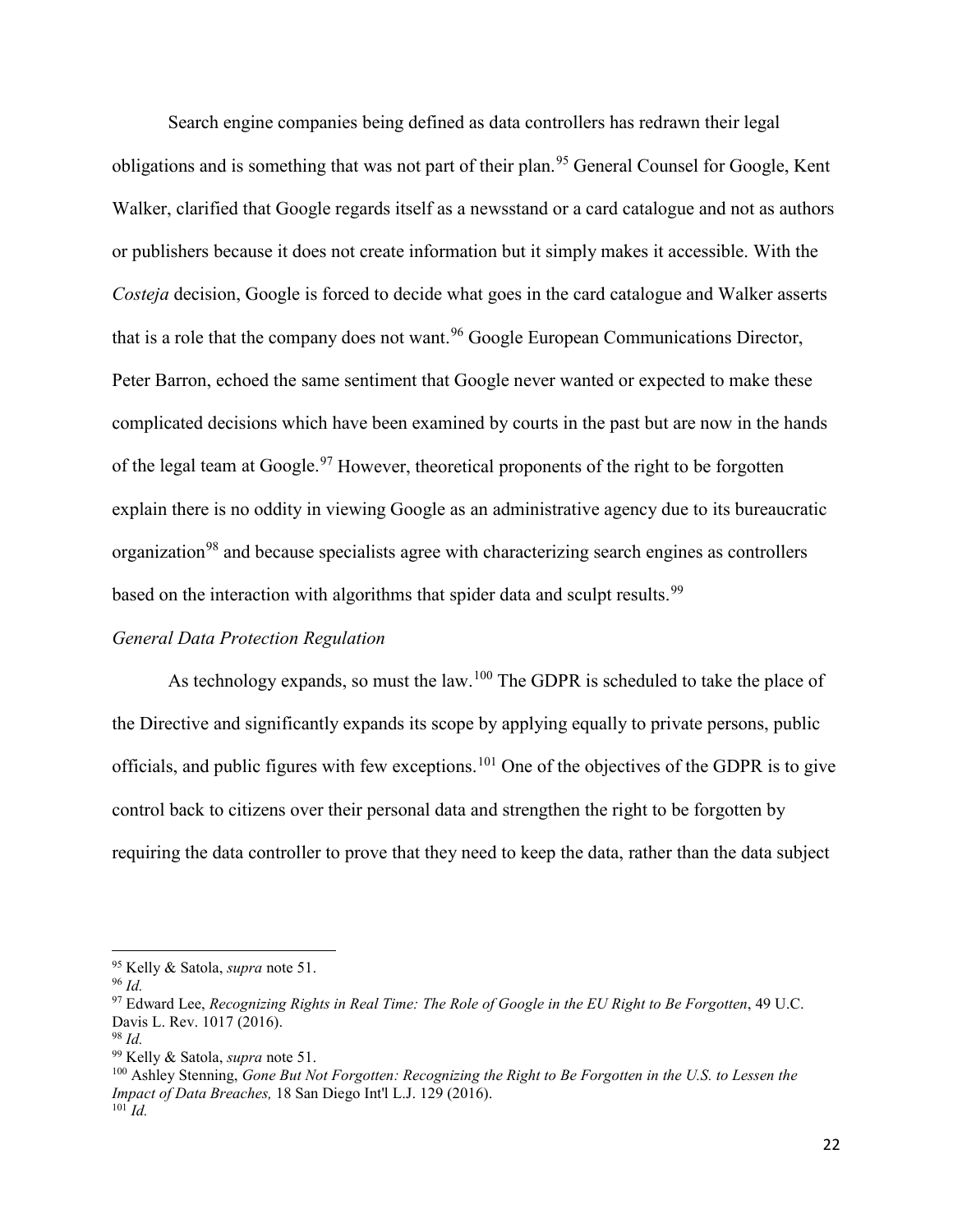Search engine companies being defined as data controllers has redrawn their legal obligations and is something that was not part of their plan.[95] General Counsel for Google, Kent Walker, clarified that Google regards itself as a newsstand or a card catalogue and not as authors or publishers because it does not create information but it simply makes it accessible. With the *Costeja* decision, Google is forced to decide what goes in the card catalogue and Walker asserts that is a role that the company does not want.[96] Google European Communications Director, Peter Barron, echoed the same sentiment that Google never wanted or expected to make these complicated decisions which have been examined by courts in the past but are now in the hands of the legal team at Google.[97] However, theoretical proponents of the right to be forgotten explain there is no oddity in viewing Google as an administrative agency due to its bureaucratic organization[98] and because specialists agree with characterizing search engines as controllers based on the interaction with algorithms that spider data and sculpt results.[99]

*General Data Protection Regulation*

As technology expands, so must the law.[100] The GDPR is scheduled to take the place of the Directive and significantly expands its scope by applying equally to private persons, public officials, and public figures with few exceptions.[101] One of the objectives of the GDPR is to give control back to citizens over their personal data and strengthen the right to be forgotten by requiring the data controller to prove that they need to keep the data, rather than the data subject

---

[95] Kelly & Satola, *supra* note 51.

[96] *Id.*

[97] Edward Lee, *Recognizing Rights in Real Time: The Role of Google in the EU Right to Be Forgotten*, 49 U.C. Davis L. Rev. 1017 (2016).

[98] *Id.*

[99] Kelly & Satola, *supra* note 51.

[100] Ashley Stenning, *Gone But Not Forgotten: Recognizing the Right to Be Forgotten in the U.S. to Lessen the Impact of Data Breaches,* 18 San Diego Int'l L.J. 129 (2016).

[101] *Id.*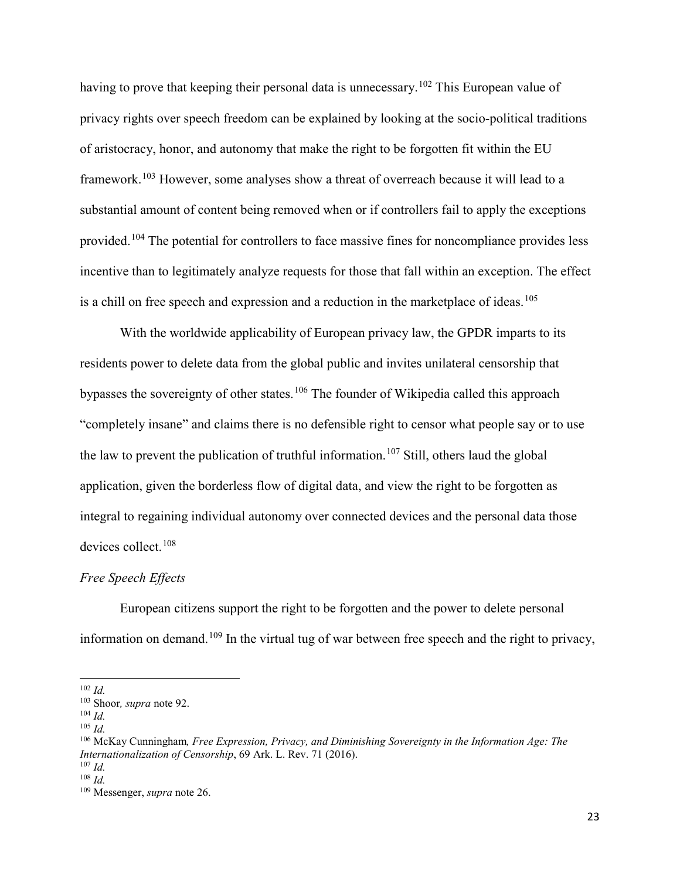having to prove that keeping their personal data is unnecessary.[102] This European value of privacy rights over speech freedom can be explained by looking at the socio-political traditions of aristocracy, honor, and autonomy that make the right to be forgotten fit within the EU framework.[103] However, some analyses show a threat of overreach because it will lead to a substantial amount of content being removed when or if controllers fail to apply the exceptions provided.[104] The potential for controllers to face massive fines for noncompliance provides less incentive than to legitimately analyze requests for those that fall within an exception. The effect is a chill on free speech and expression and a reduction in the marketplace of ideas.[105]

With the worldwide applicability of European privacy law, the GPDR imparts to its residents power to delete data from the global public and invites unilateral censorship that bypasses the sovereignty of other states.[106] The founder of Wikipedia called this approach "completely insane" and claims there is no defensible right to censor what people say or to use the law to prevent the publication of truthful information.[107] Still, others laud the global application, given the borderless flow of digital data, and view the right to be forgotten as integral to regaining individual autonomy over connected devices and the personal data those devices collect.[108]

*Free Speech Effects*

European citizens support the right to be forgotten and the power to delete personal information on demand.[109] In the virtual tug of war between free speech and the right to privacy,

---

[102] *Id.*

[103] Shoor*, supra* note 92.

[104] *Id.*

[105] *Id.*

[106] McKay Cunningham*, Free Expression, Privacy, and Diminishing Sovereignty in the Information Age: The Internationalization of Censorship*, 69 Ark. L. Rev. 71 (2016).

[107] *Id.*

[108] *Id.*

[109] Messenger, *supra* note 26.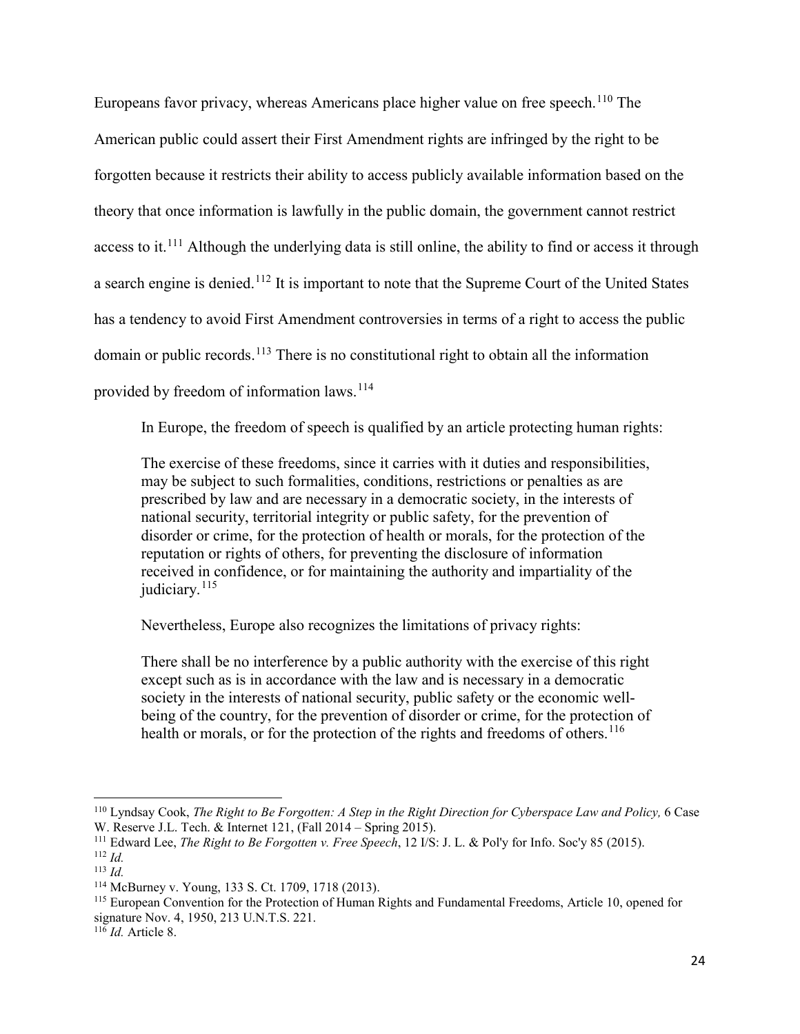Europeans favor privacy, whereas Americans place higher value on free speech.[110] The American public could assert their First Amendment rights are infringed by the right to be forgotten because it restricts their ability to access publicly available information based on the theory that once information is lawfully in the public domain, the government cannot restrict access to it.[111] Although the underlying data is still online, the ability to find or access it through a search engine is denied.[112] It is important to note that the Supreme Court of the United States has a tendency to avoid First Amendment controversies in terms of a right to access the public domain or public records.[113] There is no constitutional right to obtain all the information provided by freedom of information laws.[114]

In Europe, the freedom of speech is qualified by an article protecting human rights:

> The exercise of these freedoms, since it carries with it duties and responsibilities, may be subject to such formalities, conditions, restrictions or penalties as are prescribed by law and are necessary in a democratic society, in the interests of national security, territorial integrity or public safety, for the prevention of disorder or crime, for the protection of health or morals, for the protection of the reputation or rights of others, for preventing the disclosure of information received in confidence, or for maintaining the authority and impartiality of the judiciary.[115]

Nevertheless, Europe also recognizes the limitations of privacy rights:

> There shall be no interference by a public authority with the exercise of this right except such as is in accordance with the law and is necessary in a democratic society in the interests of national security, public safety or the economic well-being of the country, for the prevention of disorder or crime, for the protection of health or morals, or for the protection of the rights and freedoms of others.[116]

---

[110] Lyndsay Cook, *The Right to Be Forgotten: A Step in the Right Direction for Cyberspace Law and Policy,* 6 Case W. Reserve J.L. Tech. & Internet 121, (Fall 2014 – Spring 2015).

[111] Edward Lee, *The Right to Be Forgotten v. Free Speech*, 12 I/S: J. L. & Pol'y for Info. Soc'y 85 (2015).

[112] *Id.*

[113] *Id.*

[114] McBurney v. Young, 133 S. Ct. 1709, 1718 (2013).

[115] European Convention for the Protection of Human Rights and Fundamental Freedoms, Article 10, opened for signature Nov. 4, 1950, 213 U.N.T.S. 221.

[116] *Id.* Article 8.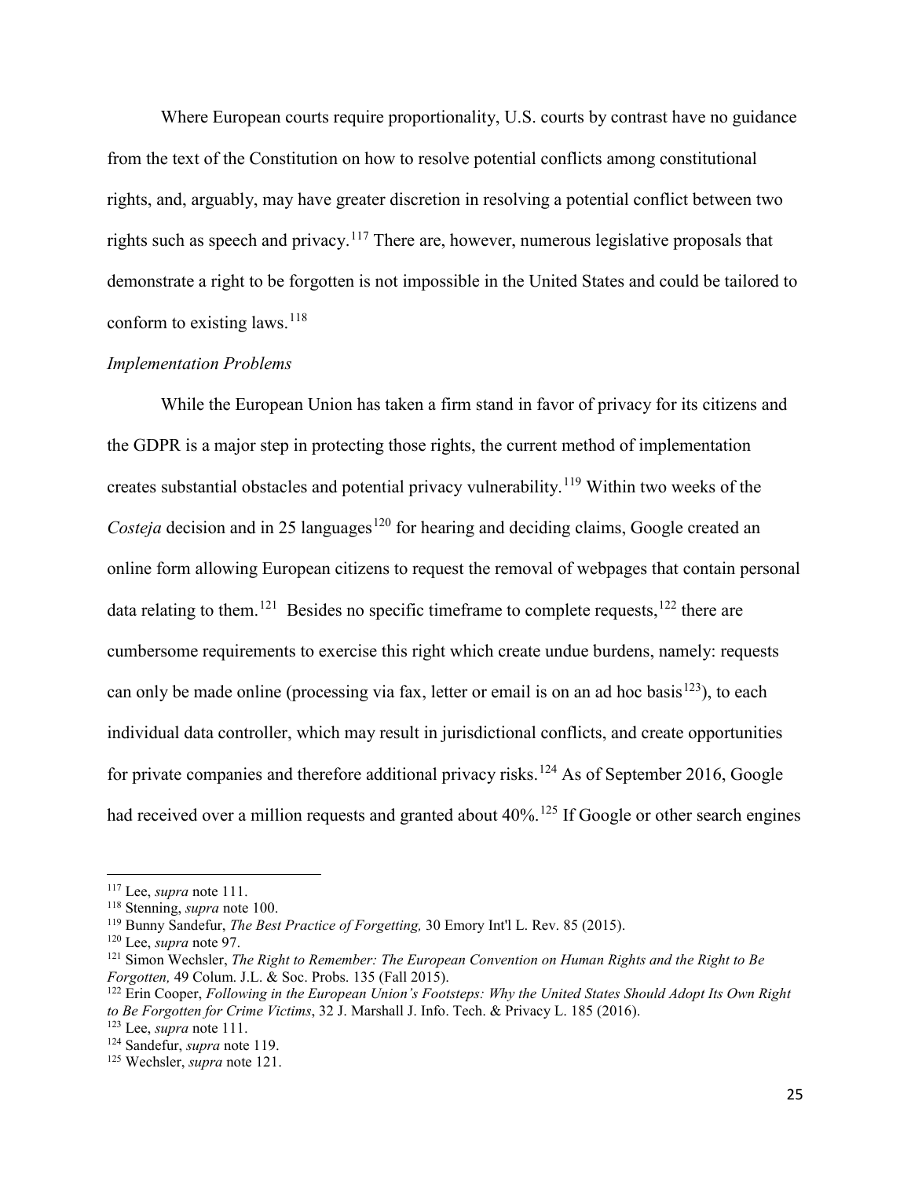Where European courts require proportionality, U.S. courts by contrast have no guidance from the text of the Constitution on how to resolve potential conflicts among constitutional rights, and, arguably, may have greater discretion in resolving a potential conflict between two rights such as speech and privacy.[117] There are, however, numerous legislative proposals that demonstrate a right to be forgotten is not impossible in the United States and could be tailored to conform to existing laws.[118]

*Implementation Problems*

While the European Union has taken a firm stand in favor of privacy for its citizens and the GDPR is a major step in protecting those rights, the current method of implementation creates substantial obstacles and potential privacy vulnerability.[119] Within two weeks of the *Costeja* decision and in 25 languages[120] for hearing and deciding claims, Google created an online form allowing European citizens to request the removal of webpages that contain personal data relating to them.[121] Besides no specific timeframe to complete requests,[122] there are cumbersome requirements to exercise this right which create undue burdens, namely: requests can only be made online (processing via fax, letter or email is on an ad hoc basis[123]), to each individual data controller, which may result in jurisdictional conflicts, and create opportunities for private companies and therefore additional privacy risks.[124] As of September 2016, Google had received over a million requests and granted about 40%.[125] If Google or other search engines

---

[117] Lee, *supra* note 111.

[118] Stenning, *supra* note 100.

[119] Bunny Sandefur, *The Best Practice of Forgetting,* 30 Emory Int'l L. Rev. 85 (2015).

[120] Lee, *supra* note 97.

[121] Simon Wechsler, *The Right to Remember: The European Convention on Human Rights and the Right to Be Forgotten,* 49 Colum. J.L. & Soc. Probs. 135 (Fall 2015).

[122] Erin Cooper, *Following in the European Union's Footsteps: Why the United States Should Adopt Its Own Right to Be Forgotten for Crime Victims*, 32 J. Marshall J. Info. Tech. & Privacy L. 185 (2016).

[123] Lee, *supra* note 111.

[124] Sandefur, *supra* note 119.

[125] Wechsler, *supra* note 121.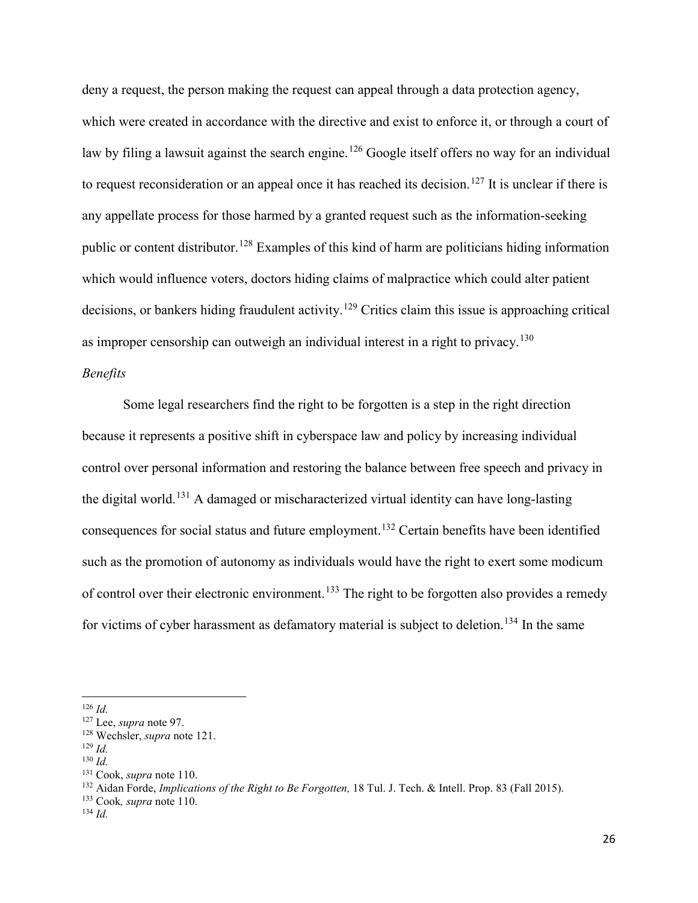deny a request, the person making the request can appeal through a data protection agency, which were created in accordance with the directive and exist to enforce it, or through a court of law by filing a lawsuit against the search engine.[126] Google itself offers no way for an individual to request reconsideration or an appeal once it has reached its decision.[127] It is unclear if there is any appellate process for those harmed by a granted request such as the information-seeking public or content distributor.[128] Examples of this kind of harm are politicians hiding information which would influence voters, doctors hiding claims of malpractice which could alter patient decisions, or bankers hiding fraudulent activity.[129] Critics claim this issue is approaching critical as improper censorship can outweigh an individual interest in a right to privacy.[130]

*Benefits*

Some legal researchers find the right to be forgotten is a step in the right direction because it represents a positive shift in cyberspace law and policy by increasing individual control over personal information and restoring the balance between free speech and privacy in the digital world.[131] A damaged or mischaracterized virtual identity can have long-lasting consequences for social status and future employment.[132] Certain benefits have been identified such as the promotion of autonomy as individuals would have the right to exert some modicum of control over their electronic environment.[133] The right to be forgotten also provides a remedy for victims of cyber harassment as defamatory material is subject to deletion.[134] In the same

---

[126] *Id.*
[127] Lee, *supra* note 97.
[128] Wechsler, *supra* note 121.
[129] *Id.*
[130] *Id.*
[131] Cook, *supra* note 110.
[132] Aidan Forde, *Implications of the Right to Be Forgotten,* 18 Tul. J. Tech. & Intell. Prop. 83 (Fall 2015).
[133] Cook*, supra* note 110.
[134] *Id.*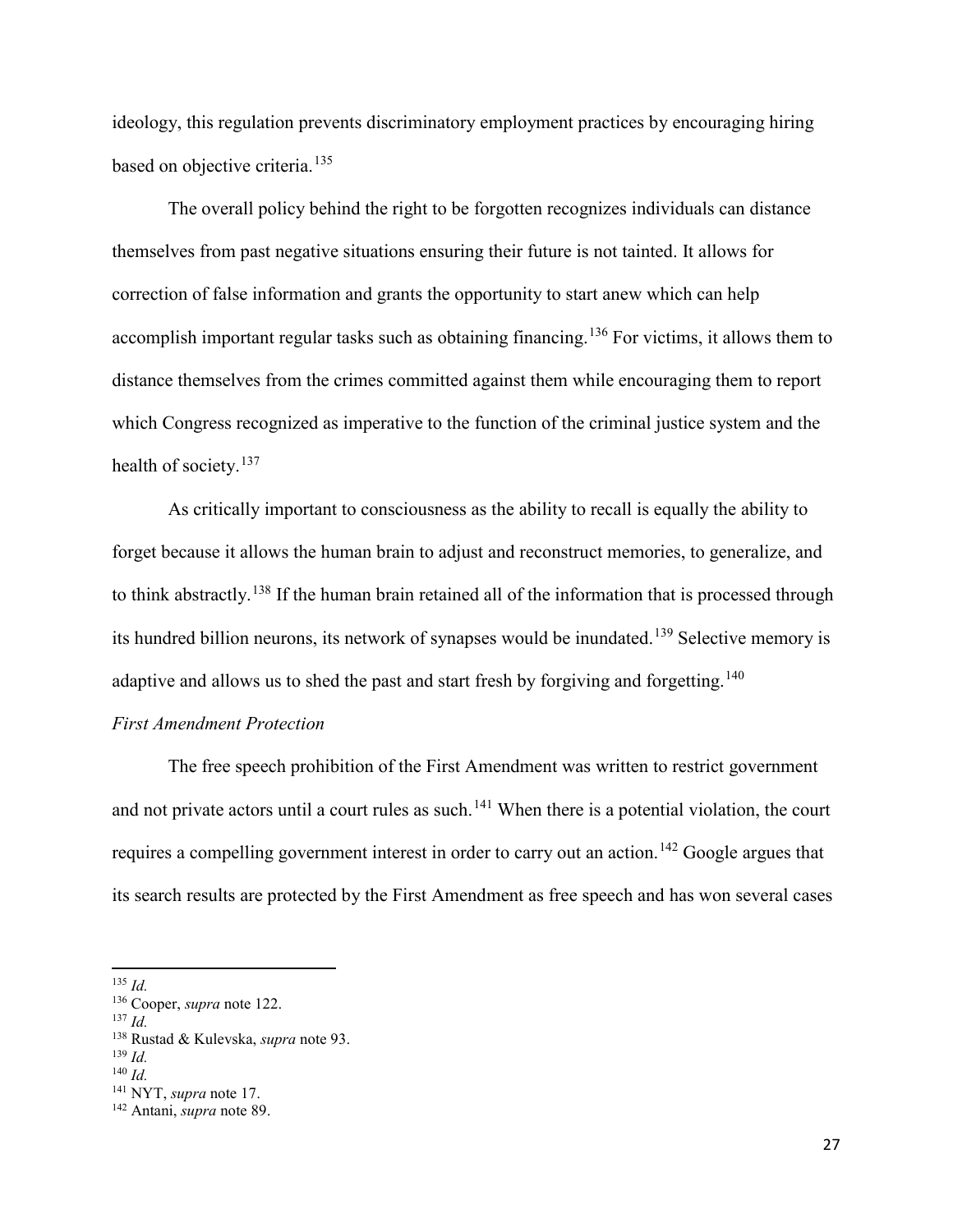ideology, this regulation prevents discriminatory employment practices by encouraging hiring based on objective criteria.[135]

The overall policy behind the right to be forgotten recognizes individuals can distance themselves from past negative situations ensuring their future is not tainted. It allows for correction of false information and grants the opportunity to start anew which can help accomplish important regular tasks such as obtaining financing.[136] For victims, it allows them to distance themselves from the crimes committed against them while encouraging them to report which Congress recognized as imperative to the function of the criminal justice system and the health of society.[137]

As critically important to consciousness as the ability to recall is equally the ability to forget because it allows the human brain to adjust and reconstruct memories, to generalize, and to think abstractly.[138] If the human brain retained all of the information that is processed through its hundred billion neurons, its network of synapses would be inundated.[139] Selective memory is adaptive and allows us to shed the past and start fresh by forgiving and forgetting.[140]

*First Amendment Protection*

The free speech prohibition of the First Amendment was written to restrict government and not private actors until a court rules as such.[141] When there is a potential violation, the court requires a compelling government interest in order to carry out an action.[142] Google argues that its search results are protected by the First Amendment as free speech and has won several cases

---

[135] *Id.*
[136] Cooper, *supra* note 122.
[137] *Id.*
[138] Rustad & Kulevska, *supra* note 93.
[139] *Id.*
[140] *Id.*
[141] NYT, *supra* note 17.
[142] Antani, *supra* note 89.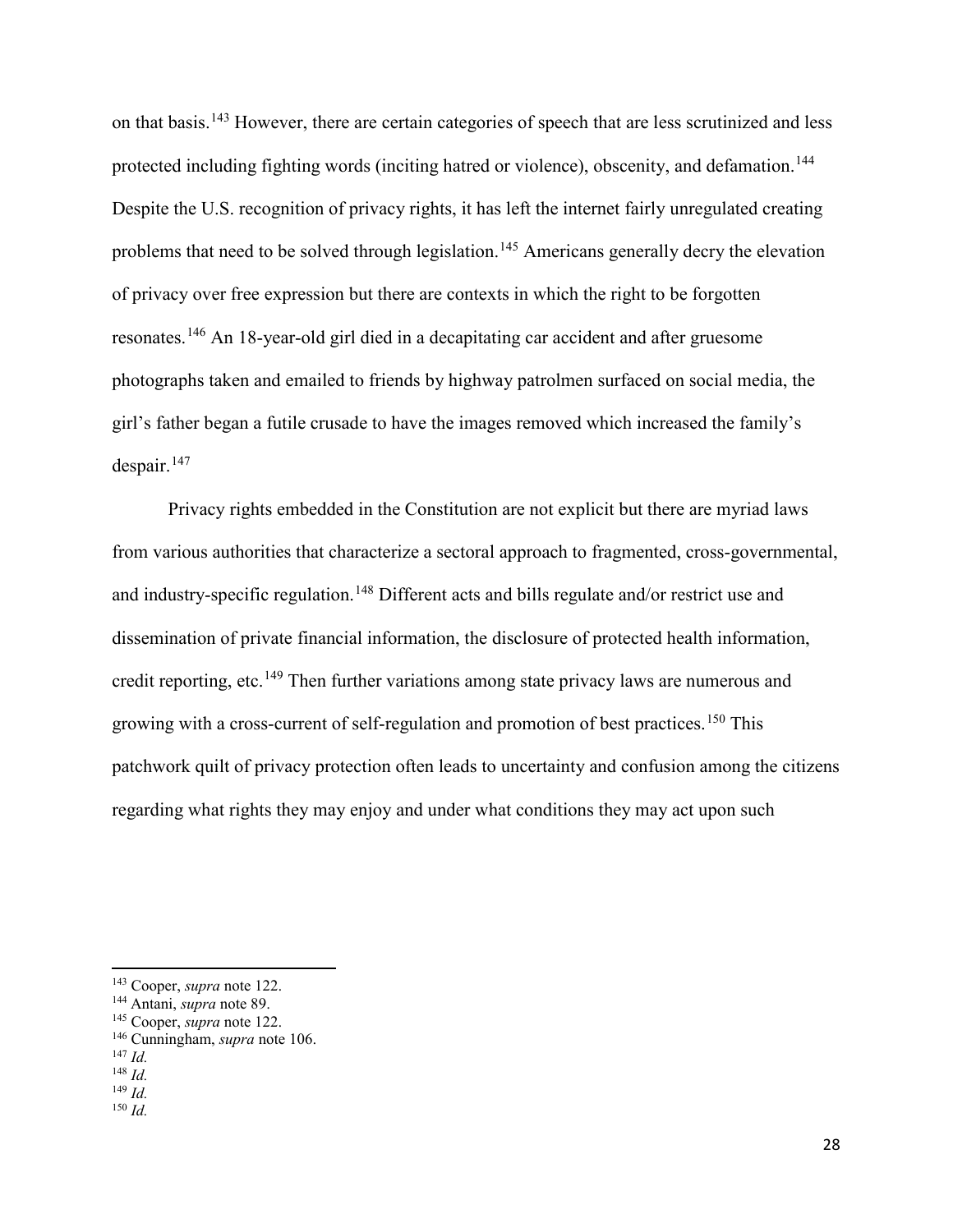on that basis.[143] However, there are certain categories of speech that are less scrutinized and less protected including fighting words (inciting hatred or violence), obscenity, and defamation.[144] Despite the U.S. recognition of privacy rights, it has left the internet fairly unregulated creating problems that need to be solved through legislation.[145] Americans generally decry the elevation of privacy over free expression but there are contexts in which the right to be forgotten resonates.[146] An 18-year-old girl died in a decapitating car accident and after gruesome photographs taken and emailed to friends by highway patrolmen surfaced on social media, the girl's father began a futile crusade to have the images removed which increased the family's despair.[147]

Privacy rights embedded in the Constitution are not explicit but there are myriad laws from various authorities that characterize a sectoral approach to fragmented, cross-governmental, and industry-specific regulation.[148] Different acts and bills regulate and/or restrict use and dissemination of private financial information, the disclosure of protected health information, credit reporting, etc.[149] Then further variations among state privacy laws are numerous and growing with a cross-current of self-regulation and promotion of best practices.[150] This patchwork quilt of privacy protection often leads to uncertainty and confusion among the citizens regarding what rights they may enjoy and under what conditions they may act upon such

---

[143] Cooper, *supra* note 122.
[144] Antani, *supra* note 89.
[145] Cooper, *supra* note 122.
[146] Cunningham, *supra* note 106.
[147] *Id.*
[148] *Id.*
[149] *Id.*
[150] *Id.*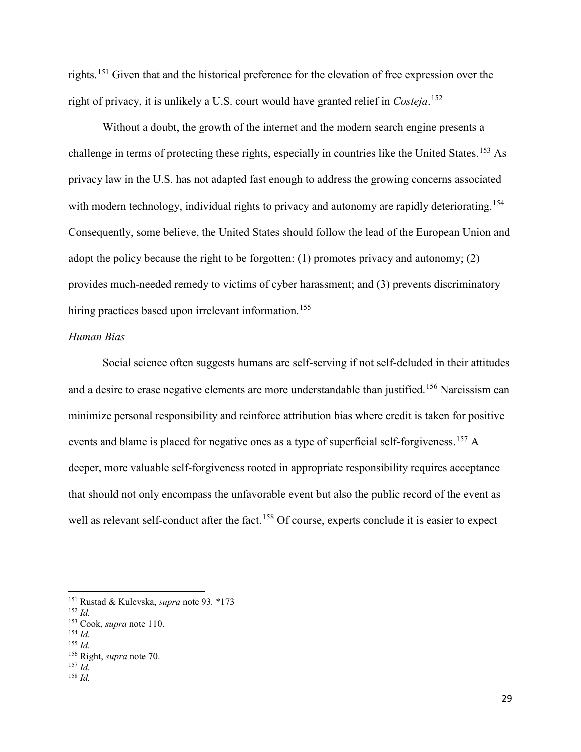rights.[151] Given that and the historical preference for the elevation of free expression over the right of privacy, it is unlikely a U.S. court would have granted relief in *Costeja*.[152]

Without a doubt, the growth of the internet and the modern search engine presents a challenge in terms of protecting these rights, especially in countries like the United States.[153] As privacy law in the U.S. has not adapted fast enough to address the growing concerns associated with modern technology, individual rights to privacy and autonomy are rapidly deteriorating.[154] Consequently, some believe, the United States should follow the lead of the European Union and adopt the policy because the right to be forgotten: (1) promotes privacy and autonomy; (2) provides much-needed remedy to victims of cyber harassment; and (3) prevents discriminatory hiring practices based upon irrelevant information.[155]

*Human Bias*

Social science often suggests humans are self-serving if not self-deluded in their attitudes and a desire to erase negative elements are more understandable than justified.[156] Narcissism can minimize personal responsibility and reinforce attribution bias where credit is taken for positive events and blame is placed for negative ones as a type of superficial self-forgiveness.[157] A deeper, more valuable self-forgiveness rooted in appropriate responsibility requires acceptance that should not only encompass the unfavorable event but also the public record of the event as well as relevant self-conduct after the fact.[158] Of course, experts conclude it is easier to expect

---

[151] Rustad & Kulevska, *supra* note 93. *173

[152] *Id.*

[153] Cook, *supra* note 110.

[154] *Id.*

[155] *Id.*

[156] Right, *supra* note 70.

[157] *Id.*

[158] *Id.*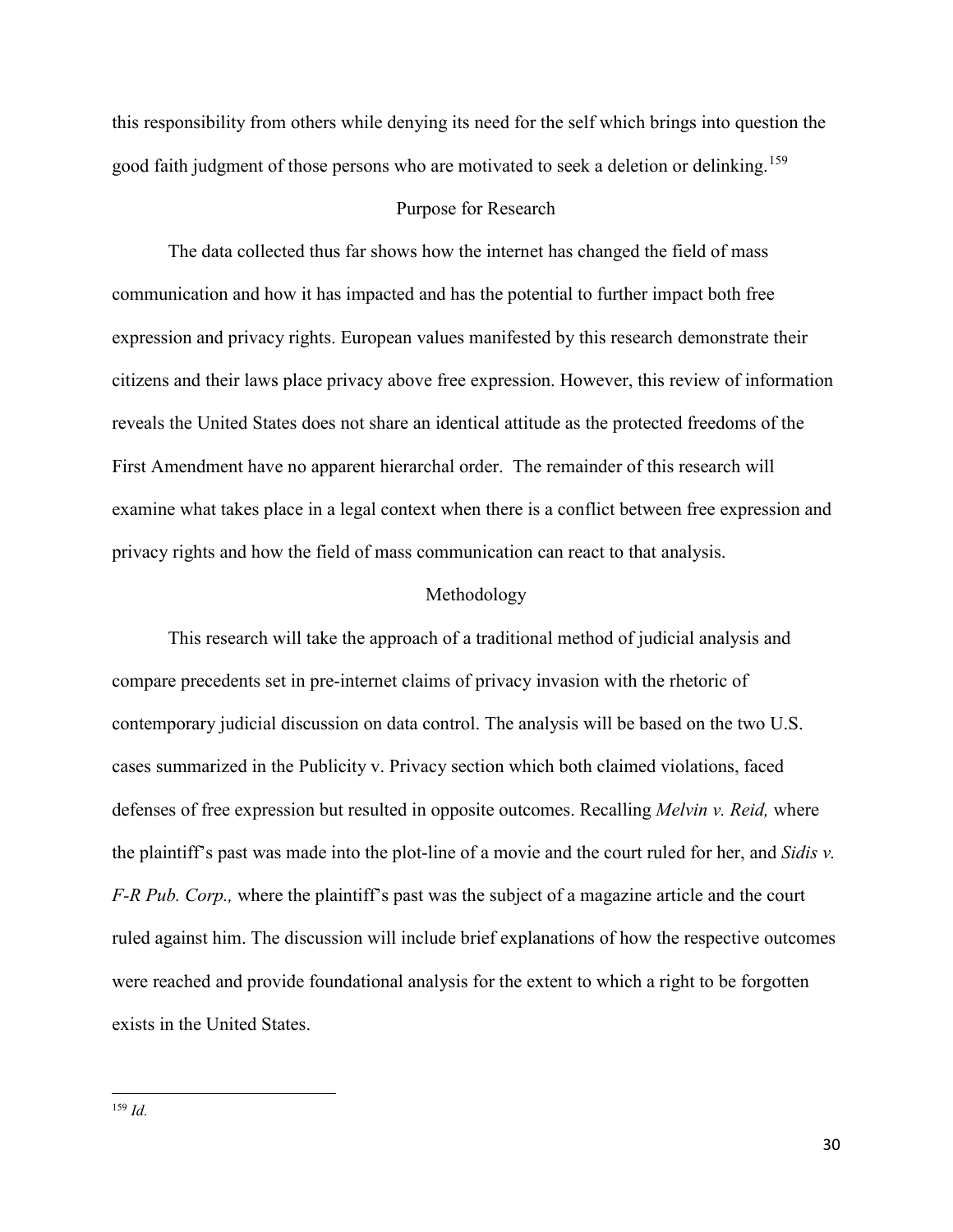this responsibility from others while denying its need for the self which brings into question the good faith judgment of those persons who are motivated to seek a deletion or delinking.[159]

## Purpose for Research

The data collected thus far shows how the internet has changed the field of mass communication and how it has impacted and has the potential to further impact both free expression and privacy rights. European values manifested by this research demonstrate their citizens and their laws place privacy above free expression. However, this review of information reveals the United States does not share an identical attitude as the protected freedoms of the First Amendment have no apparent hierarchal order. The remainder of this research will examine what takes place in a legal context when there is a conflict between free expression and privacy rights and how the field of mass communication can react to that analysis.

## Methodology

This research will take the approach of a traditional method of judicial analysis and compare precedents set in pre-internet claims of privacy invasion with the rhetoric of contemporary judicial discussion on data control. The analysis will be based on the two U.S. cases summarized in the Publicity v. Privacy section which both claimed violations, faced defenses of free expression but resulted in opposite outcomes. Recalling *Melvin v. Reid,* where the plaintiff's past was made into the plot-line of a movie and the court ruled for her, and *Sidis v. F-R Pub. Corp.,* where the plaintiff's past was the subject of a magazine article and the court ruled against him. The discussion will include brief explanations of how the respective outcomes were reached and provide foundational analysis for the extent to which a right to be forgotten exists in the United States.

---

[159] *Id.*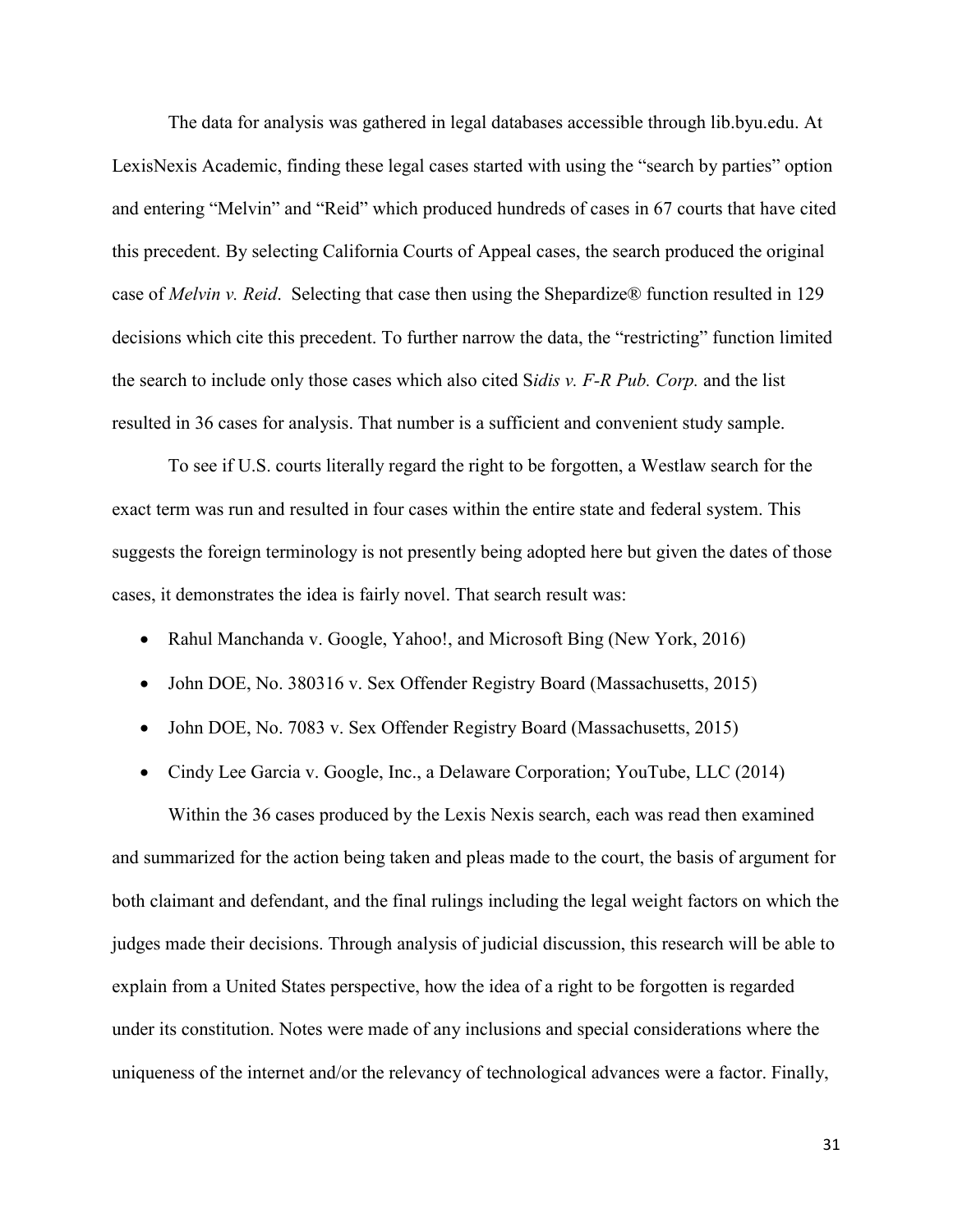The data for analysis was gathered in legal databases accessible through lib.byu.edu. At LexisNexis Academic, finding these legal cases started with using the "search by parties" option and entering "Melvin" and "Reid" which produced hundreds of cases in 67 courts that have cited this precedent. By selecting California Courts of Appeal cases, the search produced the original case of *Melvin v. Reid*. Selecting that case then using the Shepardize® function resulted in 129 decisions which cite this precedent. To further narrow the data, the "restricting" function limited the search to include only those cases which also cited S*idis v. F-R Pub. Corp.* and the list resulted in 36 cases for analysis. That number is a sufficient and convenient study sample.

To see if U.S. courts literally regard the right to be forgotten, a Westlaw search for the exact term was run and resulted in four cases within the entire state and federal system. This suggests the foreign terminology is not presently being adopted here but given the dates of those cases, it demonstrates the idea is fairly novel. That search result was:

- Rahul Manchanda v. Google, Yahoo!, and Microsoft Bing (New York, 2016)
- John DOE, No. 380316 v. Sex Offender Registry Board (Massachusetts, 2015)
- John DOE, No. 7083 v. Sex Offender Registry Board (Massachusetts, 2015)
- Cindy Lee Garcia v. Google, Inc., a Delaware Corporation; YouTube, LLC (2014)

Within the 36 cases produced by the Lexis Nexis search, each was read then examined and summarized for the action being taken and pleas made to the court, the basis of argument for both claimant and defendant, and the final rulings including the legal weight factors on which the judges made their decisions. Through analysis of judicial discussion, this research will be able to explain from a United States perspective, how the idea of a right to be forgotten is regarded under its constitution. Notes were made of any inclusions and special considerations where the uniqueness of the internet and/or the relevancy of technological advances were a factor. Finally,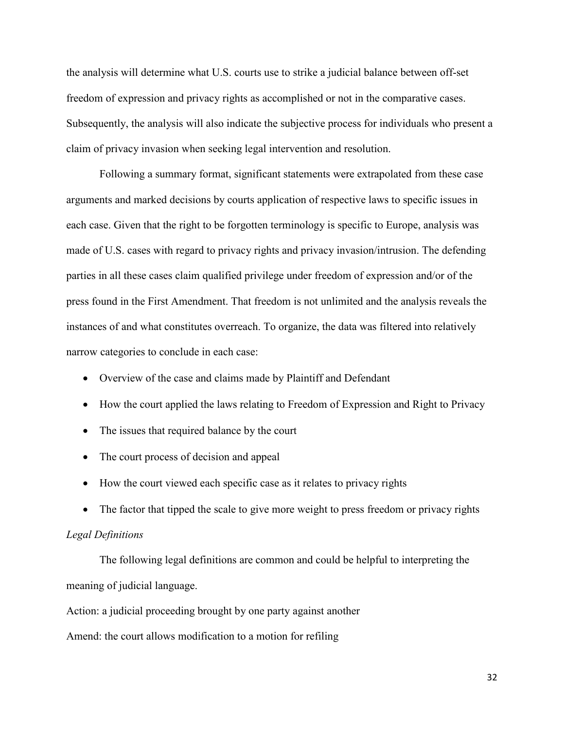the analysis will determine what U.S. courts use to strike a judicial balance between off-set freedom of expression and privacy rights as accomplished or not in the comparative cases. Subsequently, the analysis will also indicate the subjective process for individuals who present a claim of privacy invasion when seeking legal intervention and resolution.

Following a summary format, significant statements were extrapolated from these case arguments and marked decisions by courts application of respective laws to specific issues in each case. Given that the right to be forgotten terminology is specific to Europe, analysis was made of U.S. cases with regard to privacy rights and privacy invasion/intrusion. The defending parties in all these cases claim qualified privilege under freedom of expression and/or of the press found in the First Amendment. That freedom is not unlimited and the analysis reveals the instances of and what constitutes overreach. To organize, the data was filtered into relatively narrow categories to conclude in each case:

- Overview of the case and claims made by Plaintiff and Defendant
- How the court applied the laws relating to Freedom of Expression and Right to Privacy
- The issues that required balance by the court
- The court process of decision and appeal
- How the court viewed each specific case as it relates to privacy rights
- The factor that tipped the scale to give more weight to press freedom or privacy rights

*Legal Definitions*

The following legal definitions are common and could be helpful to interpreting the meaning of judicial language.

Action: a judicial proceeding brought by one party against another

Amend: the court allows modification to a motion for refiling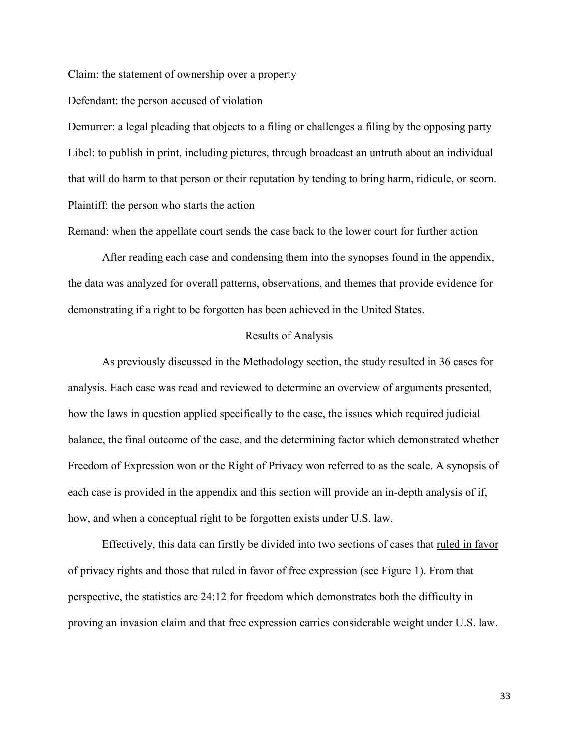Claim: the statement of ownership over a property

Defendant: the person accused of violation

Demurrer: a legal pleading that objects to a filing or challenges a filing by the opposing party

Libel: to publish in print, including pictures, through broadcast an untruth about an individual that will do harm to that person or their reputation by tending to bring harm, ridicule, or scorn.

Plaintiff: the person who starts the action

Remand: when the appellate court sends the case back to the lower court for further action

After reading each case and condensing them into the synopses found in the appendix, the data was analyzed for overall patterns, observations, and themes that provide evidence for demonstrating if a right to be forgotten has been achieved in the United States.

## Results of Analysis

As previously discussed in the Methodology section, the study resulted in 36 cases for analysis. Each case was read and reviewed to determine an overview of arguments presented, how the laws in question applied specifically to the case, the issues which required judicial balance, the final outcome of the case, and the determining factor which demonstrated whether Freedom of Expression won or the Right of Privacy won referred to as the scale. A synopsis of each case is provided in the appendix and this section will provide an in-depth analysis of if, how, and when a conceptual right to be forgotten exists under U.S. law.

Effectively, this data can firstly be divided into two sections of cases that <u>ruled in favor of privacy rights</u> and those that <u>ruled in favor of free expression</u> (see Figure 1). From that perspective, the statistics are 24:12 for freedom which demonstrates both the difficulty in proving an invasion claim and that free expression carries considerable weight under U.S. law.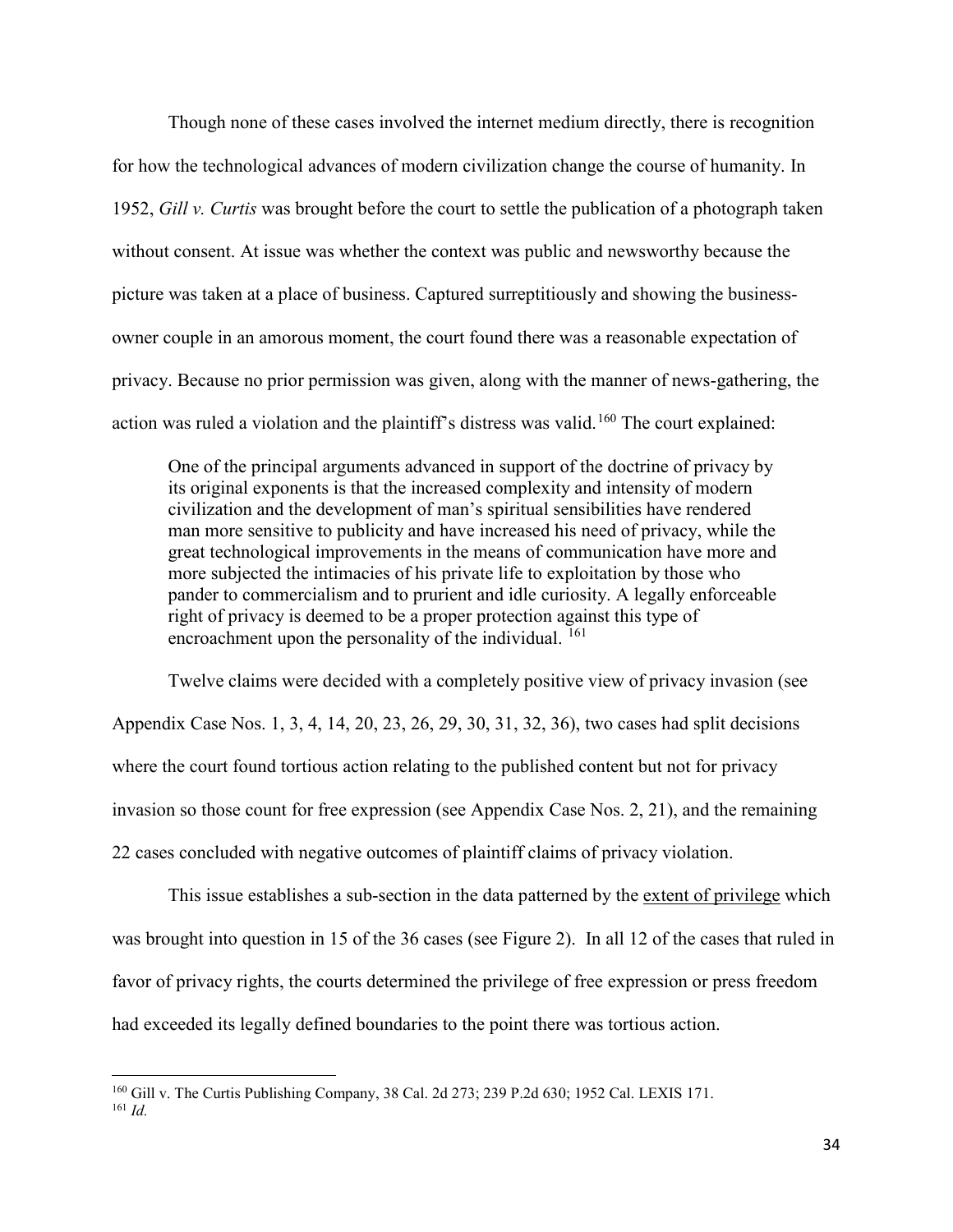Though none of these cases involved the internet medium directly, there is recognition for how the technological advances of modern civilization change the course of humanity. In 1952, *Gill v. Curtis* was brought before the court to settle the publication of a photograph taken without consent. At issue was whether the context was public and newsworthy because the picture was taken at a place of business. Captured surreptitiously and showing the business-owner couple in an amorous moment, the court found there was a reasonable expectation of privacy. Because no prior permission was given, along with the manner of news-gathering, the action was ruled a violation and the plaintiff's distress was valid.[160] The court explained:

> One of the principal arguments advanced in support of the doctrine of privacy by its original exponents is that the increased complexity and intensity of modern civilization and the development of man's spiritual sensibilities have rendered man more sensitive to publicity and have increased his need of privacy, while the great technological improvements in the means of communication have more and more subjected the intimacies of his private life to exploitation by those who pander to commercialism and to prurient and idle curiosity. A legally enforceable right of privacy is deemed to be a proper protection against this type of encroachment upon the personality of the individual. [161]

Twelve claims were decided with a completely positive view of privacy invasion (see Appendix Case Nos. 1, 3, 4, 14, 20, 23, 26, 29, 30, 31, 32, 36), two cases had split decisions where the court found tortious action relating to the published content but not for privacy invasion so those count for free expression (see Appendix Case Nos. 2, 21), and the remaining 22 cases concluded with negative outcomes of plaintiff claims of privacy violation.

This issue establishes a sub-section in the data patterned by the <u>extent of privilege</u> which was brought into question in 15 of the 36 cases (see Figure 2). In all 12 of the cases that ruled in favor of privacy rights, the courts determined the privilege of free expression or press freedom had exceeded its legally defined boundaries to the point there was tortious action.

---

[160] Gill v. The Curtis Publishing Company, 38 Cal. 2d 273; 239 P.2d 630; 1952 Cal. LEXIS 171.

[161] *Id.*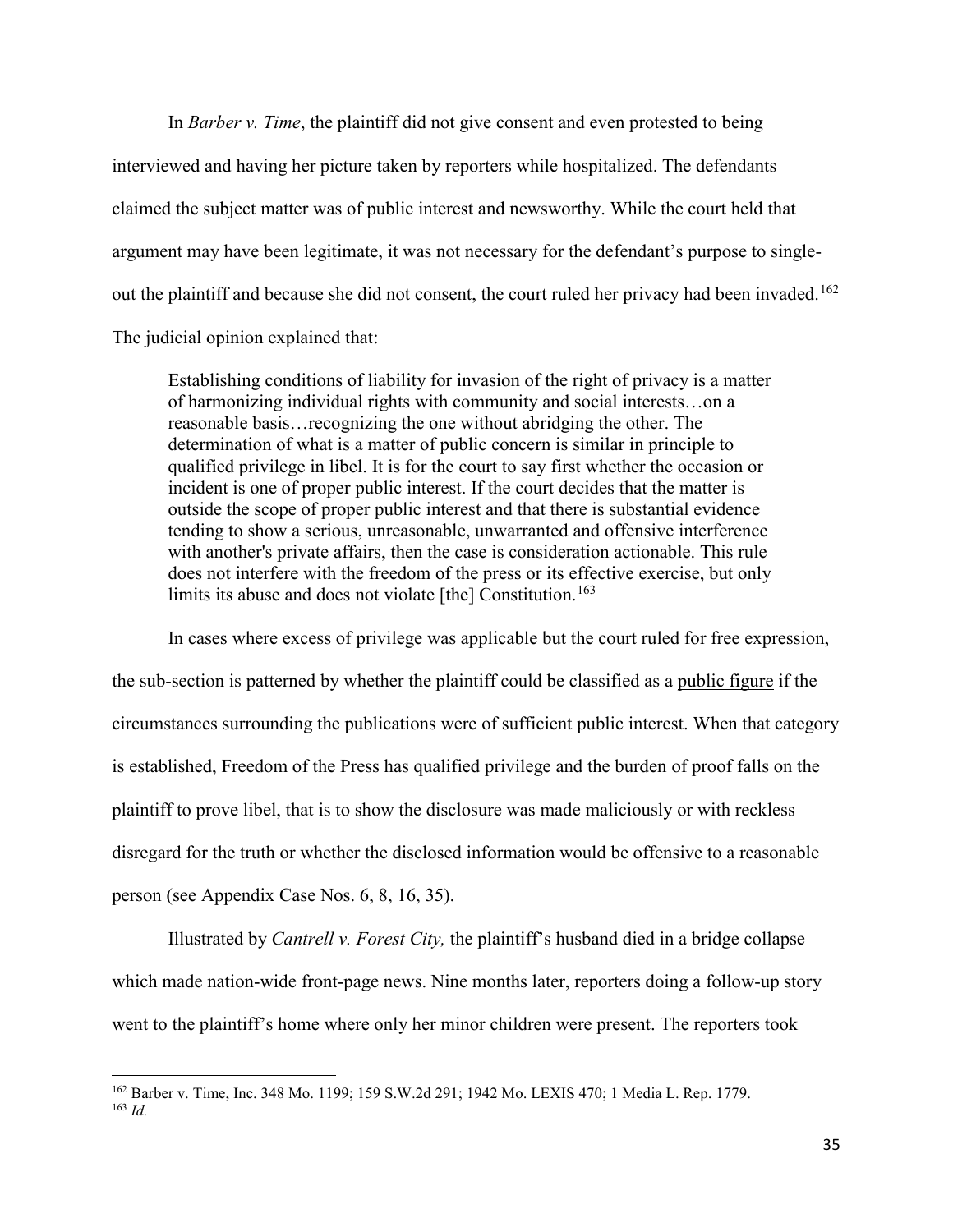In *Barber v. Time*, the plaintiff did not give consent and even protested to being interviewed and having her picture taken by reporters while hospitalized. The defendants claimed the subject matter was of public interest and newsworthy. While the court held that argument may have been legitimate, it was not necessary for the defendant's purpose to single-out the plaintiff and because she did not consent, the court ruled her privacy had been invaded.[162] The judicial opinion explained that:

> Establishing conditions of liability for invasion of the right of privacy is a matter of harmonizing individual rights with community and social interests…on a reasonable basis…recognizing the one without abridging the other. The determination of what is a matter of public concern is similar in principle to qualified privilege in libel. It is for the court to say first whether the occasion or incident is one of proper public interest. If the court decides that the matter is outside the scope of proper public interest and that there is substantial evidence tending to show a serious, unreasonable, unwarranted and offensive interference with another's private affairs, then the case is consideration actionable. This rule does not interfere with the freedom of the press or its effective exercise, but only limits its abuse and does not violate [the] Constitution.[163]

In cases where excess of privilege was applicable but the court ruled for free expression, the sub-section is patterned by whether the plaintiff could be classified as a <u>public figure</u> if the circumstances surrounding the publications were of sufficient public interest. When that category is established, Freedom of the Press has qualified privilege and the burden of proof falls on the plaintiff to prove libel, that is to show the disclosure was made maliciously or with reckless disregard for the truth or whether the disclosed information would be offensive to a reasonable person (see Appendix Case Nos. 6, 8, 16, 35).

Illustrated by *Cantrell v. Forest City,* the plaintiff's husband died in a bridge collapse which made nation-wide front-page news. Nine months later, reporters doing a follow-up story went to the plaintiff's home where only her minor children were present. The reporters took

---

[162] Barber v. Time, Inc. 348 Mo. 1199; 159 S.W.2d 291; 1942 Mo. LEXIS 470; 1 Media L. Rep. 1779.

[163] *Id.*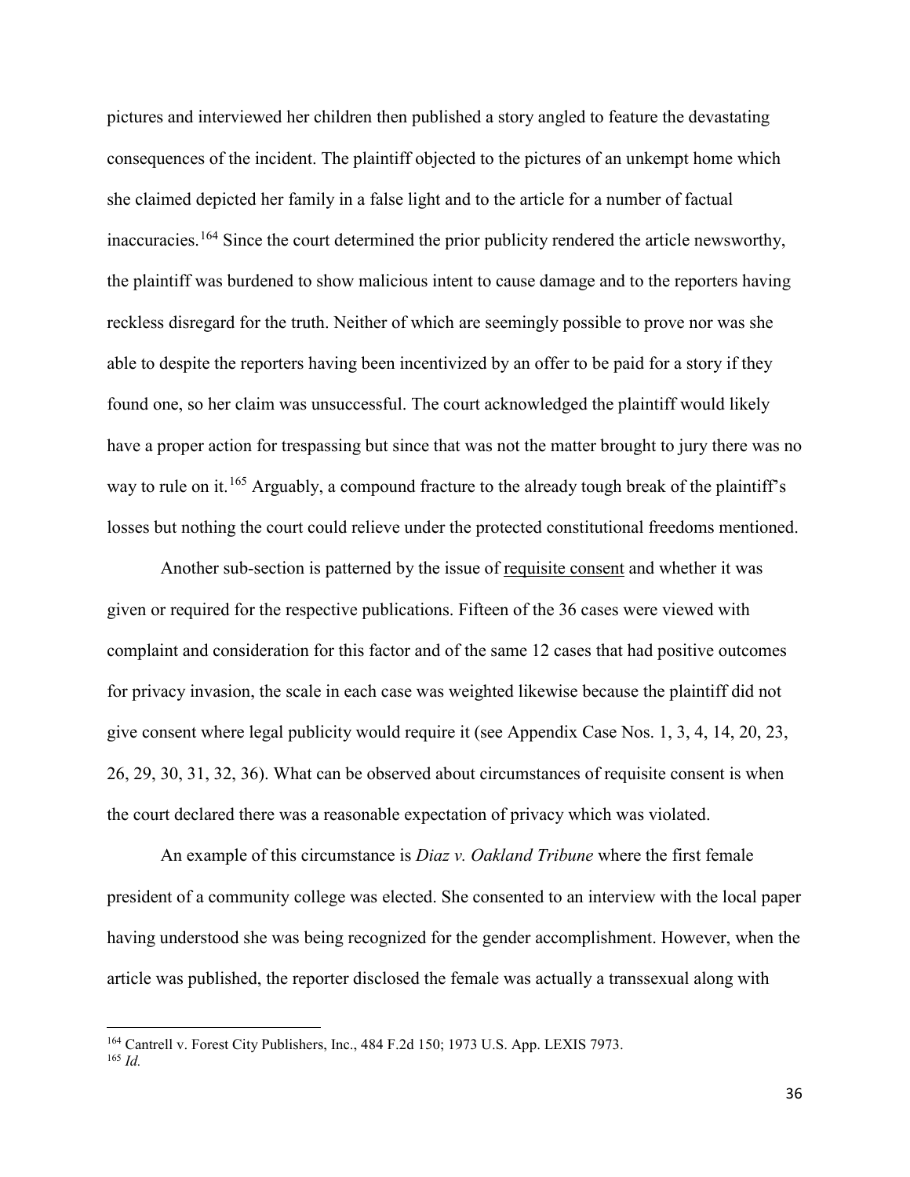pictures and interviewed her children then published a story angled to feature the devastating consequences of the incident. The plaintiff objected to the pictures of an unkempt home which she claimed depicted her family in a false light and to the article for a number of factual inaccuracies.[164] Since the court determined the prior publicity rendered the article newsworthy, the plaintiff was burdened to show malicious intent to cause damage and to the reporters having reckless disregard for the truth. Neither of which are seemingly possible to prove nor was she able to despite the reporters having been incentivized by an offer to be paid for a story if they found one, so her claim was unsuccessful. The court acknowledged the plaintiff would likely have a proper action for trespassing but since that was not the matter brought to jury there was no way to rule on it.[165] Arguably, a compound fracture to the already tough break of the plaintiff's losses but nothing the court could relieve under the protected constitutional freedoms mentioned.

Another sub-section is patterned by the issue of <u>requisite consent</u> and whether it was given or required for the respective publications. Fifteen of the 36 cases were viewed with complaint and consideration for this factor and of the same 12 cases that had positive outcomes for privacy invasion, the scale in each case was weighted likewise because the plaintiff did not give consent where legal publicity would require it (see Appendix Case Nos. 1, 3, 4, 14, 20, 23, 26, 29, 30, 31, 32, 36). What can be observed about circumstances of requisite consent is when the court declared there was a reasonable expectation of privacy which was violated.

An example of this circumstance is *Diaz v. Oakland Tribune* where the first female president of a community college was elected. She consented to an interview with the local paper having understood she was being recognized for the gender accomplishment. However, when the article was published, the reporter disclosed the female was actually a transsexual along with

[164] Cantrell v. Forest City Publishers, Inc., 484 F.2d 150; 1973 U.S. App. LEXIS 7973.

[165] *Id.*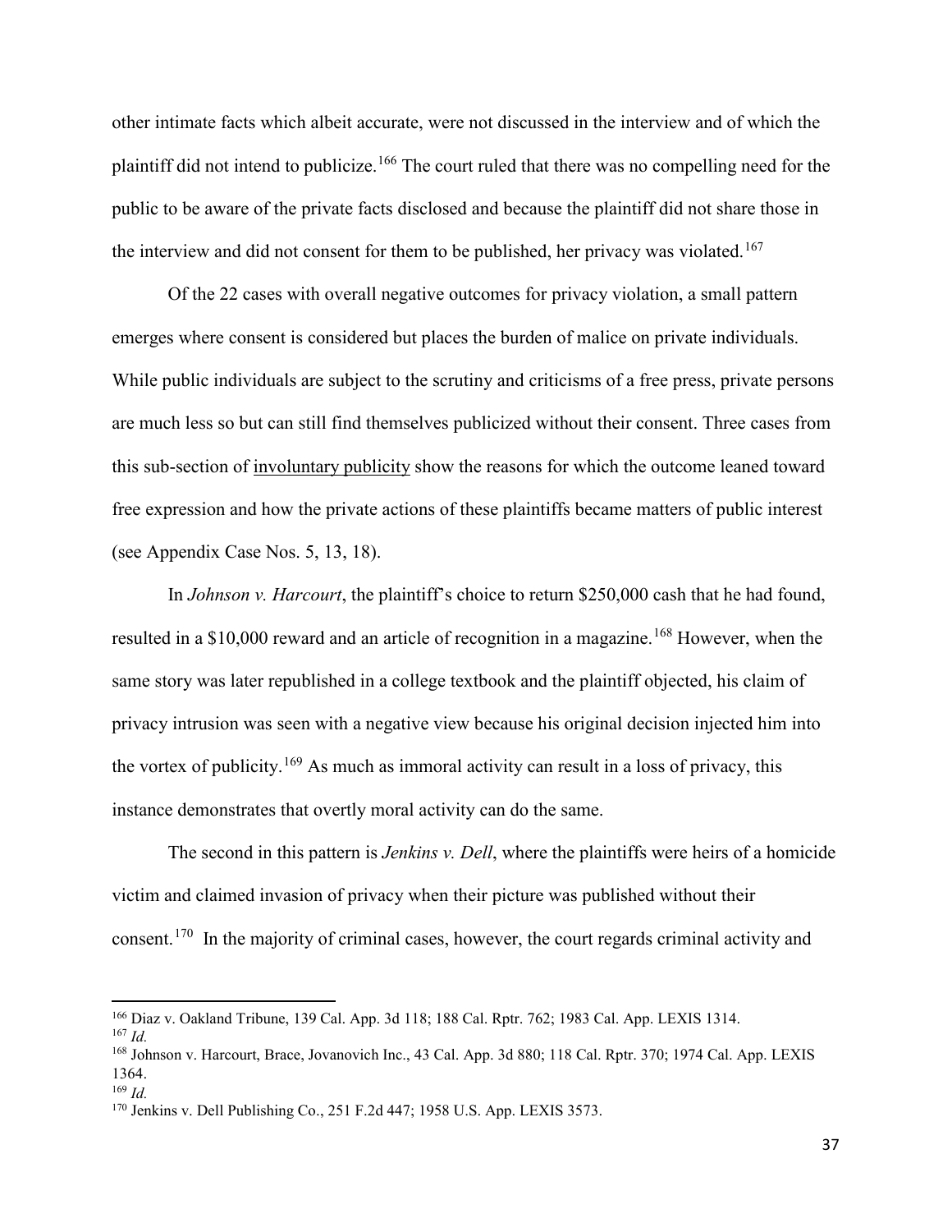other intimate facts which albeit accurate, were not discussed in the interview and of which the plaintiff did not intend to publicize.[166] The court ruled that there was no compelling need for the public to be aware of the private facts disclosed and because the plaintiff did not share those in the interview and did not consent for them to be published, her privacy was violated.[167]

Of the 22 cases with overall negative outcomes for privacy violation, a small pattern emerges where consent is considered but places the burden of malice on private individuals. While public individuals are subject to the scrutiny and criticisms of a free press, private persons are much less so but can still find themselves publicized without their consent. Three cases from this sub-section of involuntary publicity show the reasons for which the outcome leaned toward free expression and how the private actions of these plaintiffs became matters of public interest (see Appendix Case Nos. 5, 13, 18).

In *Johnson v. Harcourt*, the plaintiff's choice to return $250,000 cash that he had found, resulted in a $10,000 reward and an article of recognition in a magazine.[168] However, when the same story was later republished in a college textbook and the plaintiff objected, his claim of privacy intrusion was seen with a negative view because his original decision injected him into the vortex of publicity.[169] As much as immoral activity can result in a loss of privacy, this instance demonstrates that overtly moral activity can do the same.

The second in this pattern is *Jenkins v. Dell*, where the plaintiffs were heirs of a homicide victim and claimed invasion of privacy when their picture was published without their consent.[170] In the majority of criminal cases, however, the court regards criminal activity and

---

[166] Diaz v. Oakland Tribune, 139 Cal. App. 3d 118; 188 Cal. Rptr. 762; 1983 Cal. App. LEXIS 1314.

[167] *Id.*

[168] Johnson v. Harcourt, Brace, Jovanovich Inc., 43 Cal. App. 3d 880; 118 Cal. Rptr. 370; 1974 Cal. App. LEXIS 1364.

[169] *Id.*

[170] Jenkins v. Dell Publishing Co., 251 F.2d 447; 1958 U.S. App. LEXIS 3573.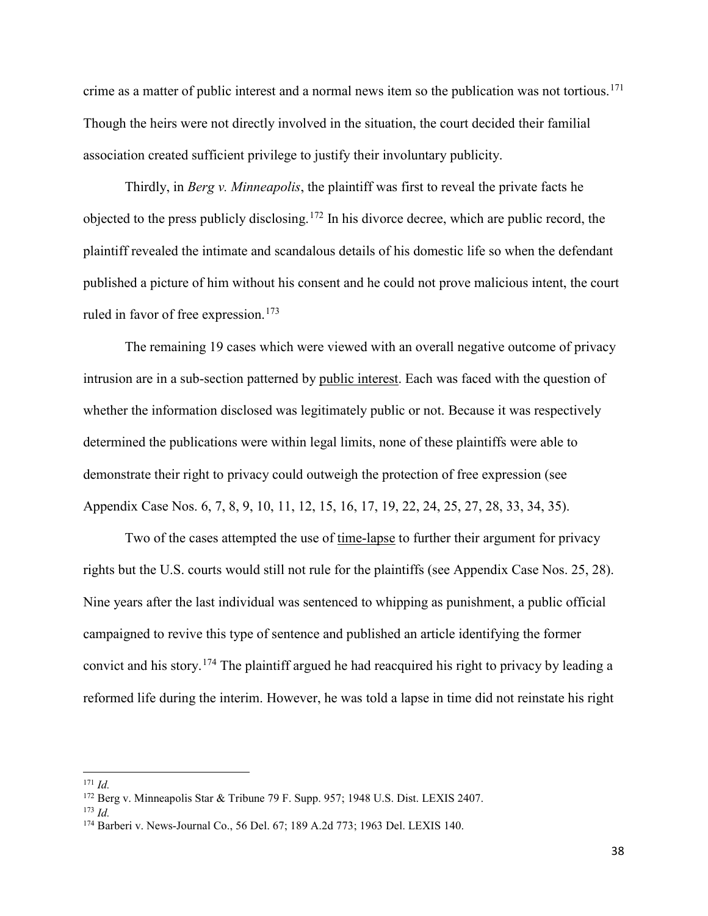crime as a matter of public interest and a normal news item so the publication was not tortious.[171] Though the heirs were not directly involved in the situation, the court decided their familial association created sufficient privilege to justify their involuntary publicity.

Thirdly, in *Berg v. Minneapolis*, the plaintiff was first to reveal the private facts he objected to the press publicly disclosing.[172] In his divorce decree, which are public record, the plaintiff revealed the intimate and scandalous details of his domestic life so when the defendant published a picture of him without his consent and he could not prove malicious intent, the court ruled in favor of free expression.[173]

The remaining 19 cases which were viewed with an overall negative outcome of privacy intrusion are in a sub-section patterned by <u>public interest</u>. Each was faced with the question of whether the information disclosed was legitimately public or not. Because it was respectively determined the publications were within legal limits, none of these plaintiffs were able to demonstrate their right to privacy could outweigh the protection of free expression (see Appendix Case Nos. 6, 7, 8, 9, 10, 11, 12, 15, 16, 17, 19, 22, 24, 25, 27, 28, 33, 34, 35).

Two of the cases attempted the use of <u>time-lapse</u> to further their argument for privacy rights but the U.S. courts would still not rule for the plaintiffs (see Appendix Case Nos. 25, 28). Nine years after the last individual was sentenced to whipping as punishment, a public official campaigned to revive this type of sentence and published an article identifying the former convict and his story.[174] The plaintiff argued he had reacquired his right to privacy by leading a reformed life during the interim. However, he was told a lapse in time did not reinstate his right

---

[171] *Id.*

[172] Berg v. Minneapolis Star & Tribune 79 F. Supp. 957; 1948 U.S. Dist. LEXIS 2407.

[173] *Id.*

[174] Barberi v. News-Journal Co., 56 Del. 67; 189 A.2d 773; 1963 Del. LEXIS 140.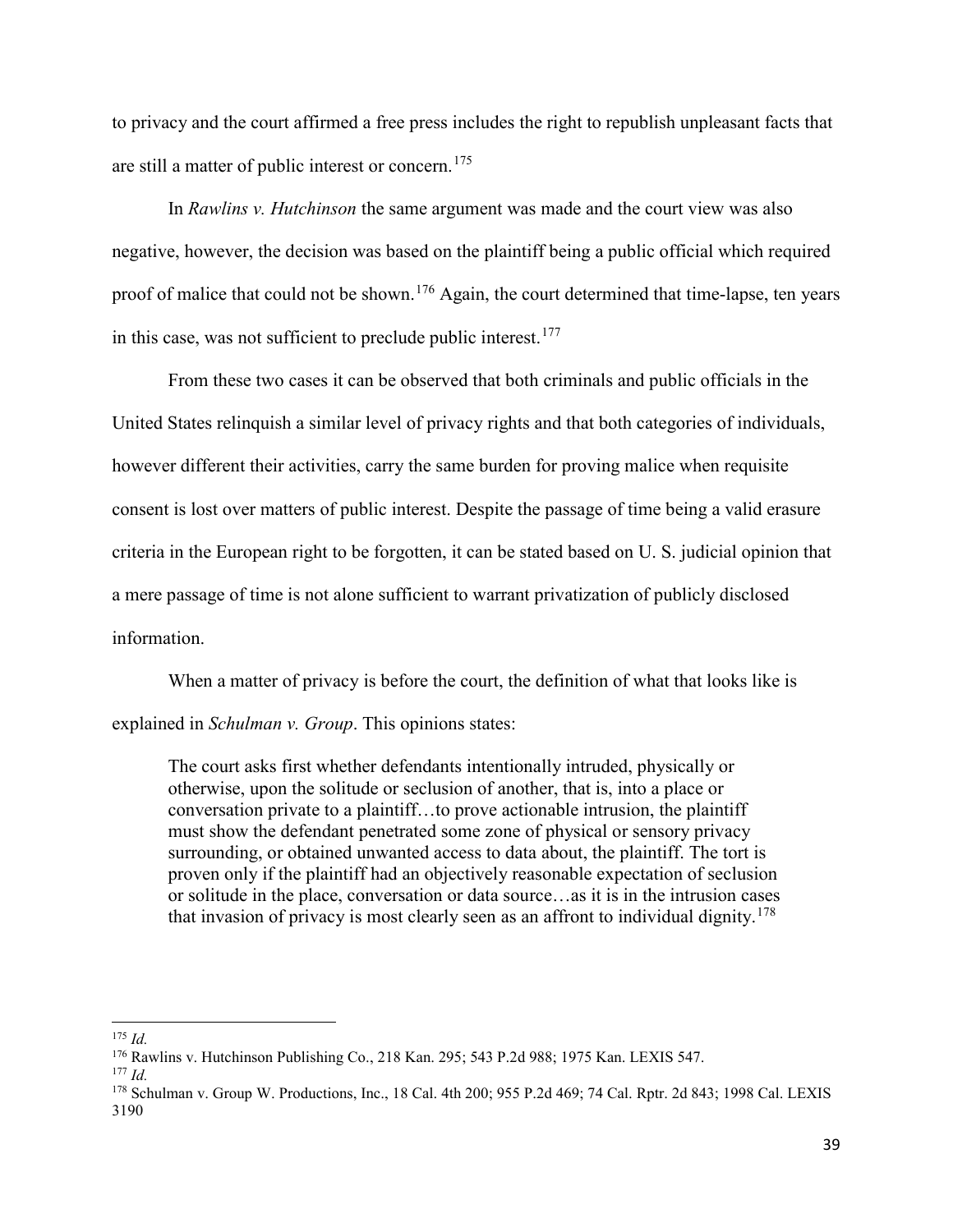to privacy and the court affirmed a free press includes the right to republish unpleasant facts that are still a matter of public interest or concern.[175]

In *Rawlins v. Hutchinson* the same argument was made and the court view was also negative, however, the decision was based on the plaintiff being a public official which required proof of malice that could not be shown.[176] Again, the court determined that time-lapse, ten years in this case, was not sufficient to preclude public interest.[177]

From these two cases it can be observed that both criminals and public officials in the United States relinquish a similar level of privacy rights and that both categories of individuals, however different their activities, carry the same burden for proving malice when requisite consent is lost over matters of public interest. Despite the passage of time being a valid erasure criteria in the European right to be forgotten, it can be stated based on U. S. judicial opinion that a mere passage of time is not alone sufficient to warrant privatization of publicly disclosed information.

When a matter of privacy is before the court, the definition of what that looks like is explained in *Schulman v. Group*. This opinions states:

> The court asks first whether defendants intentionally intruded, physically or otherwise, upon the solitude or seclusion of another, that is, into a place or conversation private to a plaintiff…to prove actionable intrusion, the plaintiff must show the defendant penetrated some zone of physical or sensory privacy surrounding, or obtained unwanted access to data about, the plaintiff. The tort is proven only if the plaintiff had an objectively reasonable expectation of seclusion or solitude in the place, conversation or data source…as it is in the intrusion cases that invasion of privacy is most clearly seen as an affront to individual dignity.[178]

---

[175] *Id.*

[176] Rawlins v. Hutchinson Publishing Co., 218 Kan. 295; 543 P.2d 988; 1975 Kan. LEXIS 547.

[177] *Id.*

[178] Schulman v. Group W. Productions, Inc., 18 Cal. 4th 200; 955 P.2d 469; 74 Cal. Rptr. 2d 843; 1998 Cal. LEXIS 3190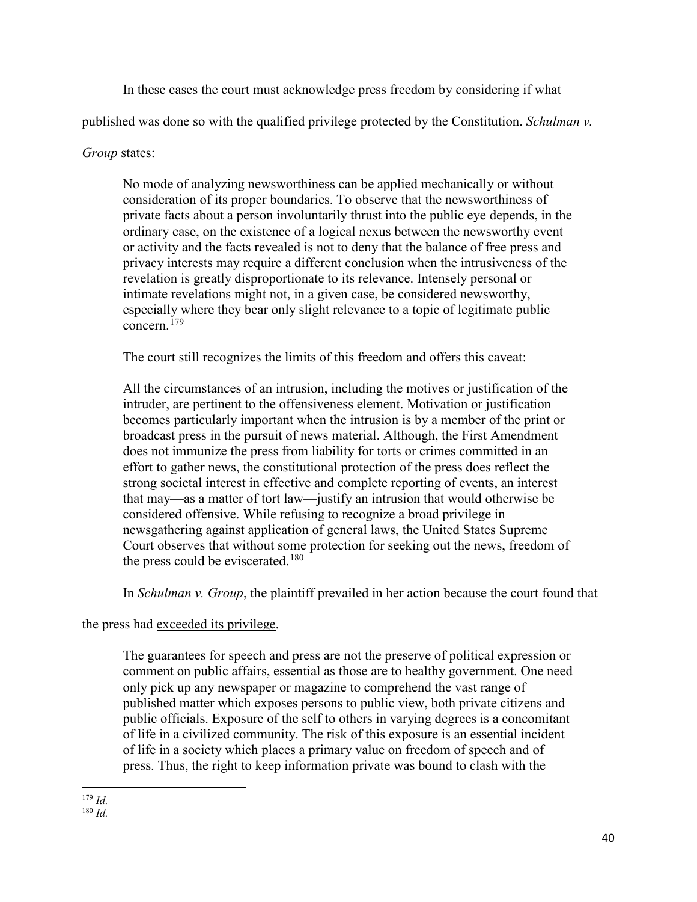In these cases the court must acknowledge press freedom by considering if what published was done so with the qualified privilege protected by the Constitution. *Schulman v. Group* states:

> No mode of analyzing newsworthiness can be applied mechanically or without consideration of its proper boundaries. To observe that the newsworthiness of private facts about a person involuntarily thrust into the public eye depends, in the ordinary case, on the existence of a logical nexus between the newsworthy event or activity and the facts revealed is not to deny that the balance of free press and privacy interests may require a different conclusion when the intrusiveness of the revelation is greatly disproportionate to its relevance. Intensely personal or intimate revelations might not, in a given case, be considered newsworthy, especially where they bear only slight relevance to a topic of legitimate public concern.[179]

The court still recognizes the limits of this freedom and offers this caveat:

> All the circumstances of an intrusion, including the motives or justification of the intruder, are pertinent to the offensiveness element. Motivation or justification becomes particularly important when the intrusion is by a member of the print or broadcast press in the pursuit of news material. Although, the First Amendment does not immunize the press from liability for torts or crimes committed in an effort to gather news, the constitutional protection of the press does reflect the strong societal interest in effective and complete reporting of events, an interest that may—as a matter of tort law—justify an intrusion that would otherwise be considered offensive. While refusing to recognize a broad privilege in newsgathering against application of general laws, the United States Supreme Court observes that without some protection for seeking out the news, freedom of the press could be eviscerated.[180]

In *Schulman v. Group*, the plaintiff prevailed in her action because the court found that the press had <u>exceeded its privilege</u>.

> The guarantees for speech and press are not the preserve of political expression or comment on public affairs, essential as those are to healthy government. One need only pick up any newspaper or magazine to comprehend the vast range of published matter which exposes persons to public view, both private citizens and public officials. Exposure of the self to others in varying degrees is a concomitant of life in a civilized community. The risk of this exposure is an essential incident of life in a society which places a primary value on freedom of speech and of press. Thus, the right to keep information private was bound to clash with the

---

[179] *Id.*

[180] *Id.*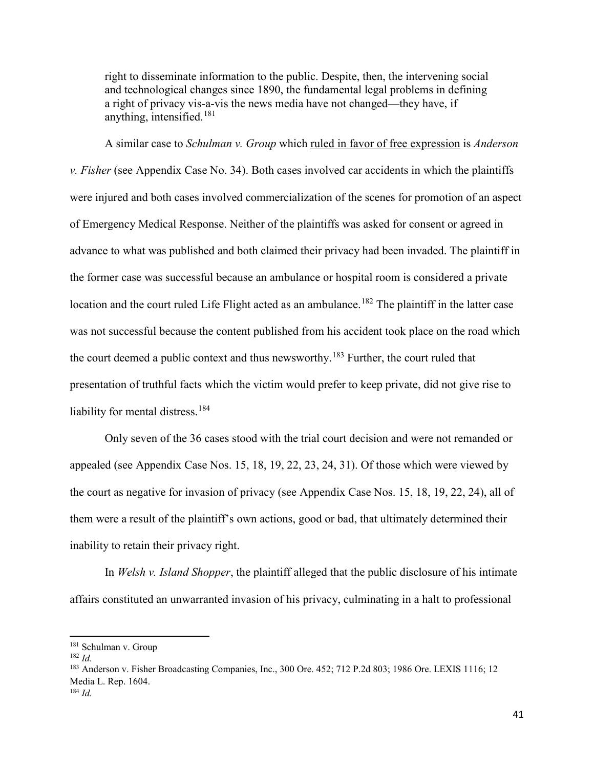right to disseminate information to the public. Despite, then, the intervening social and technological changes since 1890, the fundamental legal problems in defining a right of privacy vis-a-vis the news media have not changed—they have, if anything, intensified.[181]

A similar case to *Schulman v. Group* which ruled in favor of free expression is *Anderson v. Fisher* (see Appendix Case No. 34). Both cases involved car accidents in which the plaintiffs were injured and both cases involved commercialization of the scenes for promotion of an aspect of Emergency Medical Response. Neither of the plaintiffs was asked for consent or agreed in advance to what was published and both claimed their privacy had been invaded. The plaintiff in the former case was successful because an ambulance or hospital room is considered a private location and the court ruled Life Flight acted as an ambulance.[182] The plaintiff in the latter case was not successful because the content published from his accident took place on the road which the court deemed a public context and thus newsworthy.[183] Further, the court ruled that presentation of truthful facts which the victim would prefer to keep private, did not give rise to liability for mental distress.[184]

Only seven of the 36 cases stood with the trial court decision and were not remanded or appealed (see Appendix Case Nos. 15, 18, 19, 22, 23, 24, 31). Of those which were viewed by the court as negative for invasion of privacy (see Appendix Case Nos. 15, 18, 19, 22, 24), all of them were a result of the plaintiff's own actions, good or bad, that ultimately determined their inability to retain their privacy right.

In *Welsh v. Island Shopper*, the plaintiff alleged that the public disclosure of his intimate affairs constituted an unwarranted invasion of his privacy, culminating in a halt to professional

---

[181] Schulman v. Group

[182] *Id.*

[183] Anderson v. Fisher Broadcasting Companies, Inc., 300 Ore. 452; 712 P.2d 803; 1986 Ore. LEXIS 1116; 12 Media L. Rep. 1604.

[184] *Id.*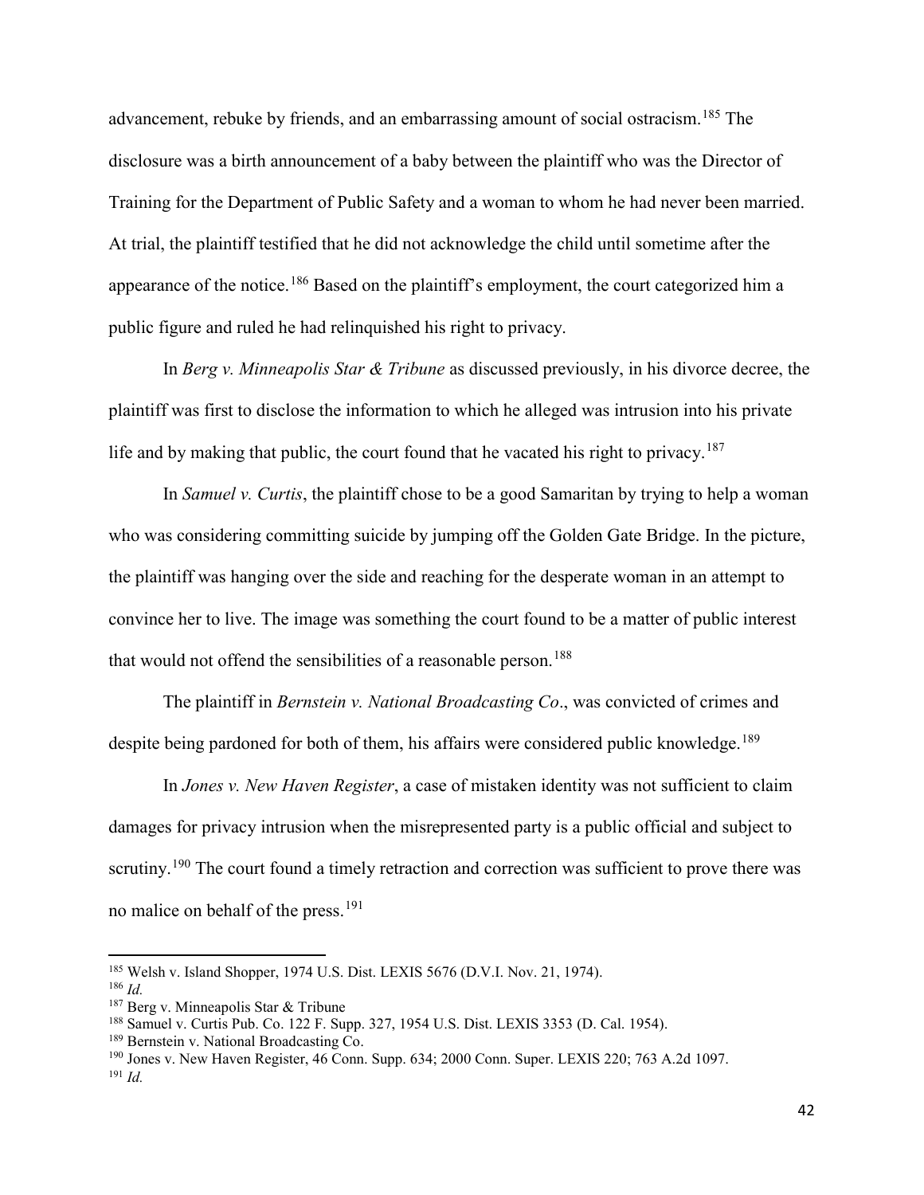advancement, rebuke by friends, and an embarrassing amount of social ostracism.[185] The disclosure was a birth announcement of a baby between the plaintiff who was the Director of Training for the Department of Public Safety and a woman to whom he had never been married. At trial, the plaintiff testified that he did not acknowledge the child until sometime after the appearance of the notice.[186] Based on the plaintiff's employment, the court categorized him a public figure and ruled he had relinquished his right to privacy.

In *Berg v. Minneapolis Star & Tribune* as discussed previously, in his divorce decree, the plaintiff was first to disclose the information to which he alleged was intrusion into his private life and by making that public, the court found that he vacated his right to privacy.[187]

In *Samuel v. Curtis*, the plaintiff chose to be a good Samaritan by trying to help a woman who was considering committing suicide by jumping off the Golden Gate Bridge. In the picture, the plaintiff was hanging over the side and reaching for the desperate woman in an attempt to convince her to live. The image was something the court found to be a matter of public interest that would not offend the sensibilities of a reasonable person.[188]

The plaintiff in *Bernstein v. National Broadcasting Co*., was convicted of crimes and despite being pardoned for both of them, his affairs were considered public knowledge.[189]

In *Jones v. New Haven Register*, a case of mistaken identity was not sufficient to claim damages for privacy intrusion when the misrepresented party is a public official and subject to scrutiny.[190] The court found a timely retraction and correction was sufficient to prove there was no malice on behalf of the press.[191]

---

[185] Welsh v. Island Shopper, 1974 U.S. Dist. LEXIS 5676 (D.V.I. Nov. 21, 1974).
[186] *Id.*
[187] Berg v. Minneapolis Star & Tribune
[188] Samuel v. Curtis Pub. Co. 122 F. Supp. 327, 1954 U.S. Dist. LEXIS 3353 (D. Cal. 1954).
[189] Bernstein v. National Broadcasting Co.
[190] Jones v. New Haven Register, 46 Conn. Supp. 634; 2000 Conn. Super. LEXIS 220; 763 A.2d 1097.
[191] *Id.*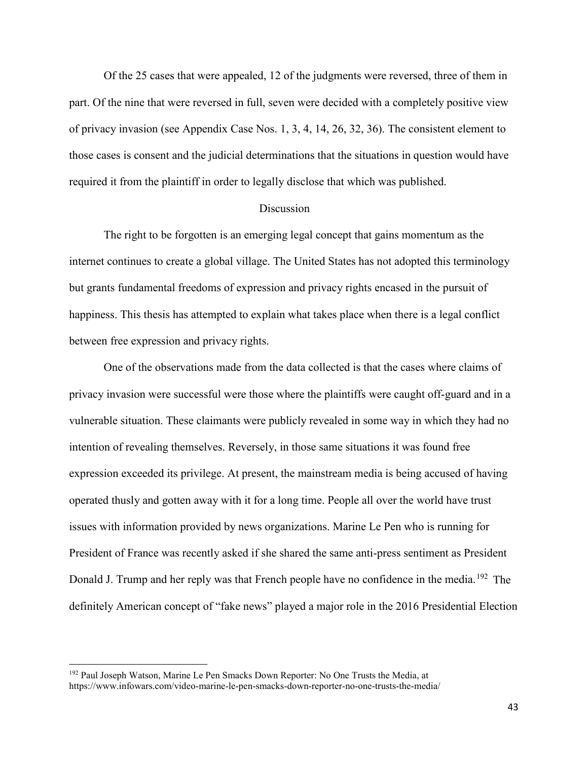Of the 25 cases that were appealed, 12 of the judgments were reversed, three of them in part. Of the nine that were reversed in full, seven were decided with a completely positive view of privacy invasion (see Appendix Case Nos. 1, 3, 4, 14, 26, 32, 36). The consistent element to those cases is consent and the judicial determinations that the situations in question would have required it from the plaintiff in order to legally disclose that which was published.

## Discussion

The right to be forgotten is an emerging legal concept that gains momentum as the internet continues to create a global village. The United States has not adopted this terminology but grants fundamental freedoms of expression and privacy rights encased in the pursuit of happiness. This thesis has attempted to explain what takes place when there is a legal conflict between free expression and privacy rights.

One of the observations made from the data collected is that the cases where claims of privacy invasion were successful were those where the plaintiffs were caught off-guard and in a vulnerable situation. These claimants were publicly revealed in some way in which they had no intention of revealing themselves. Reversely, in those same situations it was found free expression exceeded its privilege. At present, the mainstream media is being accused of having operated thusly and gotten away with it for a long time. People all over the world have trust issues with information provided by news organizations. Marine Le Pen who is running for President of France was recently asked if she shared the same anti-press sentiment as President Donald J. Trump and her reply was that French people have no confidence in the media.[192] The definitely American concept of "fake news" played a major role in the 2016 Presidential Election

---

[192] Paul Joseph Watson, Marine Le Pen Smacks Down Reporter: No One Trusts the Media, at https://www.infowars.com/video-marine-le-pen-smacks-down-reporter-no-one-trusts-the-media/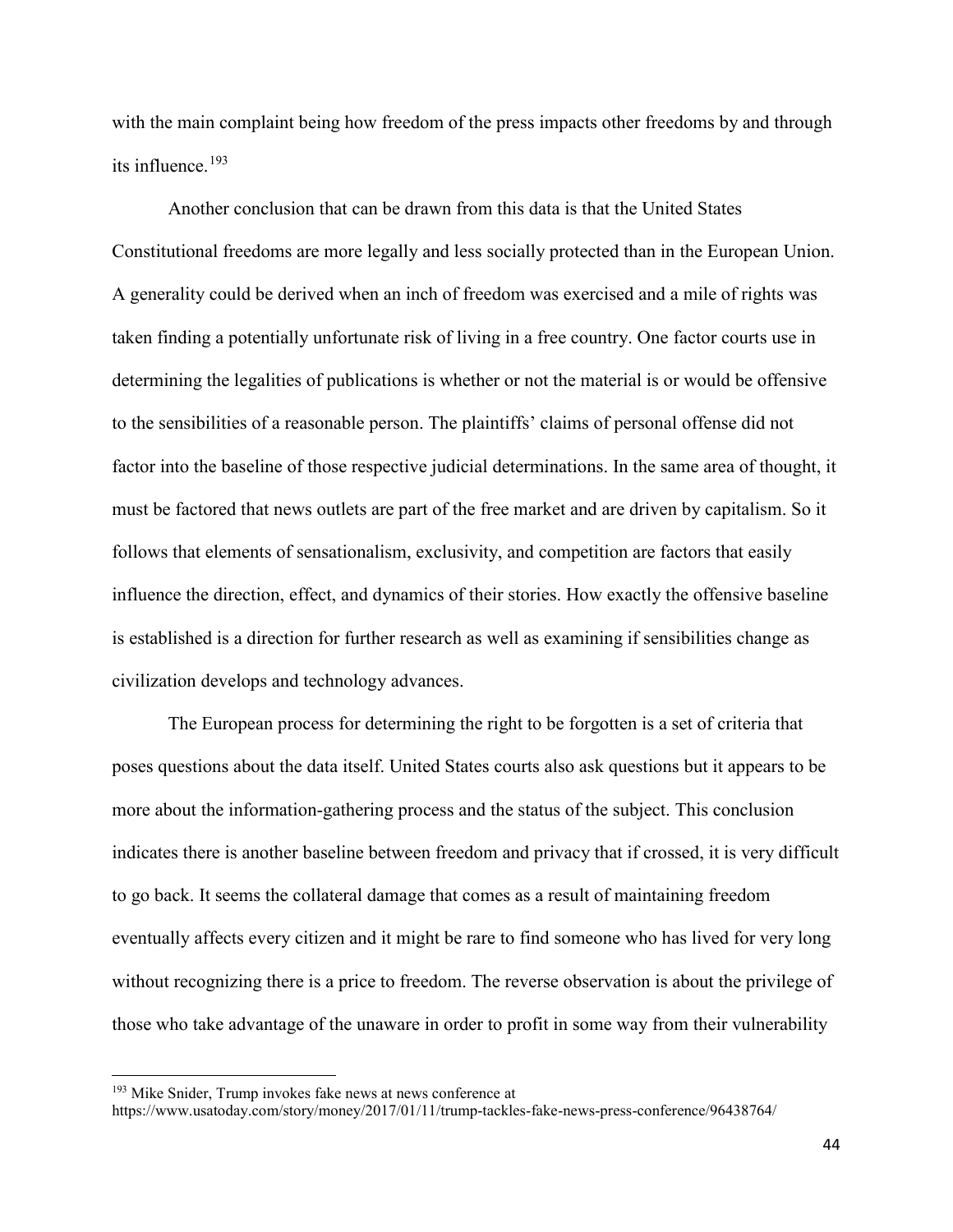with the main complaint being how freedom of the press impacts other freedoms by and through its influence.[193]

Another conclusion that can be drawn from this data is that the United States Constitutional freedoms are more legally and less socially protected than in the European Union. A generality could be derived when an inch of freedom was exercised and a mile of rights was taken finding a potentially unfortunate risk of living in a free country. One factor courts use in determining the legalities of publications is whether or not the material is or would be offensive to the sensibilities of a reasonable person. The plaintiffs' claims of personal offense did not factor into the baseline of those respective judicial determinations. In the same area of thought, it must be factored that news outlets are part of the free market and are driven by capitalism. So it follows that elements of sensationalism, exclusivity, and competition are factors that easily influence the direction, effect, and dynamics of their stories. How exactly the offensive baseline is established is a direction for further research as well as examining if sensibilities change as civilization develops and technology advances.

The European process for determining the right to be forgotten is a set of criteria that poses questions about the data itself. United States courts also ask questions but it appears to be more about the information-gathering process and the status of the subject. This conclusion indicates there is another baseline between freedom and privacy that if crossed, it is very difficult to go back. It seems the collateral damage that comes as a result of maintaining freedom eventually affects every citizen and it might be rare to find someone who has lived for very long without recognizing there is a price to freedom. The reverse observation is about the privilege of those who take advantage of the unaware in order to profit in some way from their vulnerability

---

[193] Mike Snider, Trump invokes fake news at news conference at https://www.usatoday.com/story/money/2017/01/11/trump-tackles-fake-news-press-conference/96438764/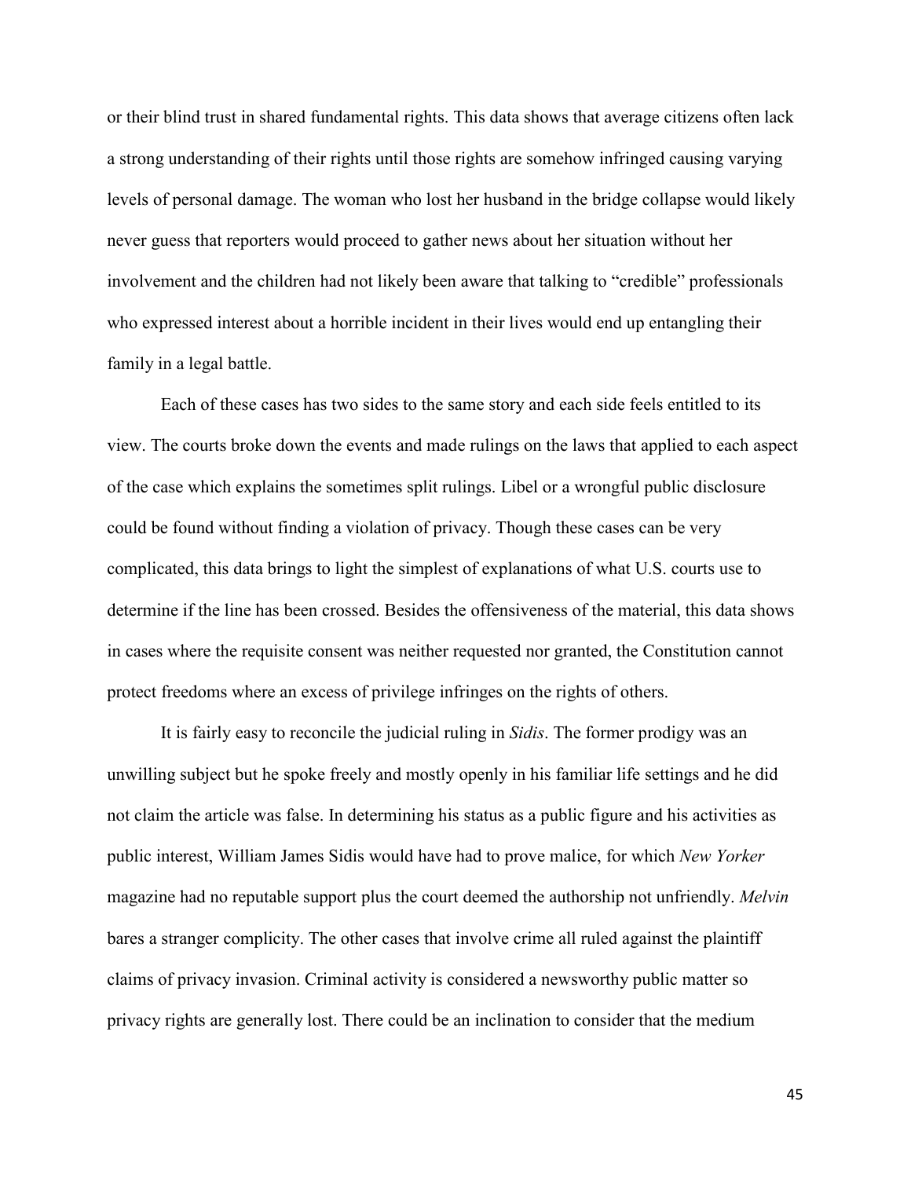or their blind trust in shared fundamental rights. This data shows that average citizens often lack a strong understanding of their rights until those rights are somehow infringed causing varying levels of personal damage. The woman who lost her husband in the bridge collapse would likely never guess that reporters would proceed to gather news about her situation without her involvement and the children had not likely been aware that talking to "credible" professionals who expressed interest about a horrible incident in their lives would end up entangling their family in a legal battle.

Each of these cases has two sides to the same story and each side feels entitled to its view. The courts broke down the events and made rulings on the laws that applied to each aspect of the case which explains the sometimes split rulings. Libel or a wrongful public disclosure could be found without finding a violation of privacy. Though these cases can be very complicated, this data brings to light the simplest of explanations of what U.S. courts use to determine if the line has been crossed. Besides the offensiveness of the material, this data shows in cases where the requisite consent was neither requested nor granted, the Constitution cannot protect freedoms where an excess of privilege infringes on the rights of others.

It is fairly easy to reconcile the judicial ruling in *Sidis*. The former prodigy was an unwilling subject but he spoke freely and mostly openly in his familiar life settings and he did not claim the article was false. In determining his status as a public figure and his activities as public interest, William James Sidis would have had to prove malice, for which *New Yorker* magazine had no reputable support plus the court deemed the authorship not unfriendly. *Melvin* bares a stranger complicity. The other cases that involve crime all ruled against the plaintiff claims of privacy invasion. Criminal activity is considered a newsworthy public matter so privacy rights are generally lost. There could be an inclination to consider that the medium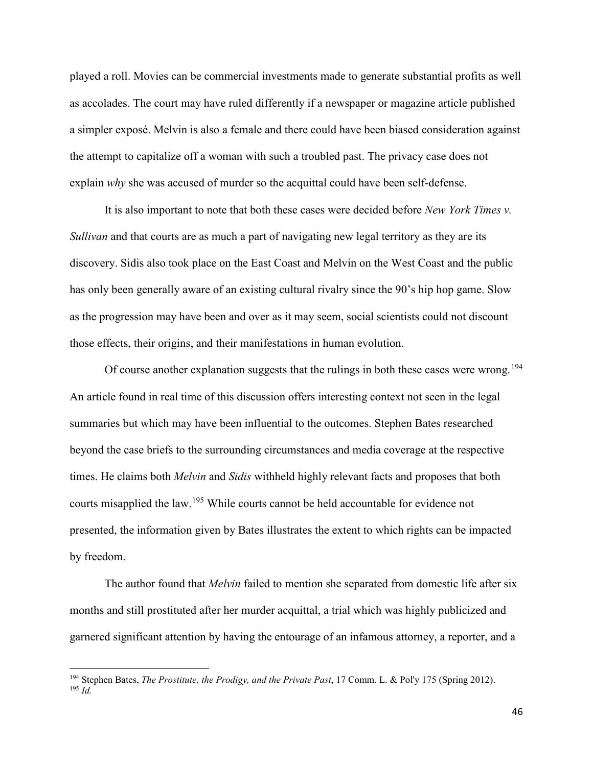played a roll. Movies can be commercial investments made to generate substantial profits as well as accolades. The court may have ruled differently if a newspaper or magazine article published a simpler exposé. Melvin is also a female and there could have been biased consideration against the attempt to capitalize off a woman with such a troubled past. The privacy case does not explain *why* she was accused of murder so the acquittal could have been self-defense.

It is also important to note that both these cases were decided before *New York Times v. Sullivan* and that courts are as much a part of navigating new legal territory as they are its discovery. Sidis also took place on the East Coast and Melvin on the West Coast and the public has only been generally aware of an existing cultural rivalry since the 90's hip hop game. Slow as the progression may have been and over as it may seem, social scientists could not discount those effects, their origins, and their manifestations in human evolution.

Of course another explanation suggests that the rulings in both these cases were wrong.[194] An article found in real time of this discussion offers interesting context not seen in the legal summaries but which may have been influential to the outcomes. Stephen Bates researched beyond the case briefs to the surrounding circumstances and media coverage at the respective times. He claims both *Melvin* and *Sidis* withheld highly relevant facts and proposes that both courts misapplied the law.[195] While courts cannot be held accountable for evidence not presented, the information given by Bates illustrates the extent to which rights can be impacted by freedom.

The author found that *Melvin* failed to mention she separated from domestic life after six months and still prostituted after her murder acquittal, a trial which was highly publicized and garnered significant attention by having the entourage of an infamous attorney, a reporter, and a

---

[194] Stephen Bates, *The Prostitute, the Prodigy, and the Private Past*, 17 Comm. L. & Pol'y 175 (Spring 2012).

[195] *Id.*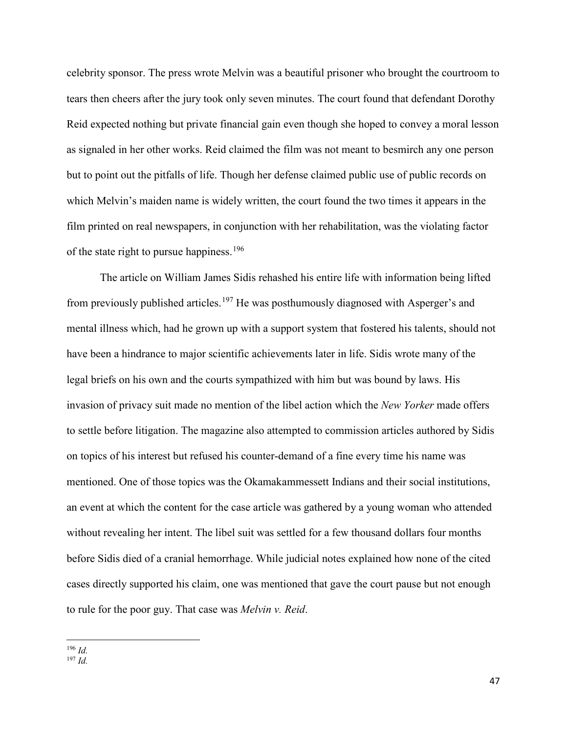celebrity sponsor. The press wrote Melvin was a beautiful prisoner who brought the courtroom to tears then cheers after the jury took only seven minutes. The court found that defendant Dorothy Reid expected nothing but private financial gain even though she hoped to convey a moral lesson as signaled in her other works. Reid claimed the film was not meant to besmirch any one person but to point out the pitfalls of life. Though her defense claimed public use of public records on which Melvin's maiden name is widely written, the court found the two times it appears in the film printed on real newspapers, in conjunction with her rehabilitation, was the violating factor of the state right to pursue happiness.[196]

The article on William James Sidis rehashed his entire life with information being lifted from previously published articles.[197] He was posthumously diagnosed with Asperger's and mental illness which, had he grown up with a support system that fostered his talents, should not have been a hindrance to major scientific achievements later in life. Sidis wrote many of the legal briefs on his own and the courts sympathized with him but was bound by laws. His invasion of privacy suit made no mention of the libel action which the *New Yorker* made offers to settle before litigation. The magazine also attempted to commission articles authored by Sidis on topics of his interest but refused his counter-demand of a fine every time his name was mentioned. One of those topics was the Okamakammessett Indians and their social institutions, an event at which the content for the case article was gathered by a young woman who attended without revealing her intent. The libel suit was settled for a few thousand dollars four months before Sidis died of a cranial hemorrhage. While judicial notes explained how none of the cited cases directly supported his claim, one was mentioned that gave the court pause but not enough to rule for the poor guy. That case was *Melvin v. Reid*.

---

[196] *Id.*
[197] *Id.*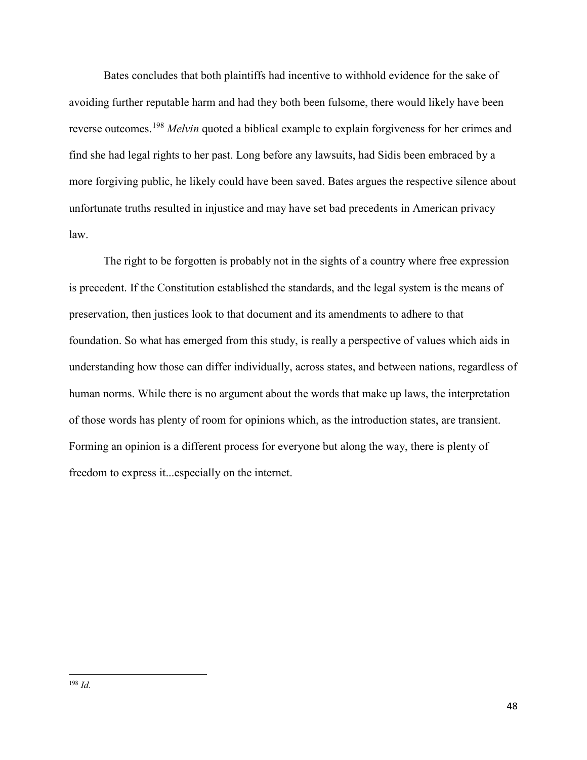Bates concludes that both plaintiffs had incentive to withhold evidence for the sake of avoiding further reputable harm and had they both been fulsome, there would likely have been reverse outcomes.[198] *Melvin* quoted a biblical example to explain forgiveness for her crimes and find she had legal rights to her past. Long before any lawsuits, had Sidis been embraced by a more forgiving public, he likely could have been saved. Bates argues the respective silence about unfortunate truths resulted in injustice and may have set bad precedents in American privacy law.

The right to be forgotten is probably not in the sights of a country where free expression is precedent. If the Constitution established the standards, and the legal system is the means of preservation, then justices look to that document and its amendments to adhere to that foundation. So what has emerged from this study, is really a perspective of values which aids in understanding how those can differ individually, across states, and between nations, regardless of human norms. While there is no argument about the words that make up laws, the interpretation of those words has plenty of room for opinions which, as the introduction states, are transient. Forming an opinion is a different process for everyone but along the way, there is plenty of freedom to express it...especially on the internet.

---

[198] *Id.*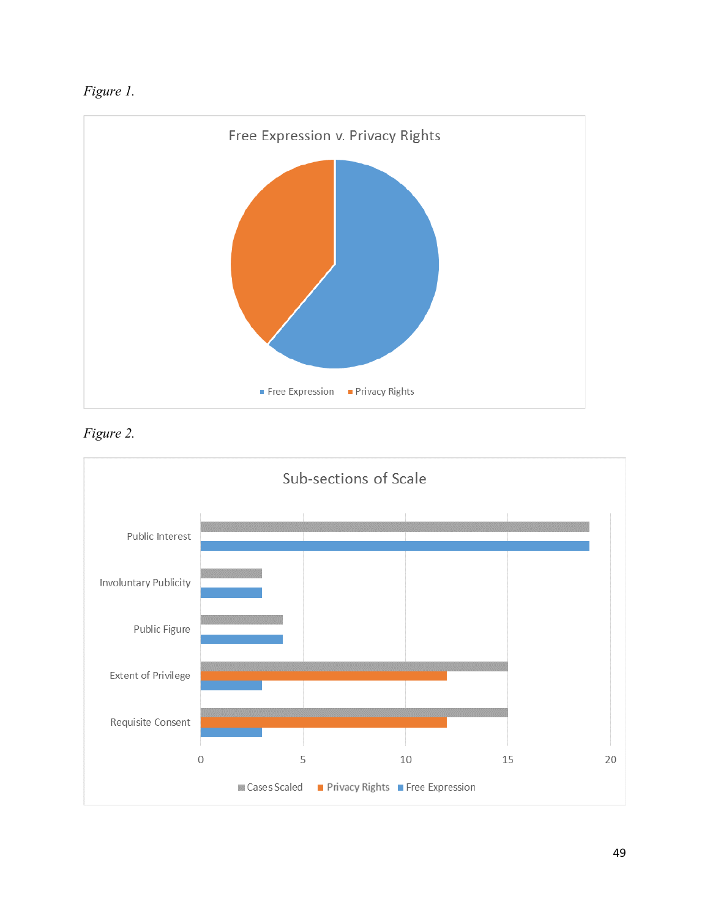*Figure 1.*

Free Expression v. Privacy Rights

■ Free Expression ■ Privacy Rights

*Figure 2.*

Sub-sections of Scale

Public Interest

Involuntary Publicity

Public Figure

Extent of Privilege

Requisite Consent

0 5 10 15 20

■ Cases Scaled ■ Privacy Rights ■ Free Expression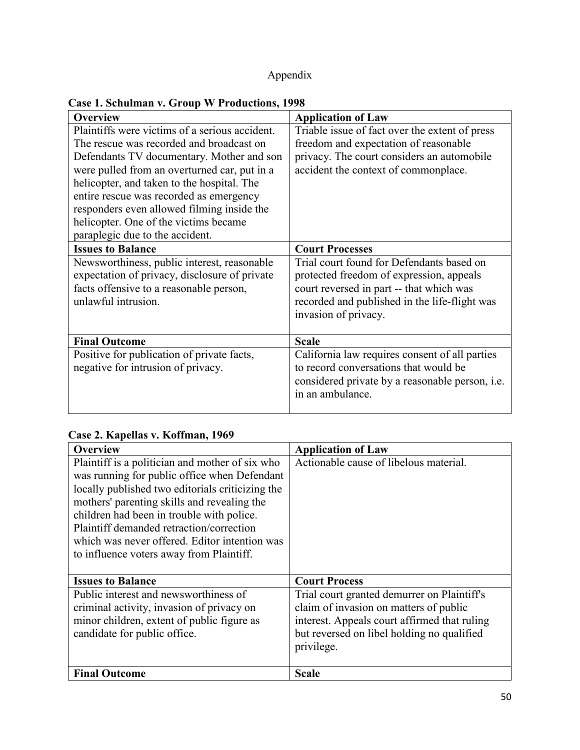# Appendix

**Case 1. Schulman v. Group W Productions, 1998**

| **Overview** | **Application of Law** |
|---|---|
| Plaintiffs were victims of a serious accident. The rescue was recorded and broadcast on Defendants TV documentary. Mother and son were pulled from an overturned car, put in a helicopter, and taken to the hospital. The entire rescue was recorded as emergency responders even allowed filming inside the helicopter. One of the victims became paraplegic due to the accident. | Triable issue of fact over the extent of press freedom and expectation of reasonable privacy. The court considers an automobile accident the context of commonplace. |
| **Issues to Balance** | **Court Processes** |
| Newsworthiness, public interest, reasonable expectation of privacy, disclosure of private facts offensive to a reasonable person, unlawful intrusion. | Trial court found for Defendants based on protected freedom of expression, appeals court reversed in part -- that which was recorded and published in the life-flight was invasion of privacy. |
| **Final Outcome** | **Scale** |
| Positive for publication of private facts, negative for intrusion of privacy. | California law requires consent of all parties to record conversations that would be considered private by a reasonable person, i.e. in an ambulance. |

**Case 2. Kapellas v. Koffman, 1969**

| **Overview** | **Application of Law** |
|---|---|
| Plaintiff is a politician and mother of six who was running for public office when Defendant locally published two editorials criticizing the mothers' parenting skills and revealing the children had been in trouble with police. Plaintiff demanded retraction/correction which was never offered. Editor intention was to influence voters away from Plaintiff. | Actionable cause of libelous material. |
| **Issues to Balance** | **Court Process** |
| Public interest and newsworthiness of criminal activity, invasion of privacy on minor children, extent of public figure as candidate for public office. | Trial court granted demurrer on Plaintiff's claim of invasion on matters of public interest. Appeals court affirmed that ruling but reversed on libel holding no qualified privilege. |
| **Final Outcome** | **Scale** |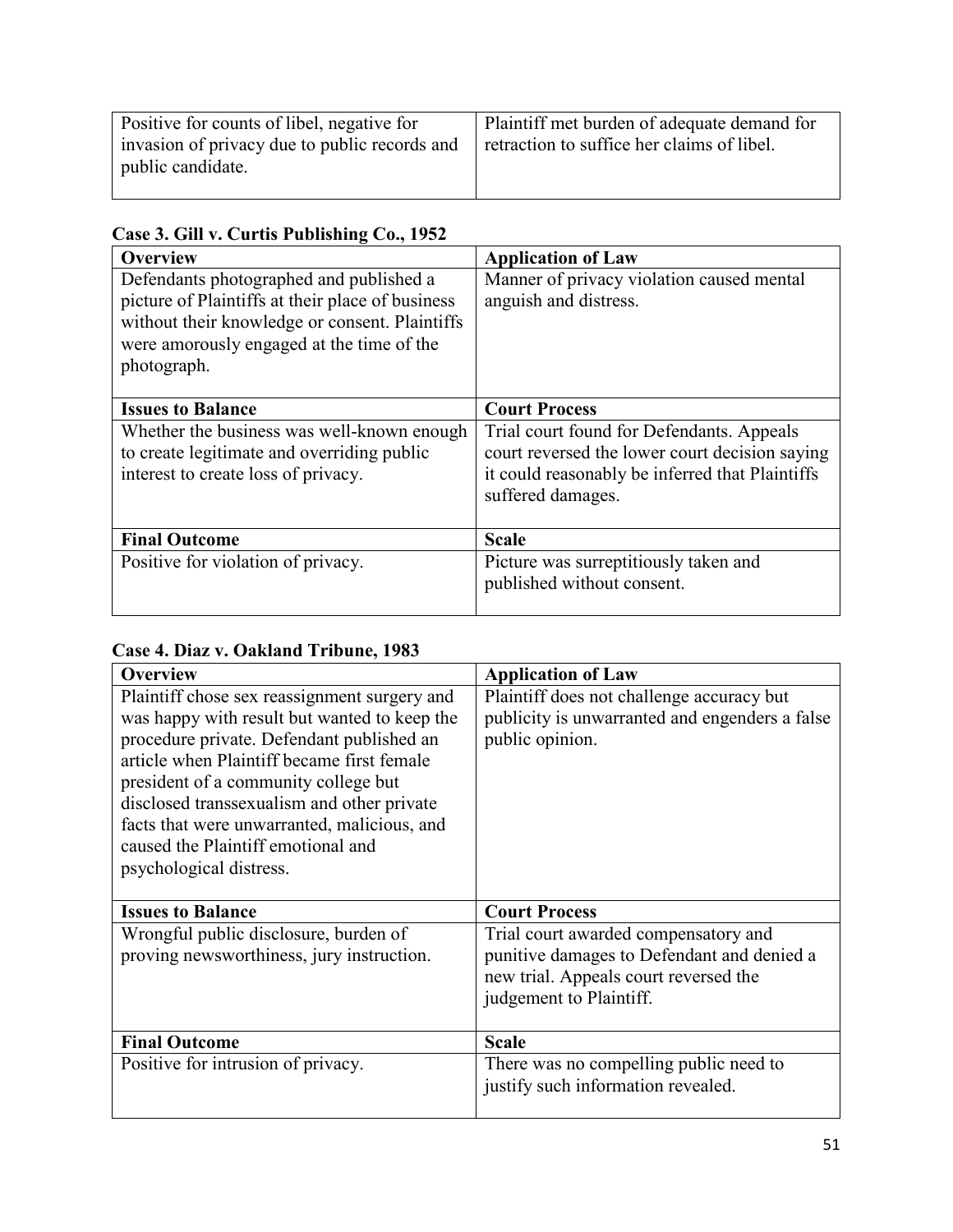| | |
|---|---|
| Positive for counts of libel, negative for invasion of privacy due to public records and public candidate. | Plaintiff met burden of adequate demand for retraction to suffice her claims of libel. |

**Case 3. Gill v. Curtis Publishing Co., 1952**

| Overview | Application of Law |
|---|---|
| Defendants photographed and published a picture of Plaintiffs at their place of business without their knowledge or consent. Plaintiffs were amorously engaged at the time of the photograph. | Manner of privacy violation caused mental anguish and distress. |
| **Issues to Balance** | **Court Process** |
| Whether the business was well-known enough to create legitimate and overriding public interest to create loss of privacy. | Trial court found for Defendants. Appeals court reversed the lower court decision saying it could reasonably be inferred that Plaintiffs suffered damages. |
| **Final Outcome** | **Scale** |
| Positive for violation of privacy. | Picture was surreptitiously taken and published without consent. |

**Case 4. Diaz v. Oakland Tribune, 1983**

| Overview | Application of Law |
|---|---|
| Plaintiff chose sex reassignment surgery and was happy with result but wanted to keep the procedure private. Defendant published an article when Plaintiff became first female president of a community college but disclosed transsexualism and other private facts that were unwarranted, malicious, and caused the Plaintiff emotional and psychological distress. | Plaintiff does not challenge accuracy but publicity is unwarranted and engenders a false public opinion. |
| **Issues to Balance** | **Court Process** |
| Wrongful public disclosure, burden of proving newsworthiness, jury instruction. | Trial court awarded compensatory and punitive damages to Defendant and denied a new trial. Appeals court reversed the judgement to Plaintiff. |
| **Final Outcome** | **Scale** |
| Positive for intrusion of privacy. | There was no compelling public need to justify such information revealed. |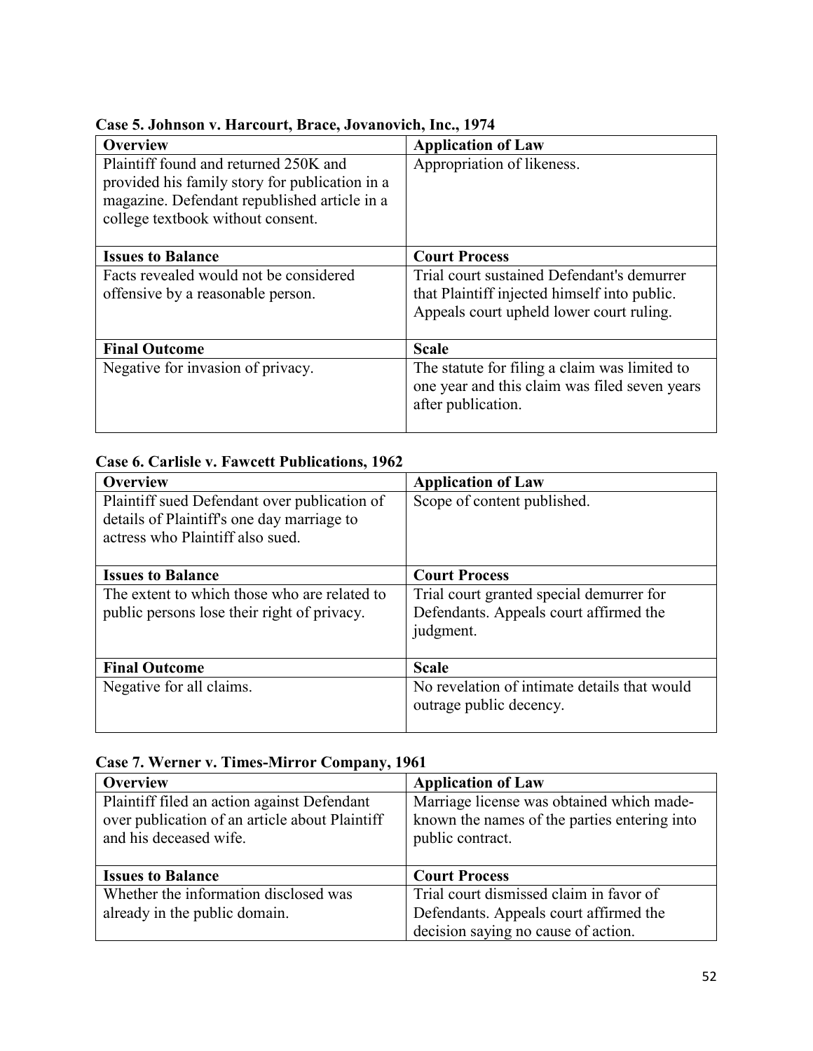**Case 5. Johnson v. Harcourt, Brace, Jovanovich, Inc., 1974**

| Overview | Application of Law |
|---|---|
| Plaintiff found and returned 250K and provided his family story for publication in a magazine. Defendant republished article in a college textbook without consent. | Appropriation of likeness. |
| **Issues to Balance** | **Court Process** |
| Facts revealed would not be considered offensive by a reasonable person. | Trial court sustained Defendant's demurrer that Plaintiff injected himself into public. Appeals court upheld lower court ruling. |
| **Final Outcome** | **Scale** |
| Negative for invasion of privacy. | The statute for filing a claim was limited to one year and this claim was filed seven years after publication. |

**Case 6. Carlisle v. Fawcett Publications, 1962**

| Overview | Application of Law |
|---|---|
| Plaintiff sued Defendant over publication of details of Plaintiff's one day marriage to actress who Plaintiff also sued. | Scope of content published. |
| **Issues to Balance** | **Court Process** |
| The extent to which those who are related to public persons lose their right of privacy. | Trial court granted special demurrer for Defendants. Appeals court affirmed the judgment. |
| **Final Outcome** | **Scale** |
| Negative for all claims. | No revelation of intimate details that would outrage public decency. |

**Case 7. Werner v. Times-Mirror Company, 1961**

| Overview | Application of Law |
|---|---|
| Plaintiff filed an action against Defendant over publication of an article about Plaintiff and his deceased wife. | Marriage license was obtained which made-known the names of the parties entering into public contract. |
| **Issues to Balance** | **Court Process** |
| Whether the information disclosed was already in the public domain. | Trial court dismissed claim in favor of Defendants. Appeals court affirmed the decision saying no cause of action. |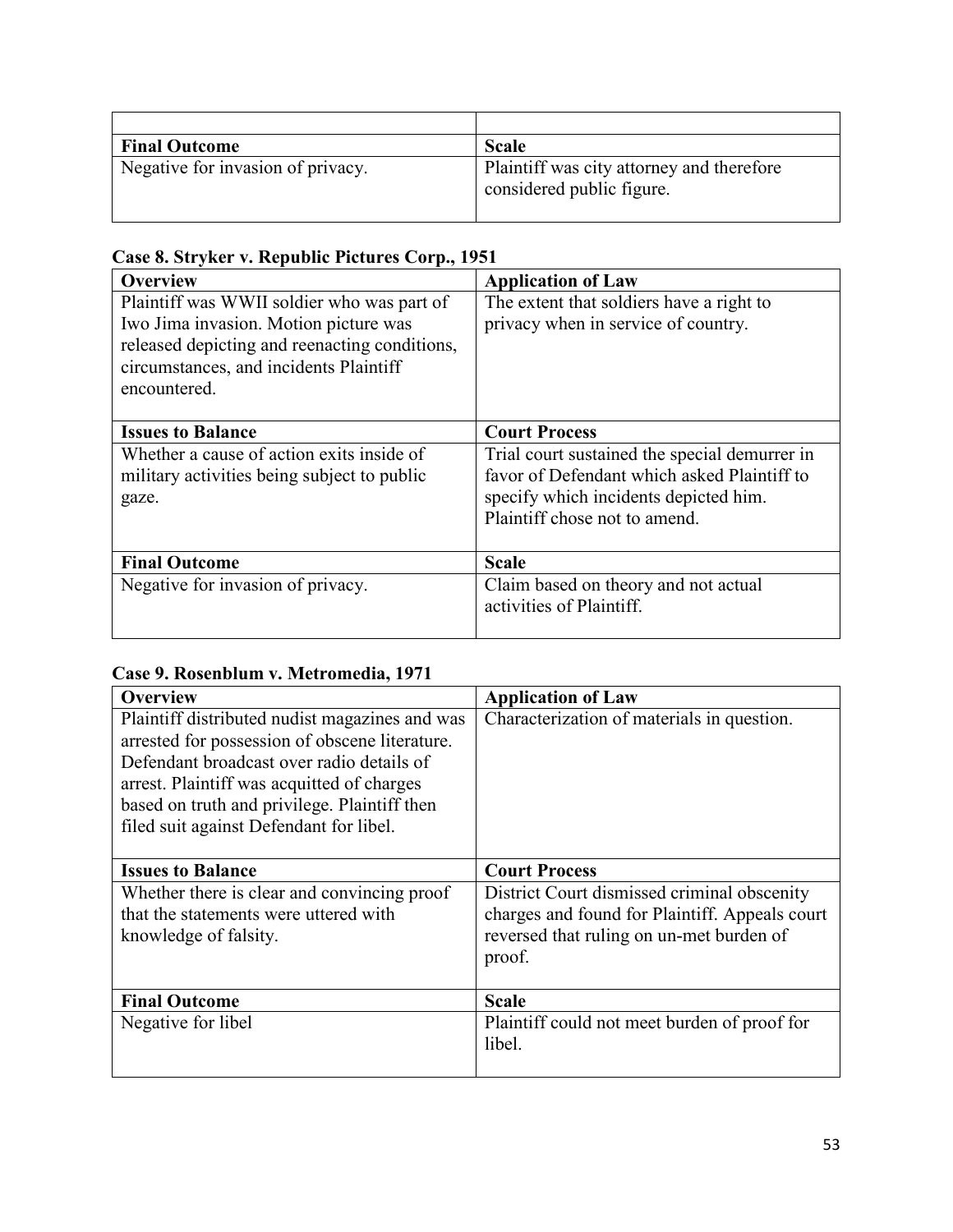| | |
|---|---|
| **Final Outcome** | **Scale** |
| Negative for invasion of privacy. | Plaintiff was city attorney and therefore considered public figure. |

**Case 8. Stryker v. Republic Pictures Corp., 1951**

| **Overview** | **Application of Law** |
|---|---|
| Plaintiff was WWII soldier who was part of Iwo Jima invasion. Motion picture was released depicting and reenacting conditions, circumstances, and incidents Plaintiff encountered. | The extent that soldiers have a right to privacy when in service of country. |
| **Issues to Balance** | **Court Process** |
| Whether a cause of action exits inside of military activities being subject to public gaze. | Trial court sustained the special demurrer in favor of Defendant which asked Plaintiff to specify which incidents depicted him. Plaintiff chose not to amend. |
| **Final Outcome** | **Scale** |
| Negative for invasion of privacy. | Claim based on theory and not actual activities of Plaintiff. |

**Case 9. Rosenblum v. Metromedia, 1971**

| **Overview** | **Application of Law** |
|---|---|
| Plaintiff distributed nudist magazines and was arrested for possession of obscene literature. Defendant broadcast over radio details of arrest. Plaintiff was acquitted of charges based on truth and privilege. Plaintiff then filed suit against Defendant for libel. | Characterization of materials in question. |
| **Issues to Balance** | **Court Process** |
| Whether there is clear and convincing proof that the statements were uttered with knowledge of falsity. | District Court dismissed criminal obscenity charges and found for Plaintiff. Appeals court reversed that ruling on un-met burden of proof. |
| **Final Outcome** | **Scale** |
| Negative for libel | Plaintiff could not meet burden of proof for libel. |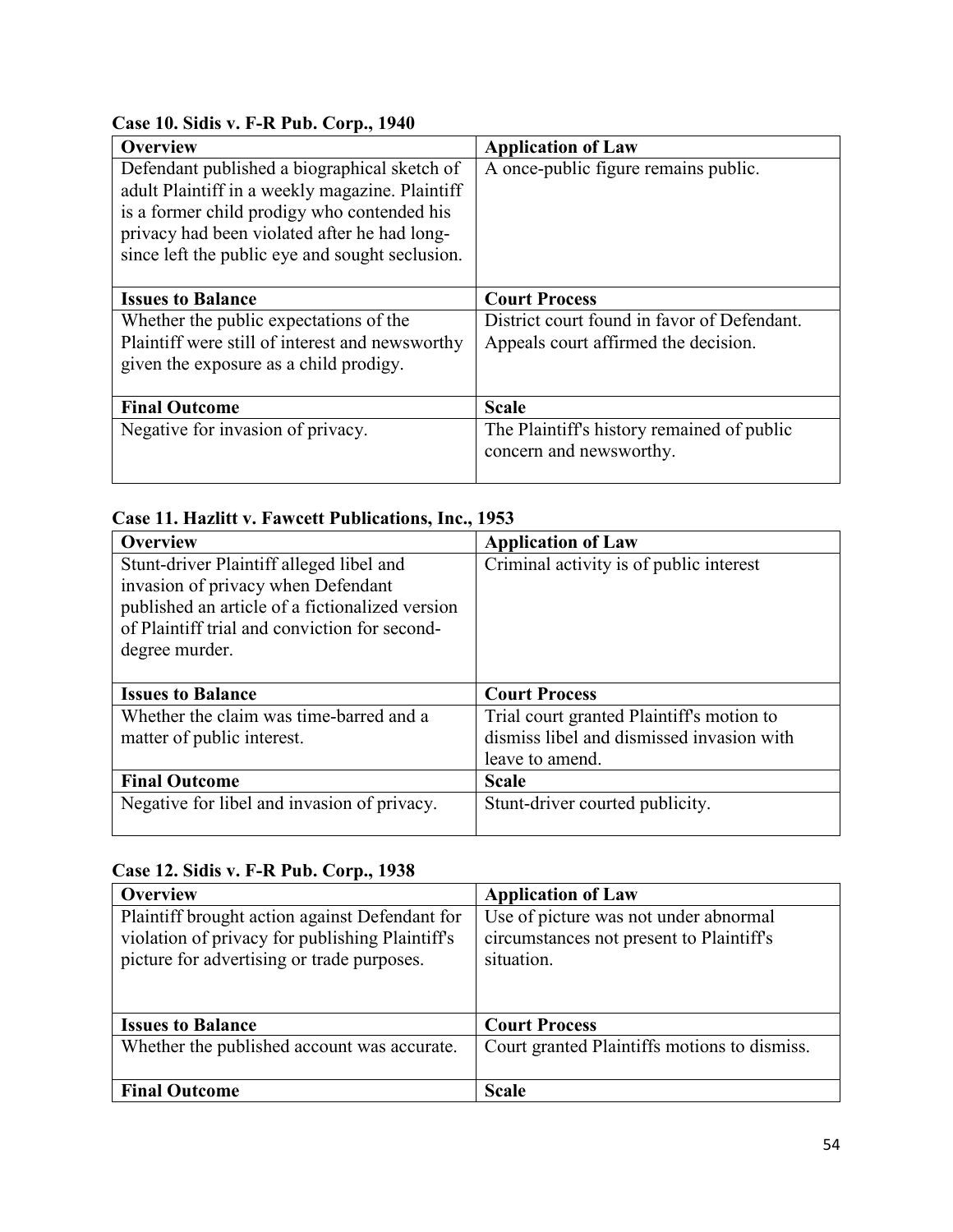**Case 10. Sidis v. F-R Pub. Corp., 1940**

| Overview | Application of Law |
|---|---|
| Defendant published a biographical sketch of adult Plaintiff in a weekly magazine. Plaintiff is a former child prodigy who contended his privacy had been violated after he had long-since left the public eye and sought seclusion. | A once-public figure remains public. |
| **Issues to Balance** | **Court Process** |
| Whether the public expectations of the Plaintiff were still of interest and newsworthy given the exposure as a child prodigy. | District court found in favor of Defendant. Appeals court affirmed the decision. |
| **Final Outcome** | **Scale** |
| Negative for invasion of privacy. | The Plaintiff's history remained of public concern and newsworthy. |

**Case 11. Hazlitt v. Fawcett Publications, Inc., 1953**

| Overview | Application of Law |
|---|---|
| Stunt-driver Plaintiff alleged libel and invasion of privacy when Defendant published an article of a fictionalized version of Plaintiff trial and conviction for second-degree murder. | Criminal activity is of public interest |
| **Issues to Balance** | **Court Process** |
| Whether the claim was time-barred and a matter of public interest. | Trial court granted Plaintiff's motion to dismiss libel and dismissed invasion with leave to amend. |
| **Final Outcome** | **Scale** |
| Negative for libel and invasion of privacy. | Stunt-driver courted publicity. |

**Case 12. Sidis v. F-R Pub. Corp., 1938**

| Overview | Application of Law |
|---|---|
| Plaintiff brought action against Defendant for violation of privacy for publishing Plaintiff's picture for advertising or trade purposes. | Use of picture was not under abnormal circumstances not present to Plaintiff's situation. |
| **Issues to Balance** | **Court Process** |
| Whether the published account was accurate. | Court granted Plaintiffs motions to dismiss. |
| **Final Outcome** | **Scale** |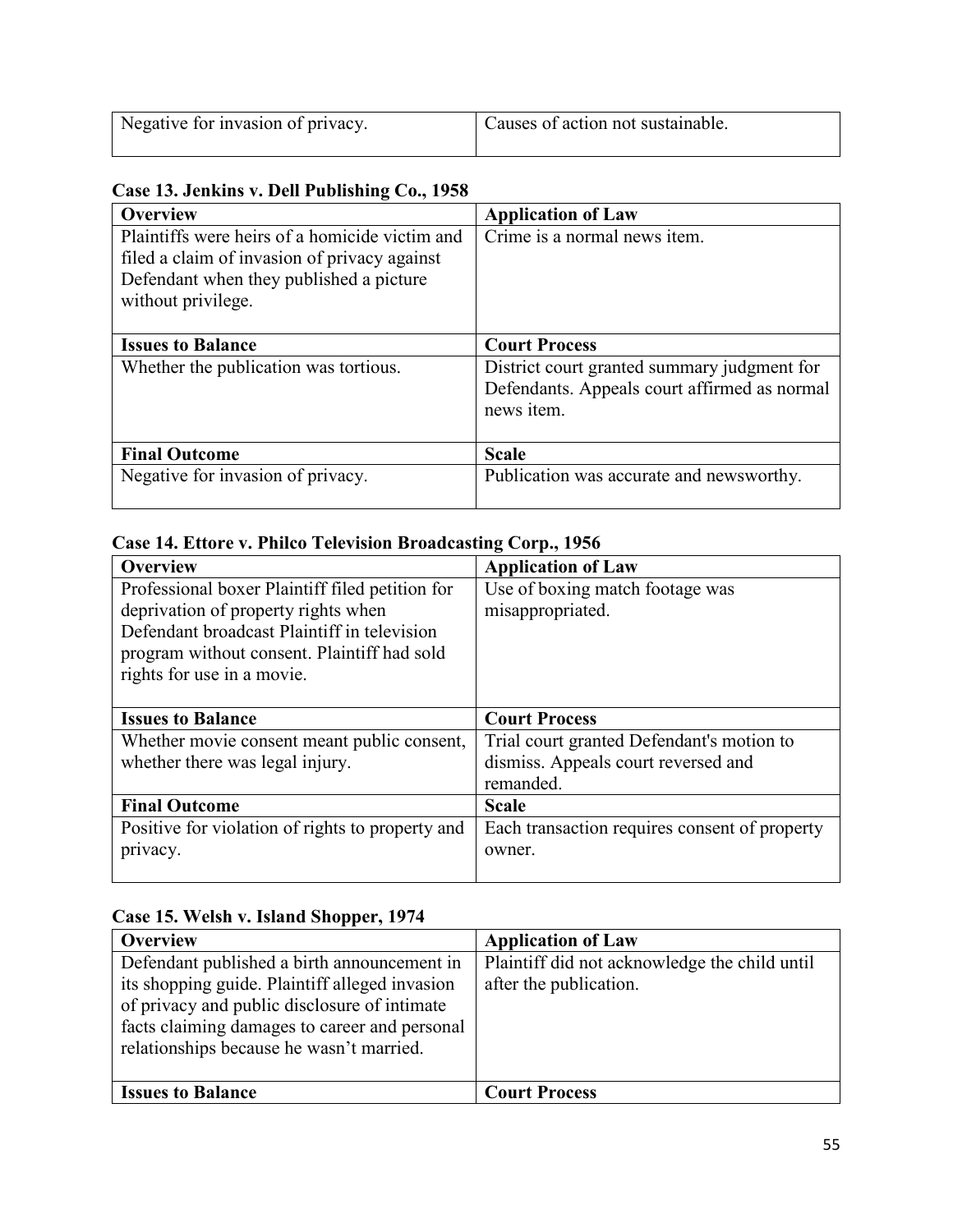| Negative for invasion of privacy. | Causes of action not sustainable. |
|---|---|

**Case 13. Jenkins v. Dell Publishing Co., 1958**

| **Overview** | **Application of Law** |
|---|---|
| Plaintiffs were heirs of a homicide victim and filed a claim of invasion of privacy against Defendant when they published a picture without privilege. | Crime is a normal news item. |
| **Issues to Balance** | **Court Process** |
| Whether the publication was tortious. | District court granted summary judgment for Defendants. Appeals court affirmed as normal news item. |
| **Final Outcome** | **Scale** |
| Negative for invasion of privacy. | Publication was accurate and newsworthy. |

**Case 14. Ettore v. Philco Television Broadcasting Corp., 1956**

| **Overview** | **Application of Law** |
|---|---|
| Professional boxer Plaintiff filed petition for deprivation of property rights when Defendant broadcast Plaintiff in television program without consent. Plaintiff had sold rights for use in a movie. | Use of boxing match footage was misappropriated. |
| **Issues to Balance** | **Court Process** |
| Whether movie consent meant public consent, whether there was legal injury. | Trial court granted Defendant's motion to dismiss. Appeals court reversed and remanded. |
| **Final Outcome** | **Scale** |
| Positive for violation of rights to property and privacy. | Each transaction requires consent of property owner. |

**Case 15. Welsh v. Island Shopper, 1974**

| **Overview** | **Application of Law** |
|---|---|
| Defendant published a birth announcement in its shopping guide. Plaintiff alleged invasion of privacy and public disclosure of intimate facts claiming damages to career and personal relationships because he wasn't married. | Plaintiff did not acknowledge the child until after the publication. |
| **Issues to Balance** | **Court Process** |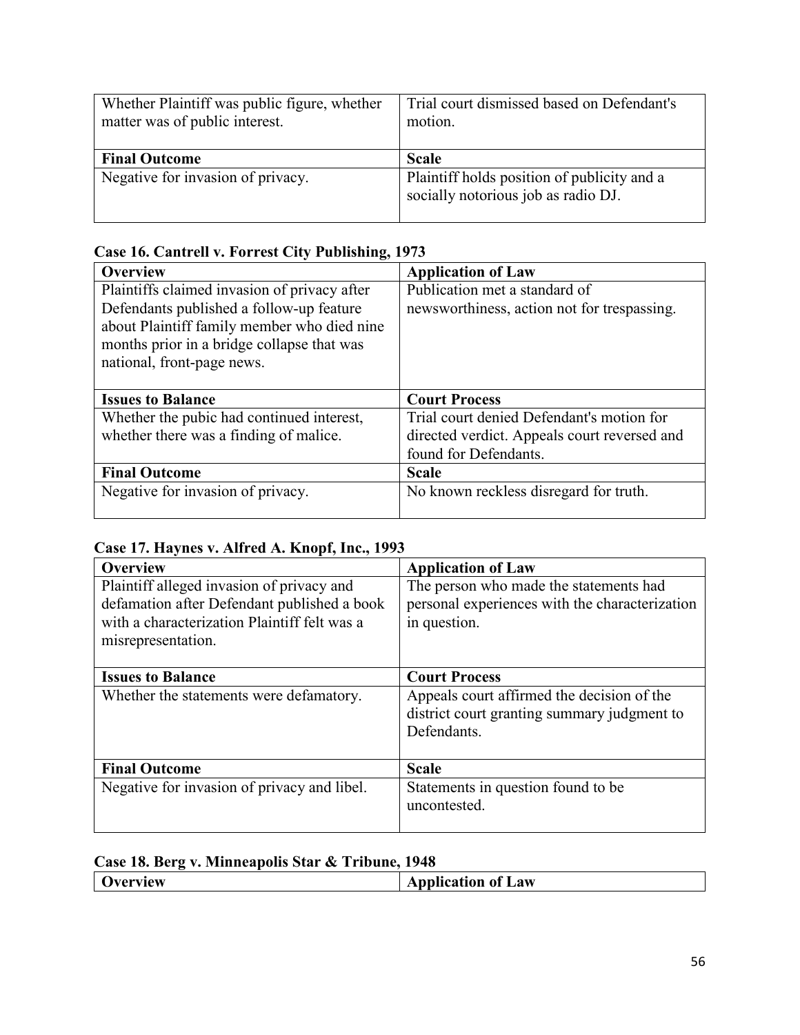| | |
|---|---|
| Whether Plaintiff was public figure, whether matter was of public interest. | Trial court dismissed based on Defendant's motion. |
| **Final Outcome** | **Scale** |
| Negative for invasion of privacy. | Plaintiff holds position of publicity and a socially notorious job as radio DJ. |

**Case 16. Cantrell v. Forrest City Publishing, 1973**

| Overview | Application of Law |
|---|---|
| Plaintiffs claimed invasion of privacy after Defendants published a follow-up feature about Plaintiff family member who died nine months prior in a bridge collapse that was national, front-page news. | Publication met a standard of newsworthiness, action not for trespassing. |
| **Issues to Balance** | **Court Process** |
| Whether the pubic had continued interest, whether there was a finding of malice. | Trial court denied Defendant's motion for directed verdict. Appeals court reversed and found for Defendants. |
| **Final Outcome** | **Scale** |
| Negative for invasion of privacy. | No known reckless disregard for truth. |

**Case 17. Haynes v. Alfred A. Knopf, Inc., 1993**

| Overview | Application of Law |
|---|---|
| Plaintiff alleged invasion of privacy and defamation after Defendant published a book with a characterization Plaintiff felt was a misrepresentation. | The person who made the statements had personal experiences with the characterization in question. |
| **Issues to Balance** | **Court Process** |
| Whether the statements were defamatory. | Appeals court affirmed the decision of the district court granting summary judgment to Defendants. |
| **Final Outcome** | **Scale** |
| Negative for invasion of privacy and libel. | Statements in question found to be uncontested. |

**Case 18. Berg v. Minneapolis Star & Tribune, 1948**

| Overview | Application of Law |
|---|---|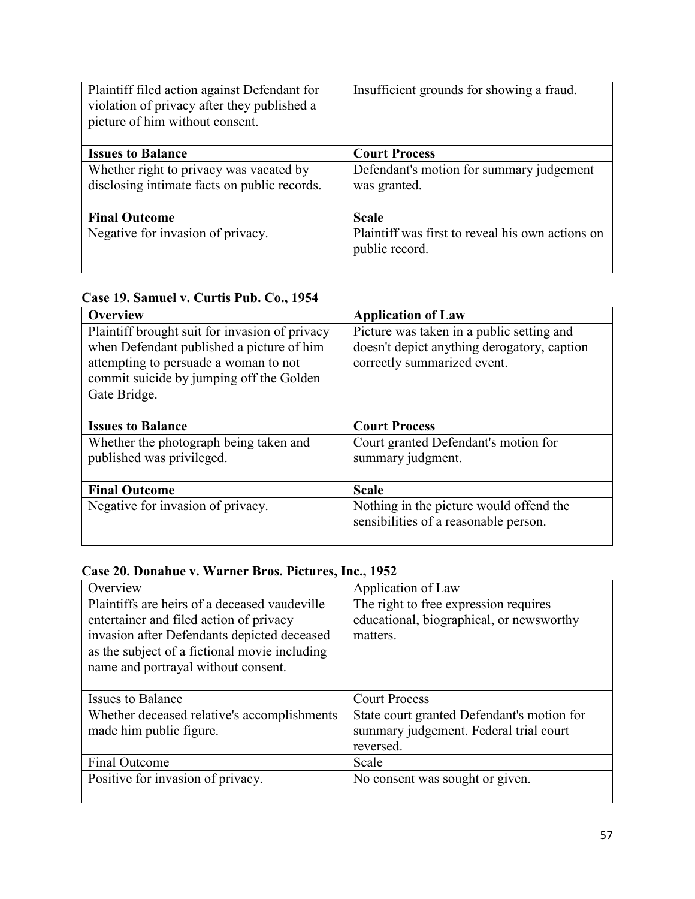| | |
|---|---|
| Plaintiff filed action against Defendant for violation of privacy after they published a picture of him without consent. | Insufficient grounds for showing a fraud. |
| **Issues to Balance** | **Court Process** |
| Whether right to privacy was vacated by disclosing intimate facts on public records. | Defendant's motion for summary judgement was granted. |
| **Final Outcome** | **Scale** |
| Negative for invasion of privacy. | Plaintiff was first to reveal his own actions on public record. |

### Case 19. Samuel v. Curtis Pub. Co., 1954

| **Overview** | **Application of Law** |
|---|---|
| Plaintiff brought suit for invasion of privacy when Defendant published a picture of him attempting to persuade a woman to not commit suicide by jumping off the Golden Gate Bridge. | Picture was taken in a public setting and doesn't depict anything derogatory, caption correctly summarized event. |
| **Issues to Balance** | **Court Process** |
| Whether the photograph being taken and published was privileged. | Court granted Defendant's motion for summary judgment. |
| **Final Outcome** | **Scale** |
| Negative for invasion of privacy. | Nothing in the picture would offend the sensibilities of a reasonable person. |

### Case 20. Donahue v. Warner Bros. Pictures, Inc., 1952

| Overview | Application of Law |
|---|---|
| Plaintiffs are heirs of a deceased vaudeville entertainer and filed action of privacy invasion after Defendants depicted deceased as the subject of a fictional movie including name and portrayal without consent. | The right to free expression requires educational, biographical, or newsworthy matters. |
| Issues to Balance | Court Process |
| Whether deceased relative's accomplishments made him public figure. | State court granted Defendant's motion for summary judgement. Federal trial court reversed. |
| Final Outcome | Scale |
| Positive for invasion of privacy. | No consent was sought or given. |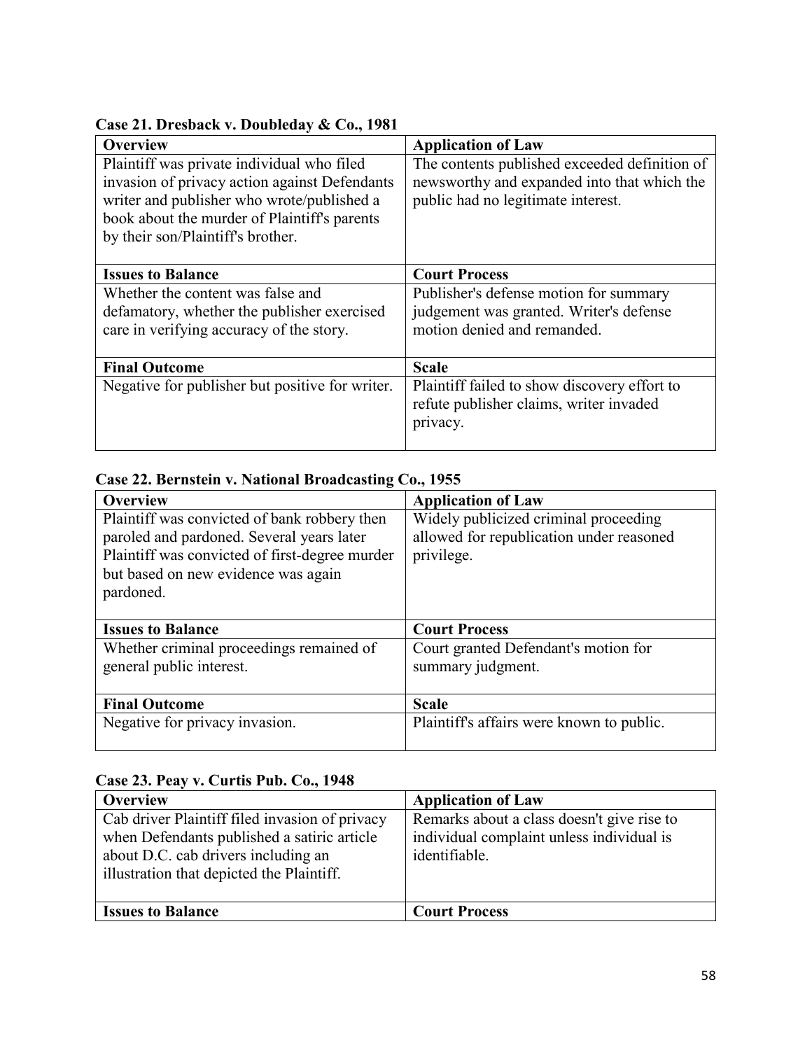**Case 21. Dresback v. Doubleday & Co., 1981**

| Overview | Application of Law |
|---|---|
| Plaintiff was private individual who filed invasion of privacy action against Defendants writer and publisher who wrote/published a book about the murder of Plaintiff's parents by their son/Plaintiff's brother. | The contents published exceeded definition of newsworthy and expanded into that which the public had no legitimate interest. |
| **Issues to Balance** | **Court Process** |
| Whether the content was false and defamatory, whether the publisher exercised care in verifying accuracy of the story. | Publisher's defense motion for summary judgement was granted. Writer's defense motion denied and remanded. |
| **Final Outcome** | **Scale** |
| Negative for publisher but positive for writer. | Plaintiff failed to show discovery effort to refute publisher claims, writer invaded privacy. |

**Case 22. Bernstein v. National Broadcasting Co., 1955**

| Overview | Application of Law |
|---|---|
| Plaintiff was convicted of bank robbery then paroled and pardoned. Several years later Plaintiff was convicted of first-degree murder but based on new evidence was again pardoned. | Widely publicized criminal proceeding allowed for republication under reasoned privilege. |
| **Issues to Balance** | **Court Process** |
| Whether criminal proceedings remained of general public interest. | Court granted Defendant's motion for summary judgment. |
| **Final Outcome** | **Scale** |
| Negative for privacy invasion. | Plaintiff's affairs were known to public. |

**Case 23. Peay v. Curtis Pub. Co., 1948**

| Overview | Application of Law |
|---|---|
| Cab driver Plaintiff filed invasion of privacy when Defendants published a satiric article about D.C. cab drivers including an illustration that depicted the Plaintiff. | Remarks about a class doesn't give rise to individual complaint unless individual is identifiable. |
| **Issues to Balance** | **Court Process** |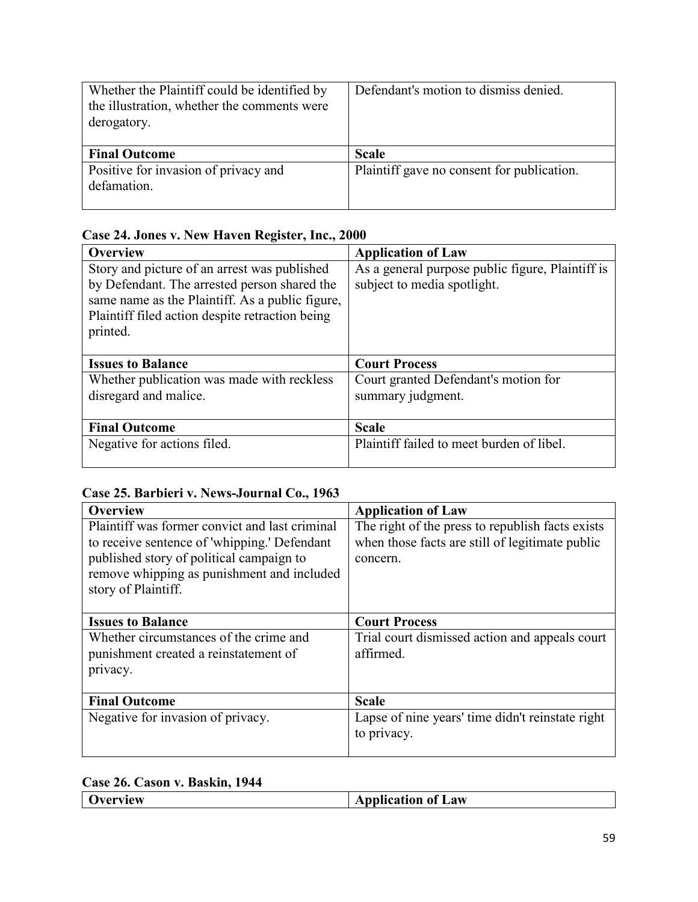| | |
|---|---|
| Whether the Plaintiff could be identified by the illustration, whether the comments were derogatory. | Defendant's motion to dismiss denied. |
| **Final Outcome** | **Scale** |
| Positive for invasion of privacy and defamation. | Plaintiff gave no consent for publication. |

**Case 24. Jones v. New Haven Register, Inc., 2000**

| **Overview** | **Application of Law** |
|---|---|
| Story and picture of an arrest was published by Defendant. The arrested person shared the same name as the Plaintiff. As a public figure, Plaintiff filed action despite retraction being printed. | As a general purpose public figure, Plaintiff is subject to media spotlight. |
| **Issues to Balance** | **Court Process** |
| Whether publication was made with reckless disregard and malice. | Court granted Defendant's motion for summary judgment. |
| **Final Outcome** | **Scale** |
| Negative for actions filed. | Plaintiff failed to meet burden of libel. |

**Case 25. Barbieri v. News-Journal Co., 1963**

| **Overview** | **Application of Law** |
|---|---|
| Plaintiff was former convict and last criminal to receive sentence of 'whipping.' Defendant published story of political campaign to remove whipping as punishment and included story of Plaintiff. | The right of the press to republish facts exists when those facts are still of legitimate public concern. |
| **Issues to Balance** | **Court Process** |
| Whether circumstances of the crime and punishment created a reinstatement of privacy. | Trial court dismissed action and appeals court affirmed. |
| **Final Outcome** | **Scale** |
| Negative for invasion of privacy. | Lapse of nine years' time didn't reinstate right to privacy. |

**Case 26. Cason v. Baskin, 1944**

| **Overview** | **Application of Law** |
|---|---|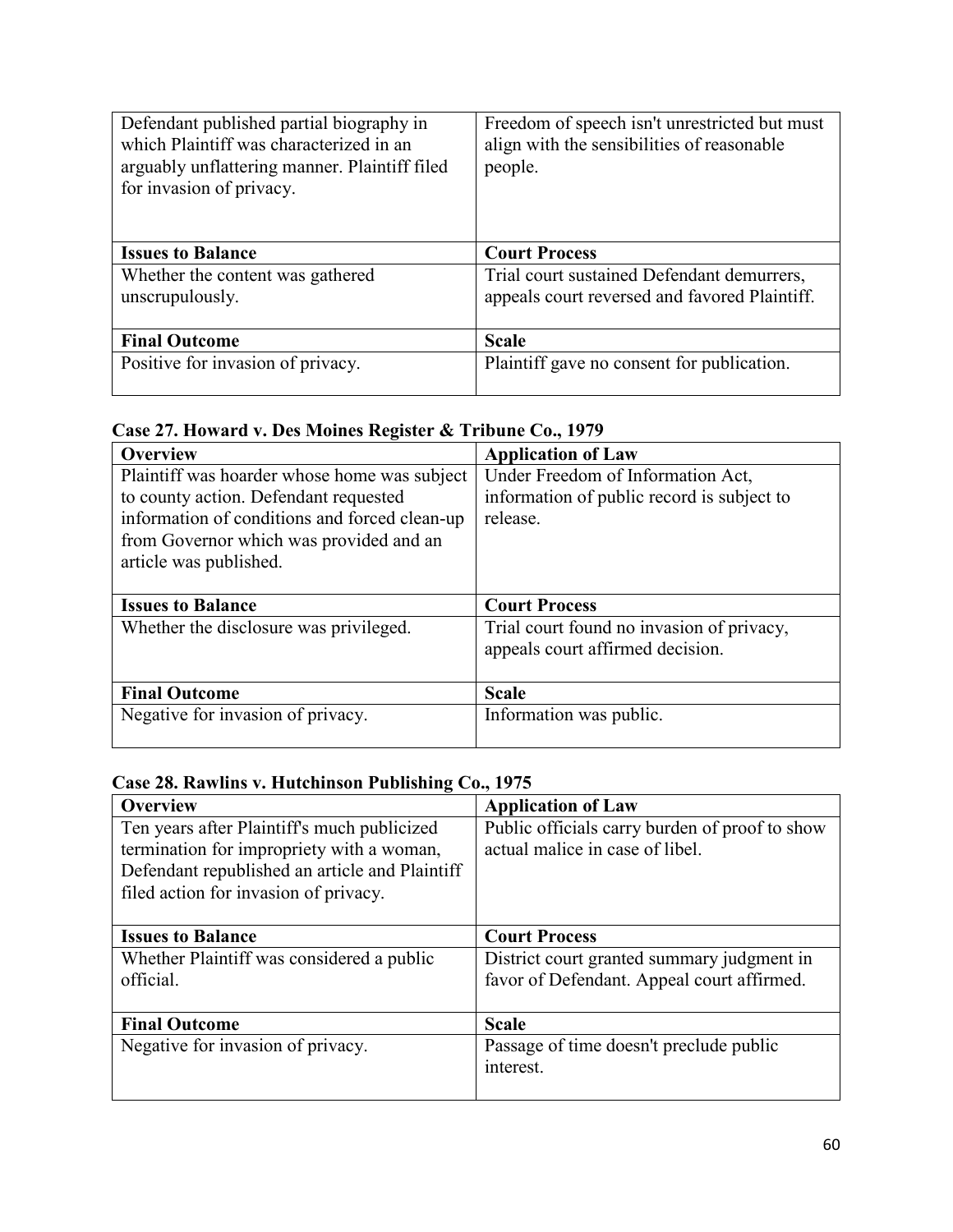| | |
|---|---|
| Defendant published partial biography in which Plaintiff was characterized in an arguably unflattering manner. Plaintiff filed for invasion of privacy. | Freedom of speech isn't unrestricted but must align with the sensibilities of reasonable people. |
| **Issues to Balance** | **Court Process** |
| Whether the content was gathered unscrupulously. | Trial court sustained Defendant demurrers, appeals court reversed and favored Plaintiff. |
| **Final Outcome** | **Scale** |
| Positive for invasion of privacy. | Plaintiff gave no consent for publication. |

### Case 27. Howard v. Des Moines Register & Tribune Co., 1979

| **Overview** | **Application of Law** |
|---|---|
| Plaintiff was hoarder whose home was subject to county action. Defendant requested information of conditions and forced clean-up from Governor which was provided and an article was published. | Under Freedom of Information Act, information of public record is subject to release. |
| **Issues to Balance** | **Court Process** |
| Whether the disclosure was privileged. | Trial court found no invasion of privacy, appeals court affirmed decision. |
| **Final Outcome** | **Scale** |
| Negative for invasion of privacy. | Information was public. |

### Case 28. Rawlins v. Hutchinson Publishing Co., 1975

| **Overview** | **Application of Law** |
|---|---|
| Ten years after Plaintiff's much publicized termination for impropriety with a woman, Defendant republished an article and Plaintiff filed action for invasion of privacy. | Public officials carry burden of proof to show actual malice in case of libel. |
| **Issues to Balance** | **Court Process** |
| Whether Plaintiff was considered a public official. | District court granted summary judgment in favor of Defendant. Appeal court affirmed. |
| **Final Outcome** | **Scale** |
| Negative for invasion of privacy. | Passage of time doesn't preclude public interest. |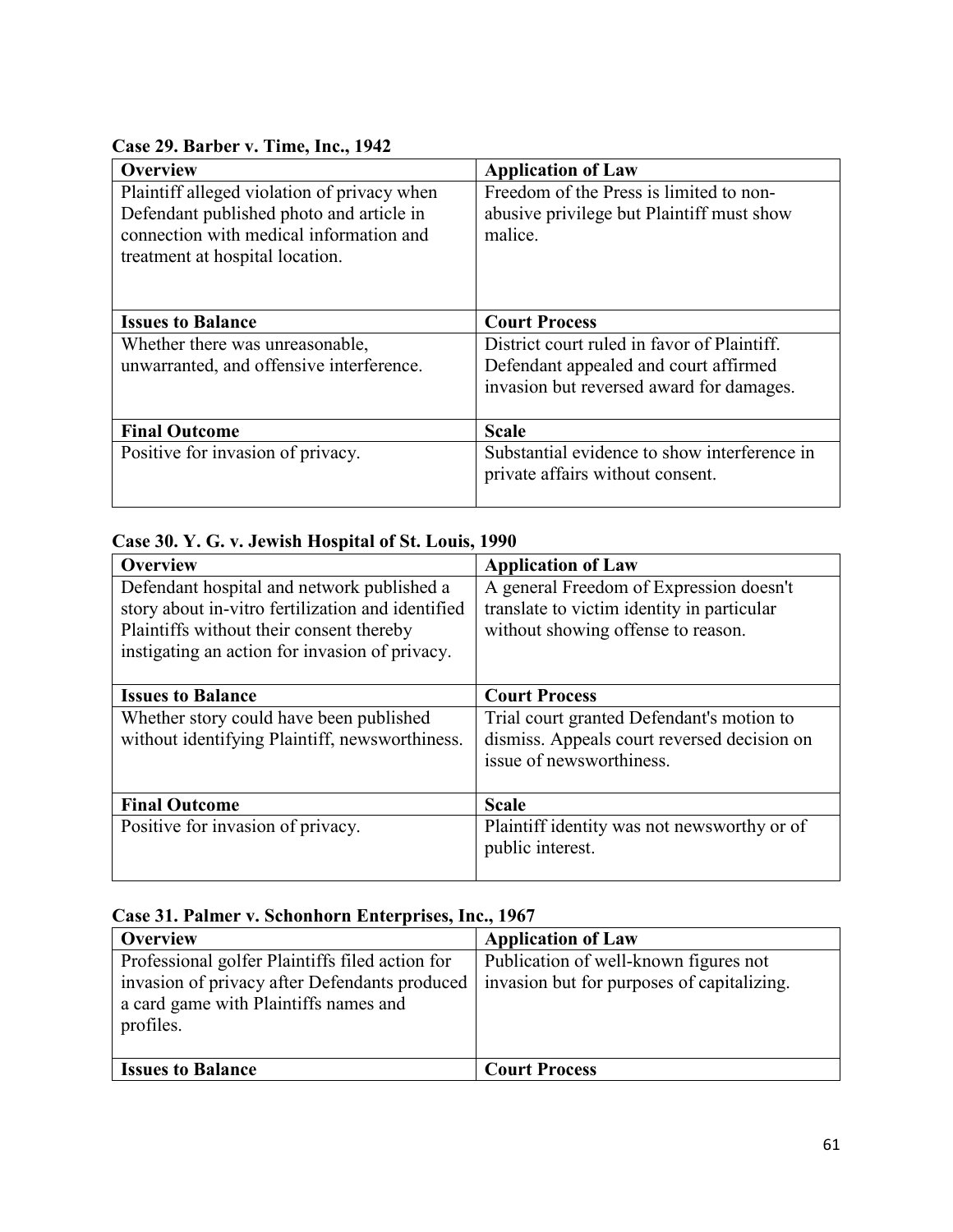**Case 29. Barber v. Time, Inc., 1942**

| Overview | Application of Law |
|---|---|
| Plaintiff alleged violation of privacy when Defendant published photo and article in connection with medical information and treatment at hospital location. | Freedom of the Press is limited to non-abusive privilege but Plaintiff must show malice. |
| **Issues to Balance** | **Court Process** |
| Whether there was unreasonable, unwarranted, and offensive interference. | District court ruled in favor of Plaintiff. Defendant appealed and court affirmed invasion but reversed award for damages. |
| **Final Outcome** | **Scale** |
| Positive for invasion of privacy. | Substantial evidence to show interference in private affairs without consent. |

**Case 30. Y. G. v. Jewish Hospital of St. Louis, 1990**

| Overview | Application of Law |
|---|---|
| Defendant hospital and network published a story about in-vitro fertilization and identified Plaintiffs without their consent thereby instigating an action for invasion of privacy. | A general Freedom of Expression doesn't translate to victim identity in particular without showing offense to reason. |
| **Issues to Balance** | **Court Process** |
| Whether story could have been published without identifying Plaintiff, newsworthiness. | Trial court granted Defendant's motion to dismiss. Appeals court reversed decision on issue of newsworthiness. |
| **Final Outcome** | **Scale** |
| Positive for invasion of privacy. | Plaintiff identity was not newsworthy or of public interest. |

**Case 31. Palmer v. Schonhorn Enterprises, Inc., 1967**

| Overview | Application of Law |
|---|---|
| Professional golfer Plaintiffs filed action for invasion of privacy after Defendants produced a card game with Plaintiffs names and profiles. | Publication of well-known figures not invasion but for purposes of capitalizing. |
| **Issues to Balance** | **Court Process** |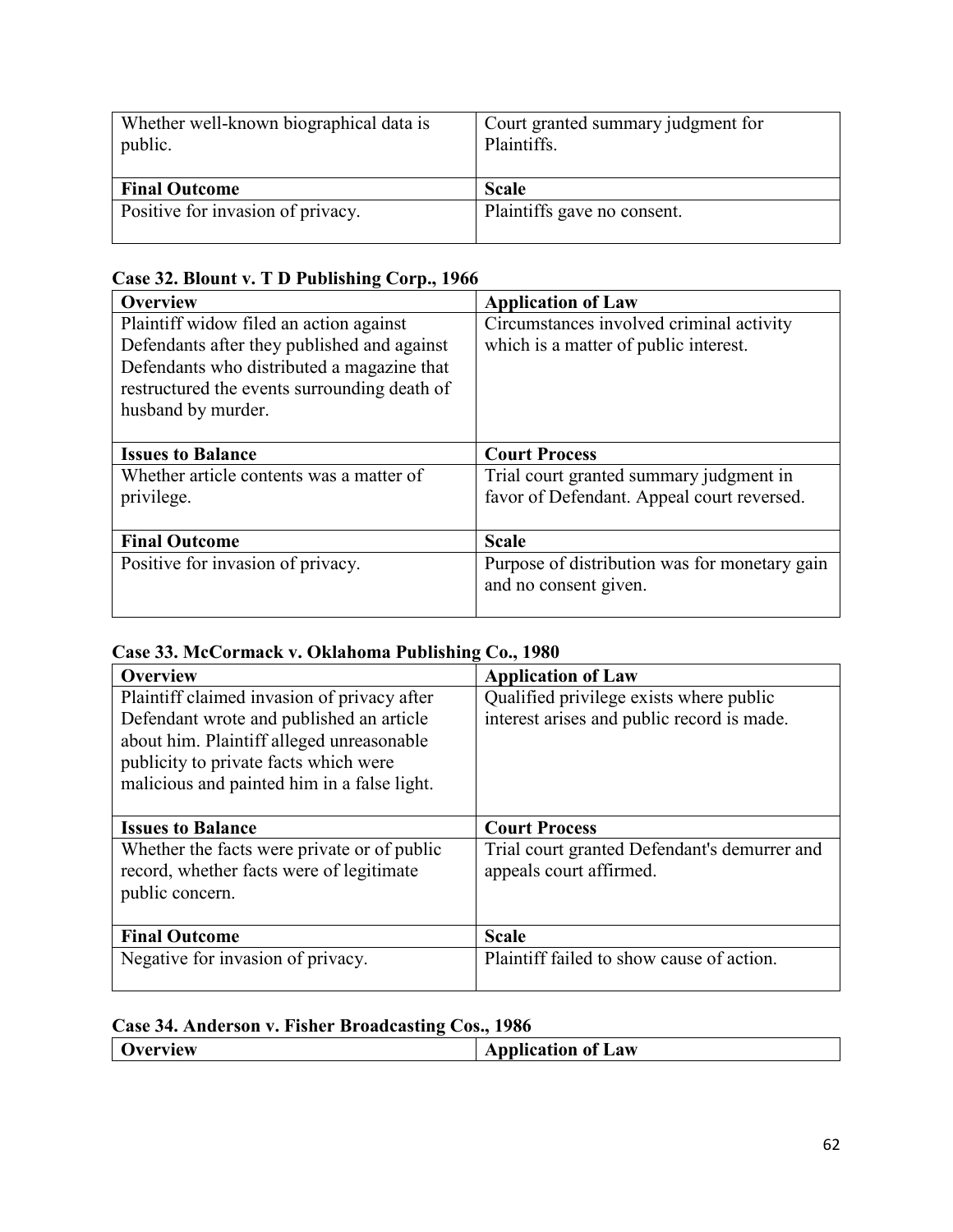| | |
|---|---|
| Whether well-known biographical data is public. | Court granted summary judgment for Plaintiffs. |
| **Final Outcome** | **Scale** |
| Positive for invasion of privacy. | Plaintiffs gave no consent. |

**Case 32. Blount v. T D Publishing Corp., 1966**

| **Overview** | **Application of Law** |
|---|---|
| Plaintiff widow filed an action against Defendants after they published and against Defendants who distributed a magazine that restructured the events surrounding death of husband by murder. | Circumstances involved criminal activity which is a matter of public interest. |
| **Issues to Balance** | **Court Process** |
| Whether article contents was a matter of privilege. | Trial court granted summary judgment in favor of Defendant. Appeal court reversed. |
| **Final Outcome** | **Scale** |
| Positive for invasion of privacy. | Purpose of distribution was for monetary gain and no consent given. |

**Case 33. McCormack v. Oklahoma Publishing Co., 1980**

| **Overview** | **Application of Law** |
|---|---|
| Plaintiff claimed invasion of privacy after Defendant wrote and published an article about him. Plaintiff alleged unreasonable publicity to private facts which were malicious and painted him in a false light. | Qualified privilege exists where public interest arises and public record is made. |
| **Issues to Balance** | **Court Process** |
| Whether the facts were private or of public record, whether facts were of legitimate public concern. | Trial court granted Defendant's demurrer and appeals court affirmed. |
| **Final Outcome** | **Scale** |
| Negative for invasion of privacy. | Plaintiff failed to show cause of action. |

**Case 34. Anderson v. Fisher Broadcasting Cos., 1986**

| **Overview** | **Application of Law** |
|---|---|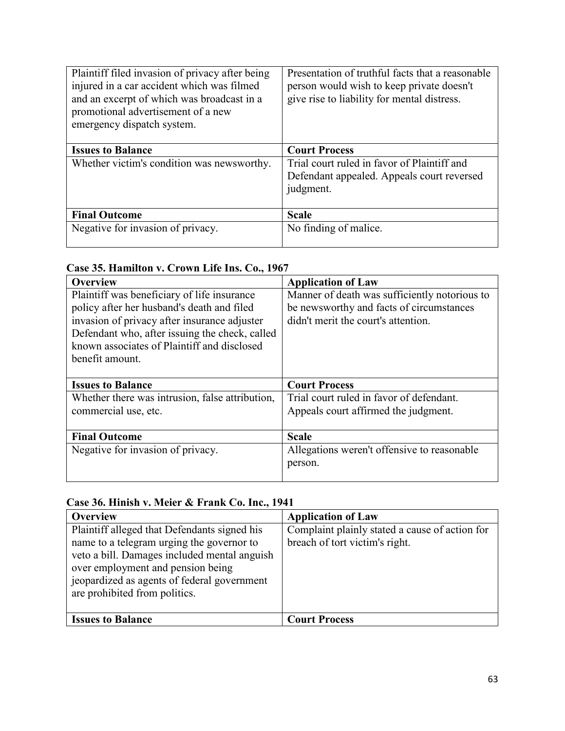| | |
|---|---|
| Plaintiff filed invasion of privacy after being injured in a car accident which was filmed and an excerpt of which was broadcast in a promotional advertisement of a new emergency dispatch system. | Presentation of truthful facts that a reasonable person would wish to keep private doesn't give rise to liability for mental distress. |
| **Issues to Balance** | **Court Process** |
| Whether victim's condition was newsworthy. | Trial court ruled in favor of Plaintiff and Defendant appealed. Appeals court reversed judgment. |
| **Final Outcome** | **Scale** |
| Negative for invasion of privacy. | No finding of malice. |

**Case 35. Hamilton v. Crown Life Ins. Co., 1967**

| **Overview** | **Application of Law** |
|---|---|
| Plaintiff was beneficiary of life insurance policy after her husband's death and filed invasion of privacy after insurance adjuster Defendant who, after issuing the check, called known associates of Plaintiff and disclosed benefit amount. | Manner of death was sufficiently notorious to be newsworthy and facts of circumstances didn't merit the court's attention. |
| **Issues to Balance** | **Court Process** |
| Whether there was intrusion, false attribution, commercial use, etc. | Trial court ruled in favor of defendant. Appeals court affirmed the judgment. |
| **Final Outcome** | **Scale** |
| Negative for invasion of privacy. | Allegations weren't offensive to reasonable person. |

**Case 36. Hinish v. Meier & Frank Co. Inc., 1941**

| **Overview** | **Application of Law** |
|---|---|
| Plaintiff alleged that Defendants signed his name to a telegram urging the governor to veto a bill. Damages included mental anguish over employment and pension being jeopardized as agents of federal government are prohibited from politics. | Complaint plainly stated a cause of action for breach of tort victim's right. |
| **Issues to Balance** | **Court Process** |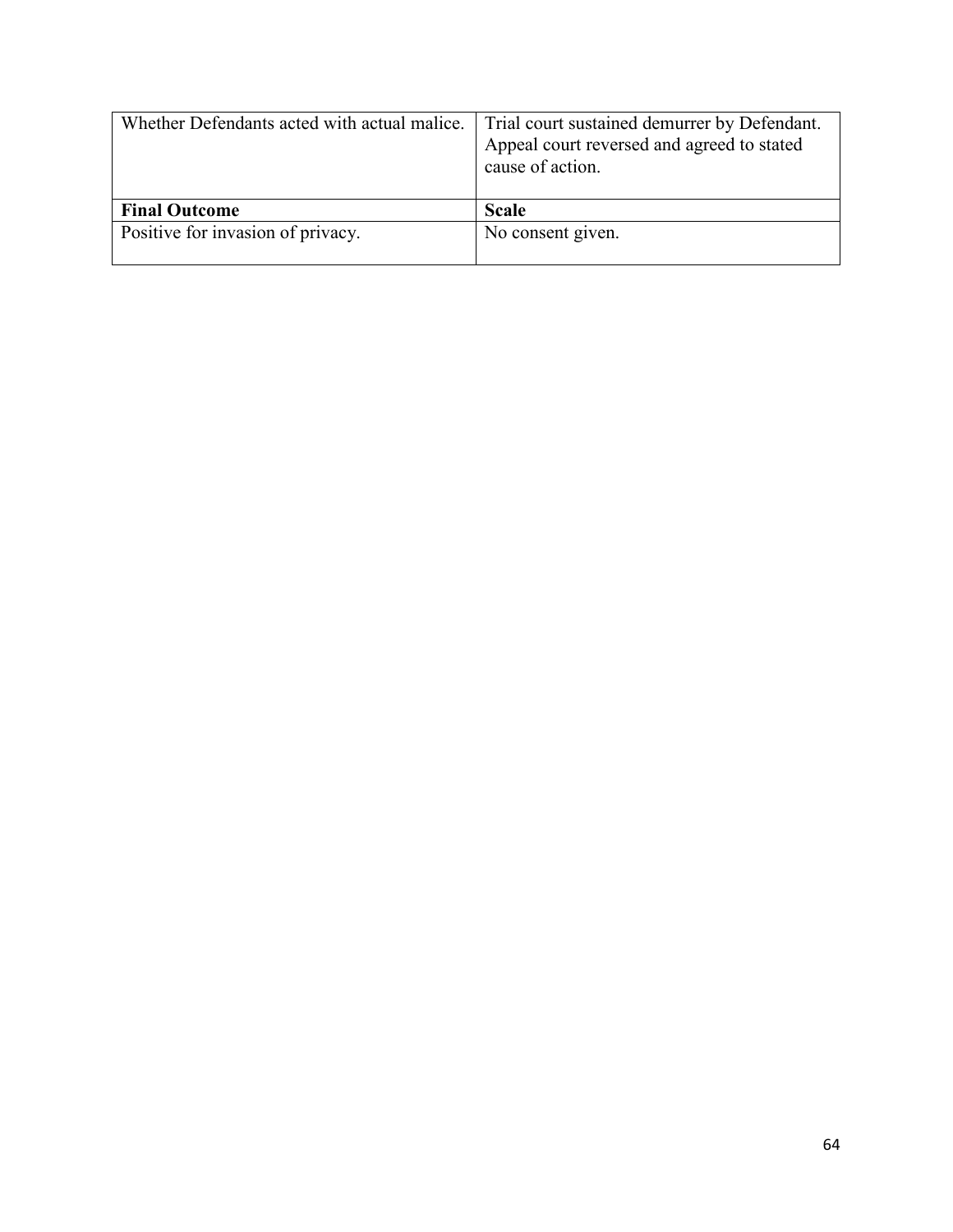| | |
|---|---|
| Whether Defendants acted with actual malice. | Trial court sustained demurrer by Defendant. Appeal court reversed and agreed to stated cause of action. |
| **Final Outcome** | **Scale** |
| Positive for invasion of privacy. | No consent given. |